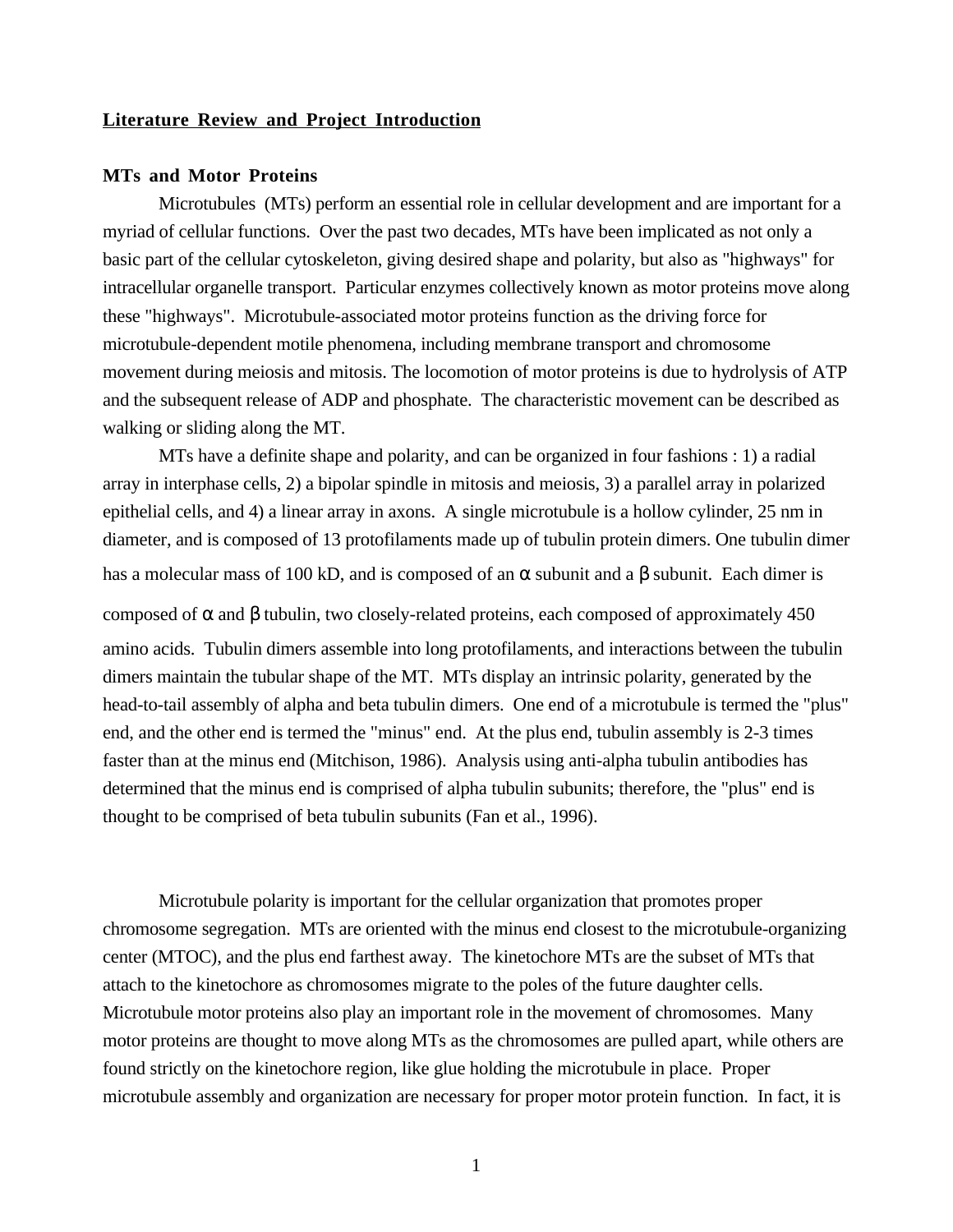## Literature Review and Project Introduction

### MTs and Motor Proteins

Microtubules (MTs) perform an essential role in cellular development and are important for a myriad of cellular functions. Over the past two decades, MTs have been implicated as not only a basic part of the cellular cytoskeleton, giving desired shape and polarity, but also as "highways" for intracellular organelle transport. Particular enzymes collectively known as motor proteins move along these "highways". Microtubule-associated motor proteins function as the driving force for microtubule-dependent motile phenomena, including membrane transport and chromosome movement during meiosis and mitosis. The locomotion of motor proteins is due to hydrolysis of ATP and the subsequent release of ADP and phosphate. The characteristic movement can be described as walking or sliding along the MT.

MTs have a definite shape and polarity, and can be organized in four fashions : 1) a radial array in interphase cells, 2) a bipolar spindle in mitosis and meiosis, 3) a parallel array in polarized epithelial cells, and 4) a linear array in axons. A single microtubule is a hollow cylinder, 25 nm in diameter, and is composed of 13 protofilaments made up of tubulin protein dimers. One tubulin dimer has a molecular mass of 100 kD, and is composed of an α subunit and a β subunit. Each dimer is composed of α and β tubulin, two closely-related proteins, each composed of approximately 450 amino acids. Tubulin dimers assemble into long protofilaments, and interactions between the tubulin dimers maintain the tubular shape of the MT. MTs display an intrinsic polarity, generated by the head-to-tail assembly of alpha and beta tubulin dimers. One end of a microtubule is termed the "plus" end, and the other end is termed the "minus" end. At the plus end, tubulin assembly is 2-3 times faster than at the minus end (Mitchison, 1986). Analysis using anti-alpha tubulin antibodies has determined that the minus end is comprised of alpha tubulin subunits; therefore, the "plus" end is thought to be comprised of beta tubulin subunits (Fan et al., 1996).

Microtubule polarity is important for the cellular organization that promotes proper chromosome segregation. MTs are oriented with the minus end closest to the microtubule-organizing center (MTOC), and the plus end farthest away. The kinetochore MTs are the subset of MTs that attach to the kinetochore as chromosomes migrate to the poles of the future daughter cells. Microtubule motor proteins also play an important role in the movement of chromosomes. Many motor proteins are thought to move along MTs as the chromosomes are pulled apart, while others are found strictly on the kinetochore region, like glue holding the microtubule in place. Proper microtubule assembly and organization are necessary for proper motor protein function. In fact, it is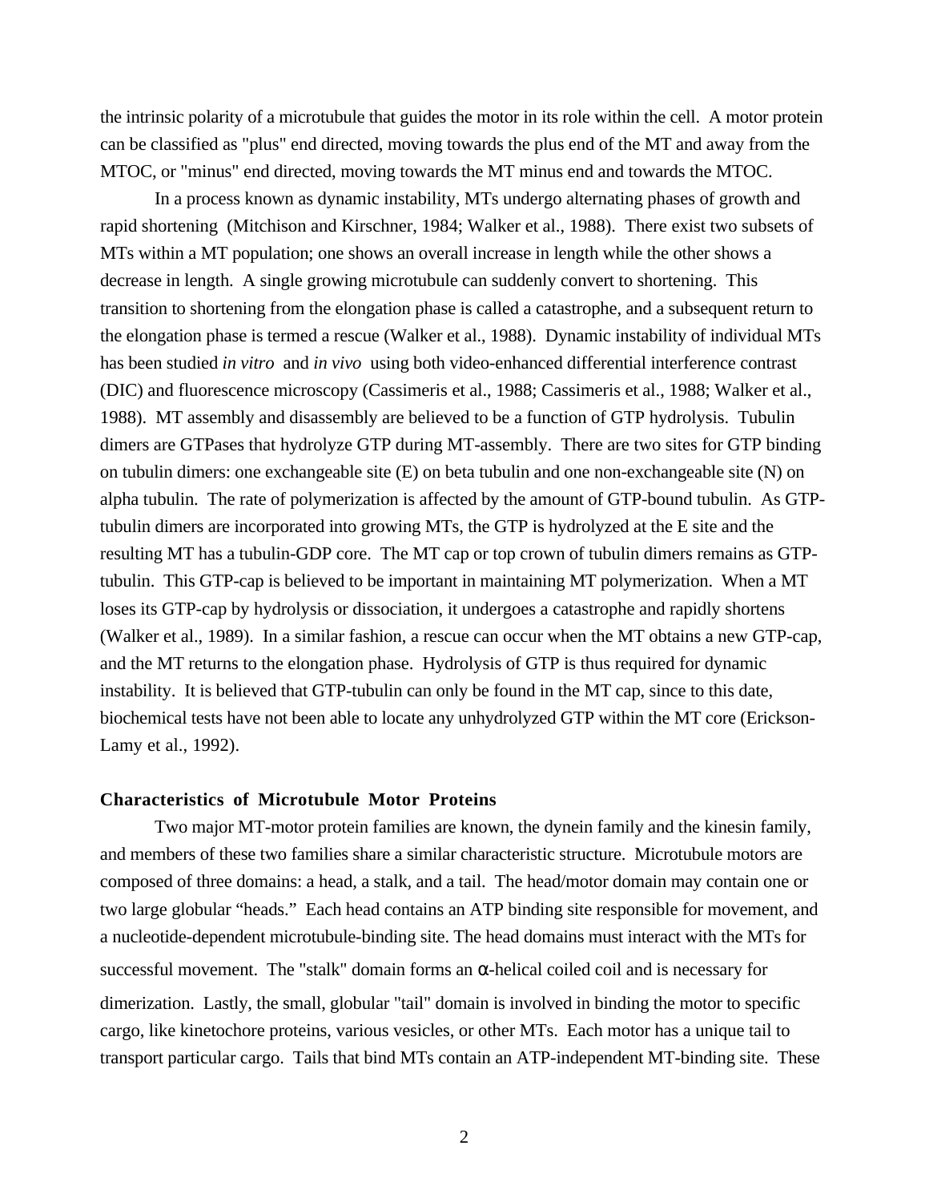the intrinsic polarity of a microtubule that guides the motor in its role within the cell. A motor protein can be classified as "plus" end directed, moving towards the plus end of the MT and away from the MTOC, or "minus" end directed, moving towards the MT minus end and towards the MTOC.

In a process known as dynamic instability, MTs undergo alternating phases of growth and rapid shortening (Mitchison and Kirschner, 1984; Walker et al., 1988). There exist two subsets of MTs within a MT population; one shows an overall increase in length while the other shows a decrease in length. A single growing microtubule can suddenly convert to shortening. This transition to shortening from the elongation phase is called a catastrophe, and a subsequent return to the elongation phase is termed a rescue (Walker et al., 1988). Dynamic instability of individual MTs has been studied *in vitro* and *in vivo* using both video-enhanced differential interference contrast (DIC) and fluorescence microscopy (Cassimeris et al., 1988; Cassimeris et al., 1988; Walker et al., 1988). MT assembly and disassembly are believed to be a function of GTP hydrolysis. Tubulin dimers are GTPases that hydrolyze GTP during MT-assembly. There are two sites for GTP binding on tubulin dimers: one exchangeable site (E) on beta tubulin and one non-exchangeable site (N) on alpha tubulin. The rate of polymerization is affected by the amount of GTP-bound tubulin. As GTP-tubulin dimers are incorporated into growing MTs, the GTP is hydrolyzed at the E site and the resulting MT has a tubulin-GDP core. The MT cap or top crown of tubulin dimers remains as GTP-tubulin. This GTP-cap is believed to be important in maintaining MT polymerization. When a MT loses its GTP-cap by hydrolysis or dissociation, it undergoes a catastrophe and rapidly shortens (Walker et al., 1989). In a similar fashion, a rescue can occur when the MT obtains a new GTP-cap, and the MT returns to the elongation phase. Hydrolysis of GTP is thus required for dynamic instability. It is believed that GTP-tubulin can only be found in the MT cap, since to this date, biochemical tests have not been able to locate any unhydrolyzed GTP within the MT core (Erickson-Lamy et al., 1992).

## Characteristics of Microtubule Motor Proteins

Two major MT-motor protein families are known, the dynein family and the kinesin family, and members of these two families share a similar characteristic structure. Microtubule motors are composed of three domains: a head, a stalk, and a tail. The head/motor domain may contain one or two large globular “heads.” Each head contains an ATP binding site responsible for movement, and a nucleotide-dependent microtubule-binding site. The head domains must interact with the MTs for successful movement. The "stalk" domain forms an $\alpha$-helical coiled coil and is necessary for dimerization. Lastly, the small, globular "tail" domain is involved in binding the motor to specific cargo, like kinetochore proteins, various vesicles, or other MTs. Each motor has a unique tail to transport particular cargo. Tails that bind MTs contain an ATP-independent MT-binding site. These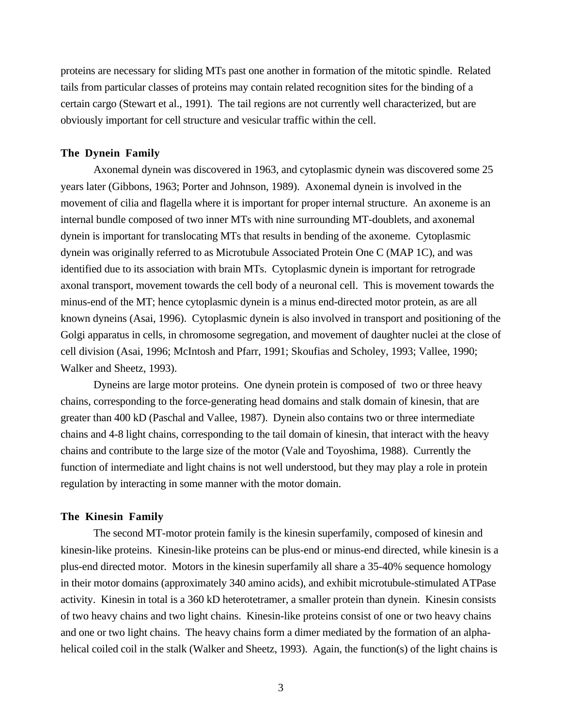proteins are necessary for sliding MTs past one another in formation of the mitotic spindle. Related tails from particular classes of proteins may contain related recognition sites for the binding of a certain cargo (Stewart et al., 1991). The tail regions are not currently well characterized, but are obviously important for cell structure and vesicular traffic within the cell.

**The Dynein Family**

Axonemal dynein was discovered in 1963, and cytoplasmic dynein was discovered some 25 years later (Gibbons, 1963; Porter and Johnson, 1989). Axonemal dynein is involved in the movement of cilia and flagella where it is important for proper internal structure. An axoneme is an internal bundle composed of two inner MTs with nine surrounding MT-doublets, and axonemal dynein is important for translocating MTs that results in bending of the axoneme. Cytoplasmic dynein was originally referred to as Microtubule Associated Protein One C (MAP 1C), and was identified due to its association with brain MTs. Cytoplasmic dynein is important for retrograde axonal transport, movement towards the cell body of a neuronal cell. This is movement towards the minus-end of the MT; hence cytoplasmic dynein is a minus end-directed motor protein, as are all known dyneins (Asai, 1996). Cytoplasmic dynein is also involved in transport and positioning of the Golgi apparatus in cells, in chromosome segregation, and movement of daughter nuclei at the close of cell division (Asai, 1996; McIntosh and Pfarr, 1991; Skoufias and Scholey, 1993; Vallee, 1990; Walker and Sheetz, 1993).

Dyneins are large motor proteins. One dynein protein is composed of two or three heavy chains, corresponding to the force-generating head domains and stalk domain of kinesin, that are greater than 400 kD (Paschal and Vallee, 1987). Dynein also contains two or three intermediate chains and 4-8 light chains, corresponding to the tail domain of kinesin, that interact with the heavy chains and contribute to the large size of the motor (Vale and Toyoshima, 1988). Currently the function of intermediate and light chains is not well understood, but they may play a role in protein regulation by interacting in some manner with the motor domain.

**The Kinesin Family**

The second MT-motor protein family is the kinesin superfamily, composed of kinesin and kinesin-like proteins. Kinesin-like proteins can be plus-end or minus-end directed, while kinesin is a plus-end directed motor. Motors in the kinesin superfamily all share a 35-40% sequence homology in their motor domains (approximately 340 amino acids), and exhibit microtubule-stimulated ATPase activity. Kinesin in total is a 360 kD heterotetramer, a smaller protein than dynein. Kinesin consists of two heavy chains and two light chains. Kinesin-like proteins consist of one or two heavy chains and one or two light chains. The heavy chains form a dimer mediated by the formation of an alpha-helical coiled coil in the stalk (Walker and Sheetz, 1993). Again, the function(s) of the light chains is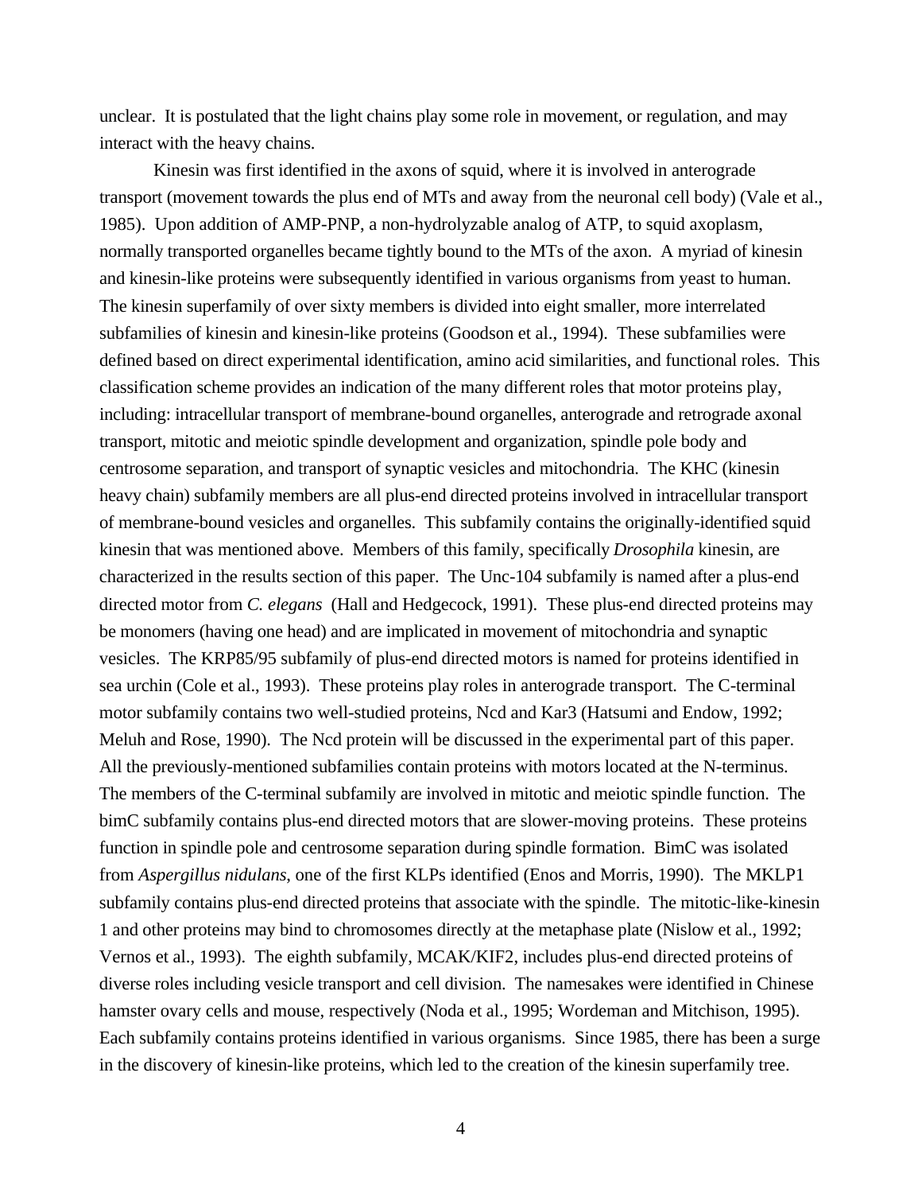unclear. It is postulated that the light chains play some role in movement, or regulation, and may interact with the heavy chains.

Kinesin was first identified in the axons of squid, where it is involved in anterograde transport (movement towards the plus end of MTs and away from the neuronal cell body) (Vale et al., 1985). Upon addition of AMP-PNP, a non-hydrolyzable analog of ATP, to squid axoplasm, normally transported organelles became tightly bound to the MTs of the axon. A myriad of kinesin and kinesin-like proteins were subsequently identified in various organisms from yeast to human. The kinesin superfamily of over sixty members is divided into eight smaller, more interrelated subfamilies of kinesin and kinesin-like proteins (Goodson et al., 1994). These subfamilies were defined based on direct experimental identification, amino acid similarities, and functional roles. This classification scheme provides an indication of the many different roles that motor proteins play, including: intracellular transport of membrane-bound organelles, anterograde and retrograde axonal transport, mitotic and meiotic spindle development and organization, spindle pole body and centrosome separation, and transport of synaptic vesicles and mitochondria. The KHC (kinesin heavy chain) subfamily members are all plus-end directed proteins involved in intracellular transport of membrane-bound vesicles and organelles. This subfamily contains the originally-identified squid kinesin that was mentioned above. Members of this family, specifically *Drosophila* kinesin, are characterized in the results section of this paper. The Unc-104 subfamily is named after a plus-end directed motor from *C. elegans* (Hall and Hedgecock, 1991). These plus-end directed proteins may be monomers (having one head) and are implicated in movement of mitochondria and synaptic vesicles. The KRP85/95 subfamily of plus-end directed motors is named for proteins identified in sea urchin (Cole et al., 1993). These proteins play roles in anterograde transport. The C-terminal motor subfamily contains two well-studied proteins, Ncd and Kar3 (Hatsumi and Endow, 1992; Meluh and Rose, 1990). The Ncd protein will be discussed in the experimental part of this paper. All the previously-mentioned subfamilies contain proteins with motors located at the N-terminus. The members of the C-terminal subfamily are involved in mitotic and meiotic spindle function. The bimC subfamily contains plus-end directed motors that are slower-moving proteins. These proteins function in spindle pole and centrosome separation during spindle formation. BimC was isolated from *Aspergillus nidulans*, one of the first KLPs identified (Enos and Morris, 1990). The MKLP1 subfamily contains plus-end directed proteins that associate with the spindle. The mitotic-like-kinesin 1 and other proteins may bind to chromosomes directly at the metaphase plate (Nislow et al., 1992; Vernos et al., 1993). The eighth subfamily, MCAK/KIF2, includes plus-end directed proteins of diverse roles including vesicle transport and cell division. The namesakes were identified in Chinese hamster ovary cells and mouse, respectively (Noda et al., 1995; Wordeman and Mitchison, 1995). Each subfamily contains proteins identified in various organisms. Since 1985, there has been a surge in the discovery of kinesin-like proteins, which led to the creation of the kinesin superfamily tree.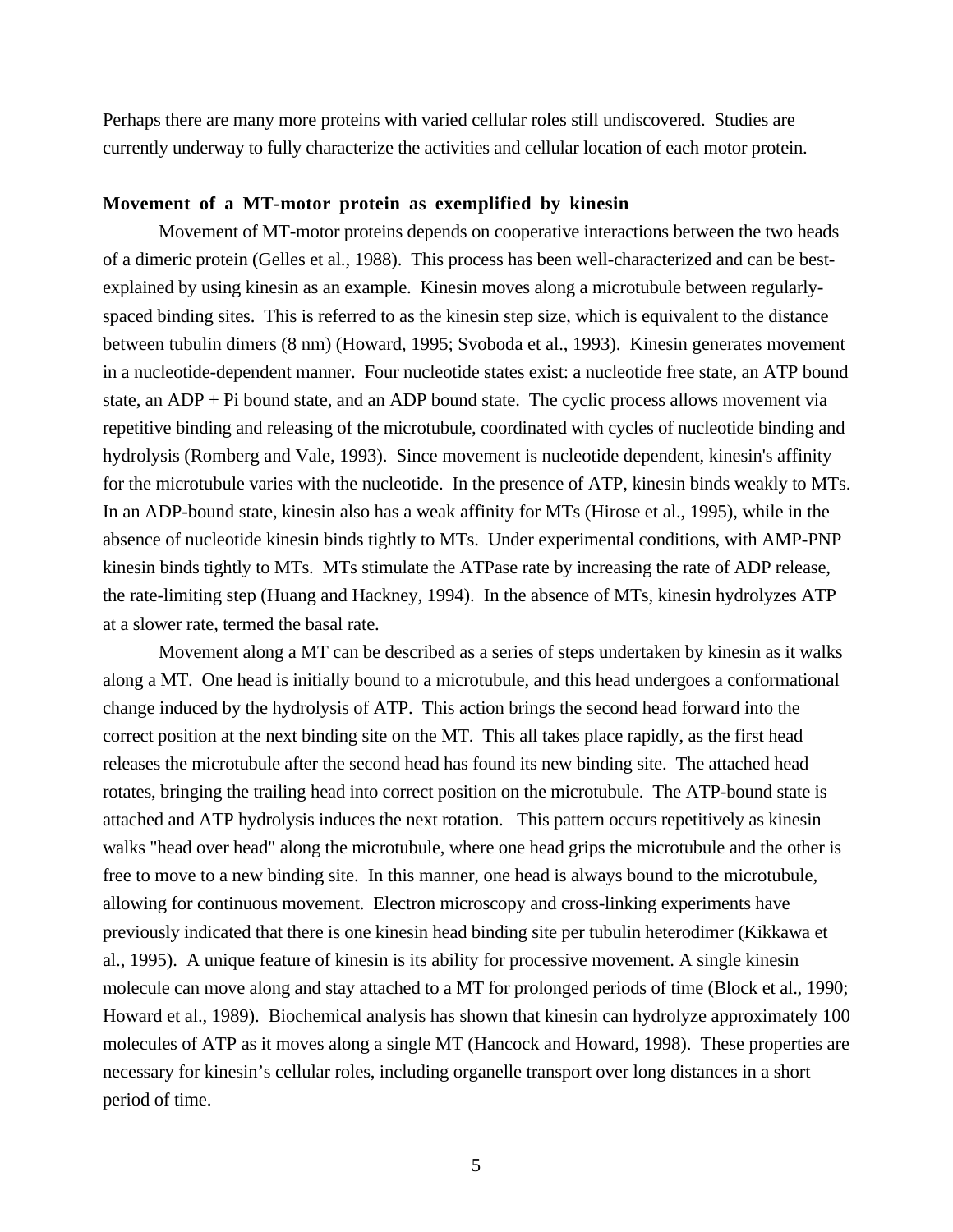Perhaps there are many more proteins with varied cellular roles still undiscovered. Studies are currently underway to fully characterize the activities and cellular location of each motor protein.

**Movement of a MT-motor protein as exemplified by kinesin**

Movement of MT-motor proteins depends on cooperative interactions between the two heads of a dimeric protein (Gelles et al., 1988). This process has been well-characterized and can be best-explained by using kinesin as an example. Kinesin moves along a microtubule between regularly-spaced binding sites. This is referred to as the kinesin step size, which is equivalent to the distance between tubulin dimers (8 nm) (Howard, 1995; Svoboda et al., 1993). Kinesin generates movement in a nucleotide-dependent manner. Four nucleotide states exist: a nucleotide free state, an ATP bound state, an ADP + Pi bound state, and an ADP bound state. The cyclic process allows movement via repetitive binding and releasing of the microtubule, coordinated with cycles of nucleotide binding and hydrolysis (Romberg and Vale, 1993). Since movement is nucleotide dependent, kinesin's affinity for the microtubule varies with the nucleotide. In the presence of ATP, kinesin binds weakly to MTs. In an ADP-bound state, kinesin also has a weak affinity for MTs (Hirose et al., 1995), while in the absence of nucleotide kinesin binds tightly to MTs. Under experimental conditions, with AMP-PNP kinesin binds tightly to MTs. MTs stimulate the ATPase rate by increasing the rate of ADP release, the rate-limiting step (Huang and Hackney, 1994). In the absence of MTs, kinesin hydrolyzes ATP at a slower rate, termed the basal rate.

Movement along a MT can be described as a series of steps undertaken by kinesin as it walks along a MT. One head is initially bound to a microtubule, and this head undergoes a conformational change induced by the hydrolysis of ATP. This action brings the second head forward into the correct position at the next binding site on the MT. This all takes place rapidly, as the first head releases the microtubule after the second head has found its new binding site. The attached head rotates, bringing the trailing head into correct position on the microtubule. The ATP-bound state is attached and ATP hydrolysis induces the next rotation. This pattern occurs repetitively as kinesin walks "head over head" along the microtubule, where one head grips the microtubule and the other is free to move to a new binding site. In this manner, one head is always bound to the microtubule, allowing for continuous movement. Electron microscopy and cross-linking experiments have previously indicated that there is one kinesin head binding site per tubulin heterodimer (Kikkawa et al., 1995). A unique feature of kinesin is its ability for processive movement. A single kinesin molecule can move along and stay attached to a MT for prolonged periods of time (Block et al., 1990; Howard et al., 1989). Biochemical analysis has shown that kinesin can hydrolyze approximately 100 molecules of ATP as it moves along a single MT (Hancock and Howard, 1998). These properties are necessary for kinesin's cellular roles, including organelle transport over long distances in a short period of time.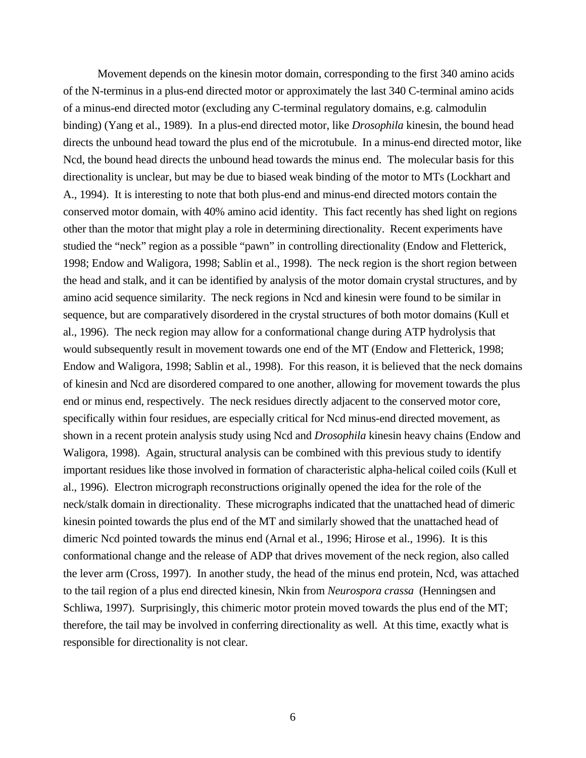Movement depends on the kinesin motor domain, corresponding to the first 340 amino acids of the N-terminus in a plus-end directed motor or approximately the last 340 C-terminal amino acids of a minus-end directed motor (excluding any C-terminal regulatory domains, e.g. calmodulin binding) (Yang et al., 1989). In a plus-end directed motor, like *Drosophila* kinesin, the bound head directs the unbound head toward the plus end of the microtubule. In a minus-end directed motor, like Ncd, the bound head directs the unbound head towards the minus end. The molecular basis for this directionality is unclear, but may be due to biased weak binding of the motor to MTs (Lockhart and A., 1994). It is interesting to note that both plus-end and minus-end directed motors contain the conserved motor domain, with 40% amino acid identity. This fact recently has shed light on regions other than the motor that might play a role in determining directionality. Recent experiments have studied the "neck" region as a possible "pawn" in controlling directionality (Endow and Fletterick, 1998; Endow and Waligora, 1998; Sablin et al., 1998). The neck region is the short region between the head and stalk, and it can be identified by analysis of the motor domain crystal structures, and by amino acid sequence similarity. The neck regions in Ncd and kinesin were found to be similar in sequence, but are comparatively disordered in the crystal structures of both motor domains (Kull et al., 1996). The neck region may allow for a conformational change during ATP hydrolysis that would subsequently result in movement towards one end of the MT (Endow and Fletterick, 1998; Endow and Waligora, 1998; Sablin et al., 1998). For this reason, it is believed that the neck domains of kinesin and Ncd are disordered compared to one another, allowing for movement towards the plus end or minus end, respectively. The neck residues directly adjacent to the conserved motor core, specifically within four residues, are especially critical for Ncd minus-end directed movement, as shown in a recent protein analysis study using Ncd and *Drosophila* kinesin heavy chains (Endow and Waligora, 1998). Again, structural analysis can be combined with this previous study to identify important residues like those involved in formation of characteristic alpha-helical coiled coils (Kull et al., 1996). Electron micrograph reconstructions originally opened the idea for the role of the neck/stalk domain in directionality. These micrographs indicated that the unattached head of dimeric kinesin pointed towards the plus end of the MT and similarly showed that the unattached head of dimeric Ncd pointed towards the minus end (Arnal et al., 1996; Hirose et al., 1996). It is this conformational change and the release of ADP that drives movement of the neck region, also called the lever arm (Cross, 1997). In another study, the head of the minus end protein, Ncd, was attached to the tail region of a plus end directed kinesin, Nkin from *Neurospora crassa* (Henningsen and Schliwa, 1997). Surprisingly, this chimeric motor protein moved towards the plus end of the MT; therefore, the tail may be involved in conferring directionality as well. At this time, exactly what is responsible for directionality is not clear.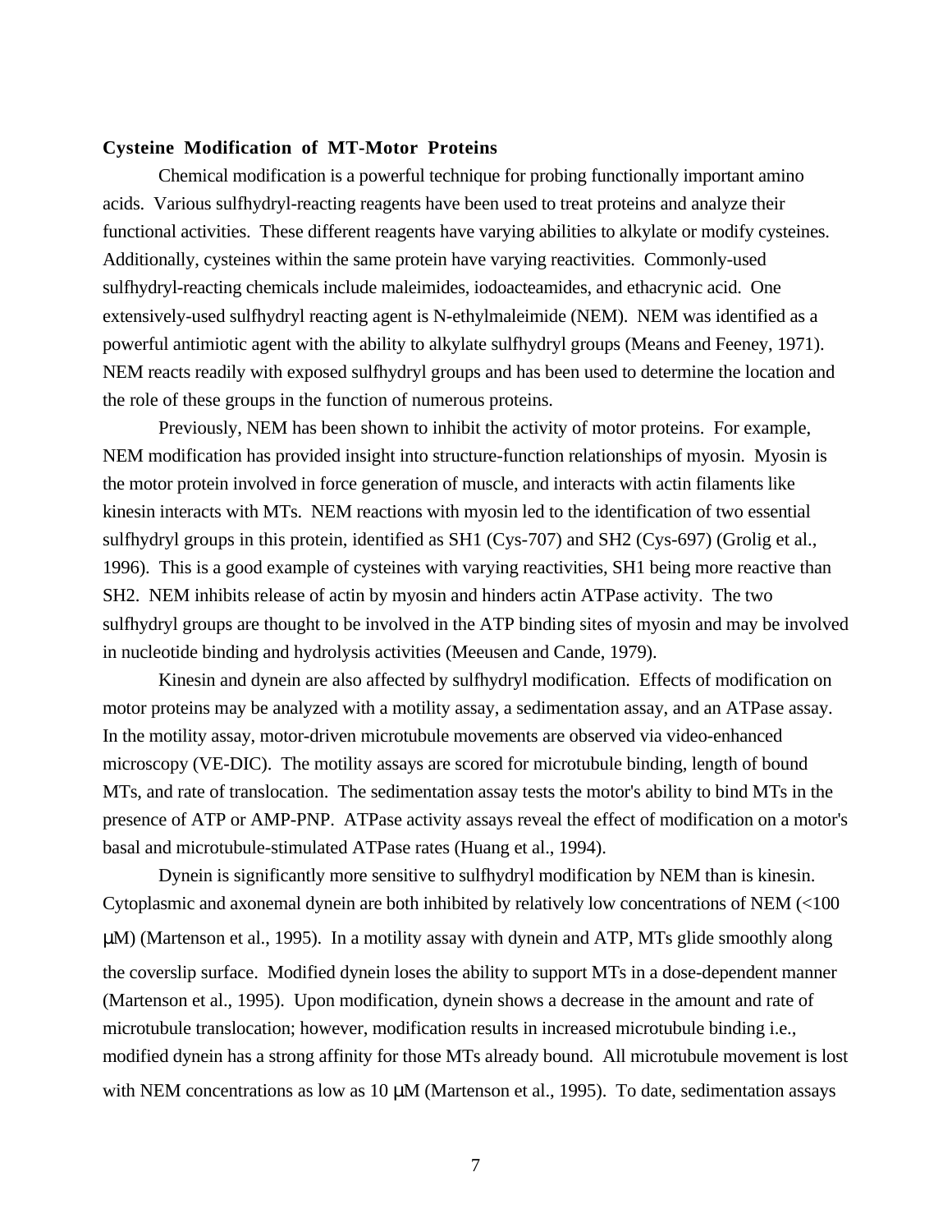**Cysteine Modification of MT-Motor Proteins**

Chemical modification is a powerful technique for probing functionally important amino acids. Various sulfhydryl-reacting reagents have been used to treat proteins and analyze their functional activities. These different reagents have varying abilities to alkylate or modify cysteines. Additionally, cysteines within the same protein have varying reactivities. Commonly-used sulfhydryl-reacting chemicals include maleimides, iodoacteamides, and ethacrynic acid. One extensively-used sulfhydryl reacting agent is N-ethylmaleimide (NEM). NEM was identified as a powerful antimiotic agent with the ability to alkylate sulfhydryl groups (Means and Feeney, 1971). NEM reacts readily with exposed sulfhydryl groups and has been used to determine the location and the role of these groups in the function of numerous proteins.

Previously, NEM has been shown to inhibit the activity of motor proteins. For example, NEM modification has provided insight into structure-function relationships of myosin. Myosin is the motor protein involved in force generation of muscle, and interacts with actin filaments like kinesin interacts with MTs. NEM reactions with myosin led to the identification of two essential sulfhydryl groups in this protein, identified as SH1 (Cys-707) and SH2 (Cys-697) (Grolig et al., 1996). This is a good example of cysteines with varying reactivities, SH1 being more reactive than SH2. NEM inhibits release of actin by myosin and hinders actin ATPase activity. The two sulfhydryl groups are thought to be involved in the ATP binding sites of myosin and may be involved in nucleotide binding and hydrolysis activities (Meeusen and Cande, 1979).

Kinesin and dynein are also affected by sulfhydryl modification. Effects of modification on motor proteins may be analyzed with a motility assay, a sedimentation assay, and an ATPase assay. In the motility assay, motor-driven microtubule movements are observed via video-enhanced microscopy (VE-DIC). The motility assays are scored for microtubule binding, length of bound MTs, and rate of translocation. The sedimentation assay tests the motor's ability to bind MTs in the presence of ATP or AMP-PNP. ATPase activity assays reveal the effect of modification on a motor's basal and microtubule-stimulated ATPase rates (Huang et al., 1994).

Dynein is significantly more sensitive to sulfhydryl modification by NEM than is kinesin. Cytoplasmic and axonemal dynein are both inhibited by relatively low concentrations of NEM (<100 μM) (Martenson et al., 1995). In a motility assay with dynein and ATP, MTs glide smoothly along the coverslip surface. Modified dynein loses the ability to support MTs in a dose-dependent manner (Martenson et al., 1995). Upon modification, dynein shows a decrease in the amount and rate of microtubule translocation; however, modification results in increased microtubule binding i.e., modified dynein has a strong affinity for those MTs already bound. All microtubule movement is lost with NEM concentrations as low as 10 μM (Martenson et al., 1995). To date, sedimentation assays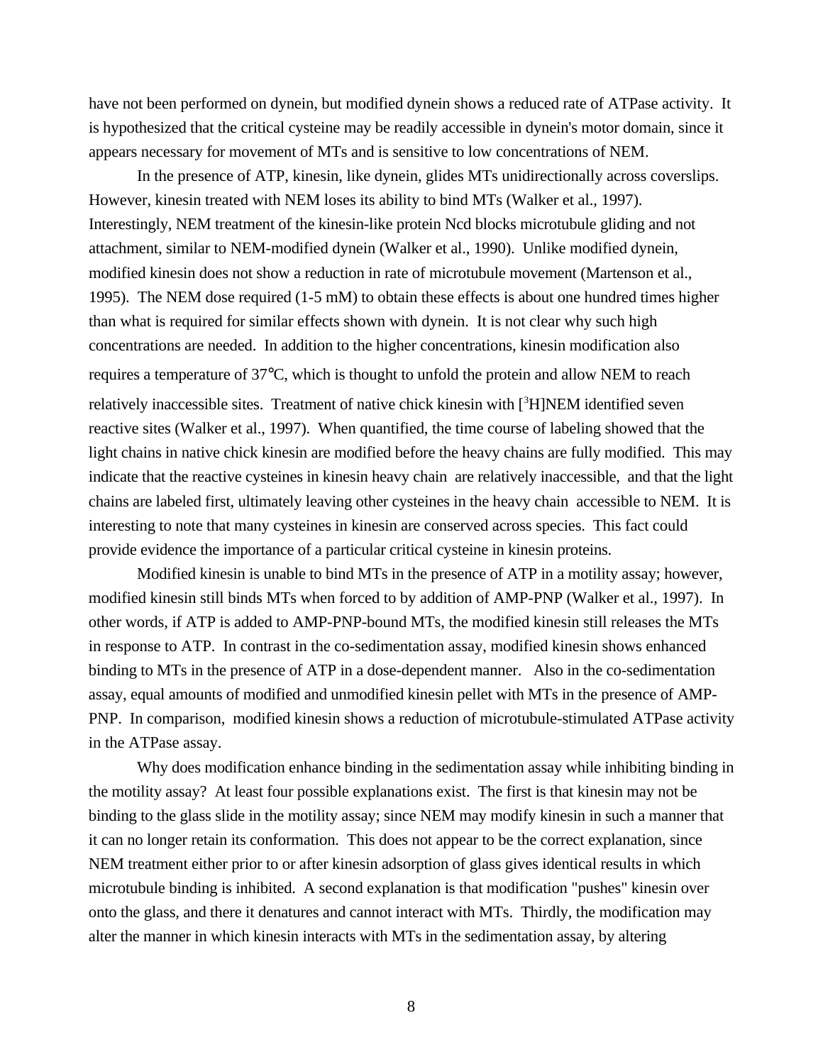have not been performed on dynein, but modified dynein shows a reduced rate of ATPase activity. It is hypothesized that the critical cysteine may be readily accessible in dynein's motor domain, since it appears necessary for movement of MTs and is sensitive to low concentrations of NEM.

In the presence of ATP, kinesin, like dynein, glides MTs unidirectionally across coverslips. However, kinesin treated with NEM loses its ability to bind MTs (Walker et al., 1997). Interestingly, NEM treatment of the kinesin-like protein Ncd blocks microtubule gliding and not attachment, similar to NEM-modified dynein (Walker et al., 1990). Unlike modified dynein, modified kinesin does not show a reduction in rate of microtubule movement (Martenson et al., 1995). The NEM dose required (1-5 mM) to obtain these effects is about one hundred times higher than what is required for similar effects shown with dynein. It is not clear why such high concentrations are needed. In addition to the higher concentrations, kinesin modification also requires a temperature of 37°C, which is thought to unfold the protein and allow NEM to reach relatively inaccessible sites. Treatment of native chick kinesin with [$^3$H]NEM identified seven reactive sites (Walker et al., 1997). When quantified, the time course of labeling showed that the light chains in native chick kinesin are modified before the heavy chains are fully modified. This may indicate that the reactive cysteines in kinesin heavy chain are relatively inaccessible, and that the light chains are labeled first, ultimately leaving other cysteines in the heavy chain accessible to NEM. It is interesting to note that many cysteines in kinesin are conserved across species. This fact could provide evidence the importance of a particular critical cysteine in kinesin proteins.

Modified kinesin is unable to bind MTs in the presence of ATP in a motility assay; however, modified kinesin still binds MTs when forced to by addition of AMP-PNP (Walker et al., 1997). In other words, if ATP is added to AMP-PNP-bound MTs, the modified kinesin still releases the MTs in response to ATP. In contrast in the co-sedimentation assay, modified kinesin shows enhanced binding to MTs in the presence of ATP in a dose-dependent manner. Also in the co-sedimentation assay, equal amounts of modified and unmodified kinesin pellet with MTs in the presence of AMP-PNP. In comparison, modified kinesin shows a reduction of microtubule-stimulated ATPase activity in the ATPase assay.

Why does modification enhance binding in the sedimentation assay while inhibiting binding in the motility assay? At least four possible explanations exist. The first is that kinesin may not be binding to the glass slide in the motility assay; since NEM may modify kinesin in such a manner that it can no longer retain its conformation. This does not appear to be the correct explanation, since NEM treatment either prior to or after kinesin adsorption of glass gives identical results in which microtubule binding is inhibited. A second explanation is that modification "pushes" kinesin over onto the glass, and there it denatures and cannot interact with MTs. Thirdly, the modification may alter the manner in which kinesin interacts with MTs in the sedimentation assay, by altering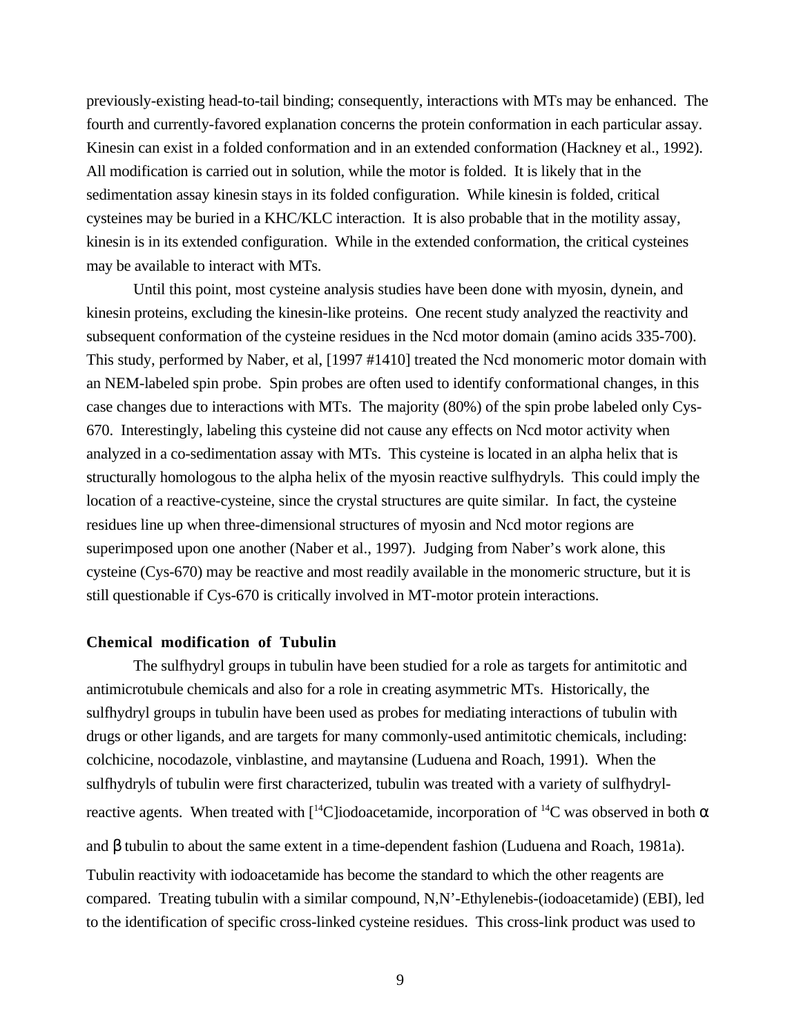previously-existing head-to-tail binding; consequently, interactions with MTs may be enhanced. The fourth and currently-favored explanation concerns the protein conformation in each particular assay. Kinesin can exist in a folded conformation and in an extended conformation (Hackney et al., 1992). All modification is carried out in solution, while the motor is folded. It is likely that in the sedimentation assay kinesin stays in its folded configuration. While kinesin is folded, critical cysteines may be buried in a KHC/KLC interaction. It is also probable that in the motility assay, kinesin is in its extended configuration. While in the extended conformation, the critical cysteines may be available to interact with MTs.

Until this point, most cysteine analysis studies have been done with myosin, dynein, and kinesin proteins, excluding the kinesin-like proteins. One recent study analyzed the reactivity and subsequent conformation of the cysteine residues in the Ncd motor domain (amino acids 335-700). This study, performed by Naber, et al, [1997 #1410] treated the Ncd monomeric motor domain with an NEM-labeled spin probe. Spin probes are often used to identify conformational changes, in this case changes due to interactions with MTs. The majority (80%) of the spin probe labeled only Cys-670. Interestingly, labeling this cysteine did not cause any effects on Ncd motor activity when analyzed in a co-sedimentation assay with MTs. This cysteine is located in an alpha helix that is structurally homologous to the alpha helix of the myosin reactive sulfhydryls. This could imply the location of a reactive-cysteine, since the crystal structures are quite similar. In fact, the cysteine residues line up when three-dimensional structures of myosin and Ncd motor regions are superimposed upon one another (Naber et al., 1997). Judging from Naber's work alone, this cysteine (Cys-670) may be reactive and most readily available in the monomeric structure, but it is still questionable if Cys-670 is critically involved in MT-motor protein interactions.

### Chemical modification of Tubulin

The sulfhydryl groups in tubulin have been studied for a role as targets for antimitotic and antimicrotubule chemicals and also for a role in creating asymmetric MTs. Historically, the sulfhydryl groups in tubulin have been used as probes for mediating interactions of tubulin with drugs or other ligands, and are targets for many commonly-used antimitotic chemicals, including: colchicine, nocodazole, vinblastine, and maytansine (Luduena and Roach, 1991). When the sulfhydryls of tubulin were first characterized, tubulin was treated with a variety of sulfhydryl-reactive agents. When treated with [$^{14}$C]iodoacetamide, incorporation of $^{14}$C was observed in both α and β tubulin to about the same extent in a time-dependent fashion (Luduena and Roach, 1981a). Tubulin reactivity with iodoacetamide has become the standard to which the other reagents are compared. Treating tubulin with a similar compound, N,N'-Ethylenebis-(iodoacetamide) (EBI), led to the identification of specific cross-linked cysteine residues. This cross-link product was used to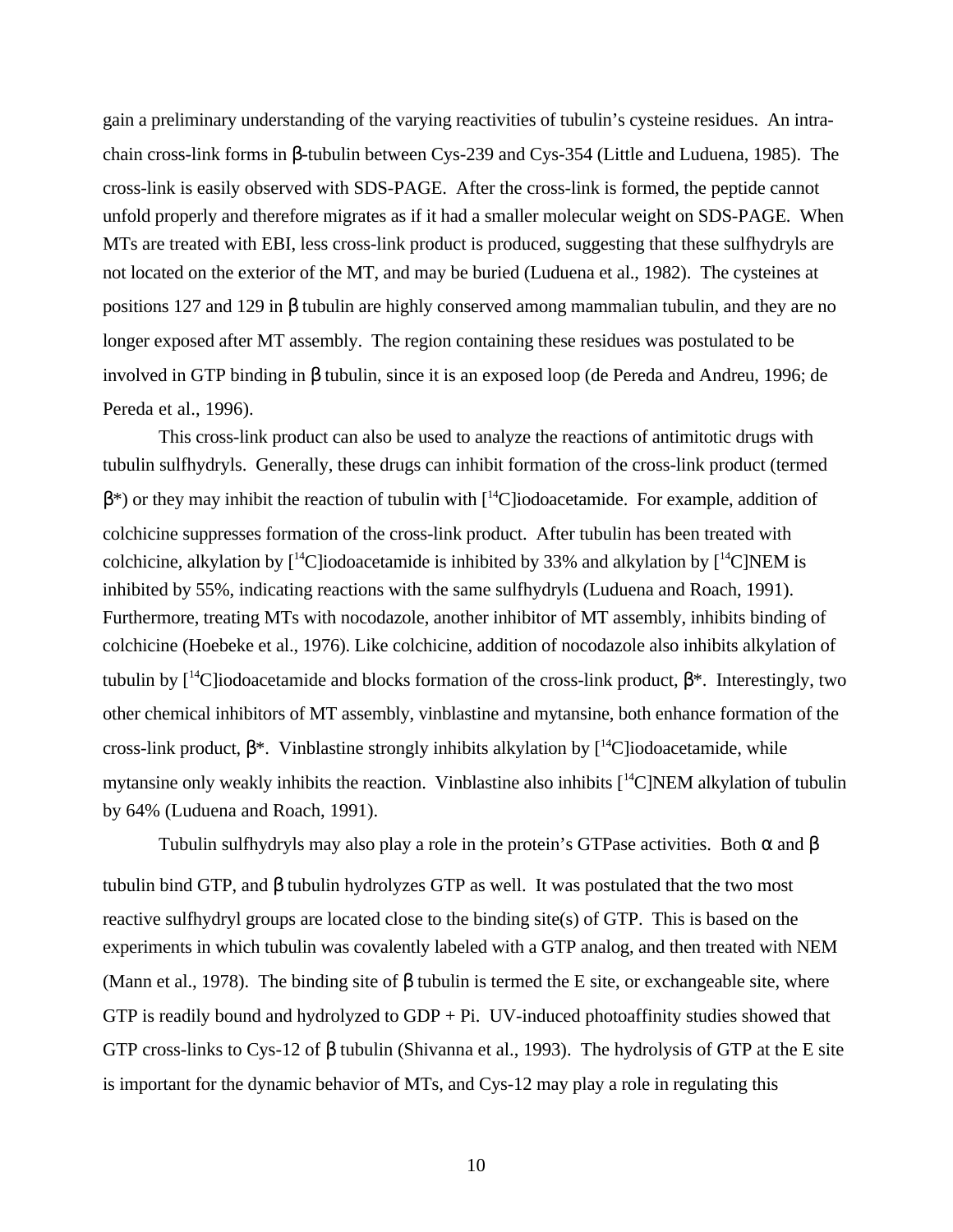gain a preliminary understanding of the varying reactivities of tubulin's cysteine residues. An intra-chain cross-link forms in β-tubulin between Cys-239 and Cys-354 (Little and Luduena, 1985). The cross-link is easily observed with SDS-PAGE. After the cross-link is formed, the peptide cannot unfold properly and therefore migrates as if it had a smaller molecular weight on SDS-PAGE. When MTs are treated with EBI, less cross-link product is produced, suggesting that these sulfhydryls are not located on the exterior of the MT, and may be buried (Luduena et al., 1982). The cysteines at positions 127 and 129 in β tubulin are highly conserved among mammalian tubulin, and they are no longer exposed after MT assembly. The region containing these residues was postulated to be involved in GTP binding in β tubulin, since it is an exposed loop (de Pereda and Andreu, 1996; de Pereda et al., 1996).

This cross-link product can also be used to analyze the reactions of antimitotic drugs with tubulin sulfhydryls. Generally, these drugs can inhibit formation of the cross-link product (termed β*) or they may inhibit the reaction of tubulin with [$^{14}$C]iodoacetamide. For example, addition of colchicine suppresses formation of the cross-link product. After tubulin has been treated with colchicine, alkylation by [$^{14}$C]iodoacetamide is inhibited by 33% and alkylation by [$^{14}$C]NEM is inhibited by 55%, indicating reactions with the same sulfhydryls (Luduena and Roach, 1991). Furthermore, treating MTs with nocodazole, another inhibitor of MT assembly, inhibits binding of colchicine (Hoebeke et al., 1976). Like colchicine, addition of nocodazole also inhibits alkylation of tubulin by [$^{14}$C]iodoacetamide and blocks formation of the cross-link product, β*. Interestingly, two other chemical inhibitors of MT assembly, vinblastine and mytansine, both enhance formation of the cross-link product, β*. Vinblastine strongly inhibits alkylation by [$^{14}$C]iodoacetamide, while mytansine only weakly inhibits the reaction. Vinblastine also inhibits [$^{14}$C]NEM alkylation of tubulin by 64% (Luduena and Roach, 1991).

Tubulin sulfhydryls may also play a role in the protein's GTPase activities. Both α and β tubulin bind GTP, and β tubulin hydrolyzes GTP as well. It was postulated that the two most reactive sulfhydryl groups are located close to the binding site(s) of GTP. This is based on the experiments in which tubulin was covalently labeled with a GTP analog, and then treated with NEM (Mann et al., 1978). The binding site of β tubulin is termed the E site, or exchangeable site, where GTP is readily bound and hydrolyzed to GDP + Pi. UV-induced photoaffinity studies showed that GTP cross-links to Cys-12 of β tubulin (Shivanna et al., 1993). The hydrolysis of GTP at the E site is important for the dynamic behavior of MTs, and Cys-12 may play a role in regulating this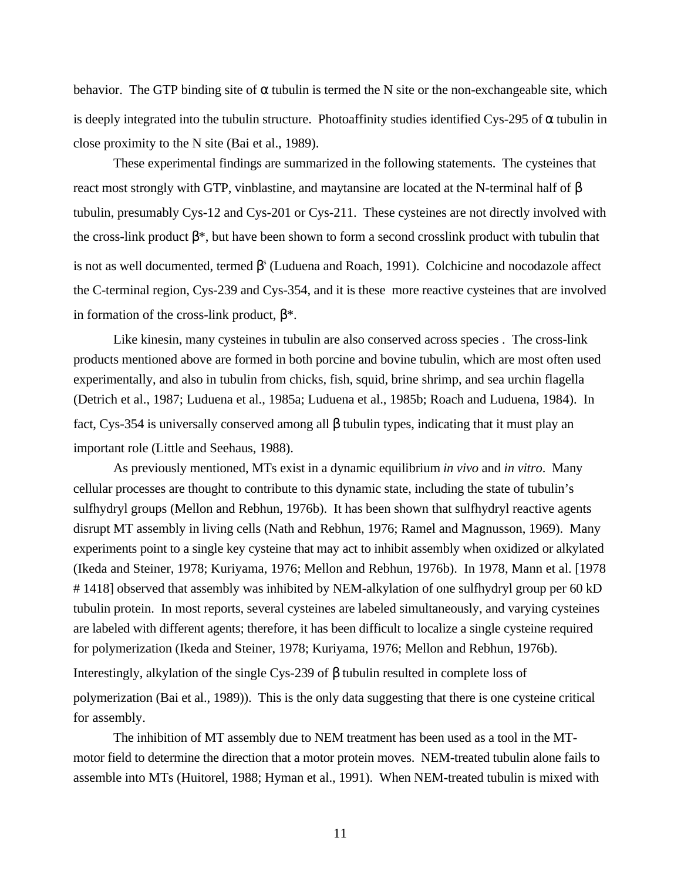behavior. The GTP binding site of α tubulin is termed the N site or the non-exchangeable site, which is deeply integrated into the tubulin structure. Photoaffinity studies identified Cys-295 of α tubulin in close proximity to the N site (Bai et al., 1989).

These experimental findings are summarized in the following statements. The cysteines that react most strongly with GTP, vinblastine, and maytansine are located at the N-terminal half of β tubulin, presumably Cys-12 and Cys-201 or Cys-211. These cysteines are not directly involved with the cross-link product β*, but have been shown to form a second crosslink product with tubulin that is not as well documented, termed $\beta^s$ (Luduena and Roach, 1991). Colchicine and nocodazole affect the C-terminal region, Cys-239 and Cys-354, and it is these more reactive cysteines that are involved in formation of the cross-link product, β*.

Like kinesin, many cysteines in tubulin are also conserved across species . The cross-link products mentioned above are formed in both porcine and bovine tubulin, which are most often used experimentally, and also in tubulin from chicks, fish, squid, brine shrimp, and sea urchin flagella (Detrich et al., 1987; Luduena et al., 1985a; Luduena et al., 1985b; Roach and Luduena, 1984). In fact, Cys-354 is universally conserved among all β tubulin types, indicating that it must play an important role (Little and Seehaus, 1988).

As previously mentioned, MTs exist in a dynamic equilibrium *in vivo* and *in vitro*. Many cellular processes are thought to contribute to this dynamic state, including the state of tubulin's sulfhydryl groups (Mellon and Rebhun, 1976b). It has been shown that sulfhydryl reactive agents disrupt MT assembly in living cells (Nath and Rebhun, 1976; Ramel and Magnusson, 1969). Many experiments point to a single key cysteine that may act to inhibit assembly when oxidized or alkylated (Ikeda and Steiner, 1978; Kuriyama, 1976; Mellon and Rebhun, 1976b). In 1978, Mann et al. [1978 # 1418] observed that assembly was inhibited by NEM-alkylation of one sulfhydryl group per 60 kD tubulin protein. In most reports, several cysteines are labeled simultaneously, and varying cysteines are labeled with different agents; therefore, it has been difficult to localize a single cysteine required for polymerization (Ikeda and Steiner, 1978; Kuriyama, 1976; Mellon and Rebhun, 1976b). Interestingly, alkylation of the single Cys-239 of β tubulin resulted in complete loss of polymerization (Bai et al., 1989)). This is the only data suggesting that there is one cysteine critical for assembly.

The inhibition of MT assembly due to NEM treatment has been used as a tool in the MT-motor field to determine the direction that a motor protein moves. NEM-treated tubulin alone fails to assemble into MTs (Huitorel, 1988; Hyman et al., 1991). When NEM-treated tubulin is mixed with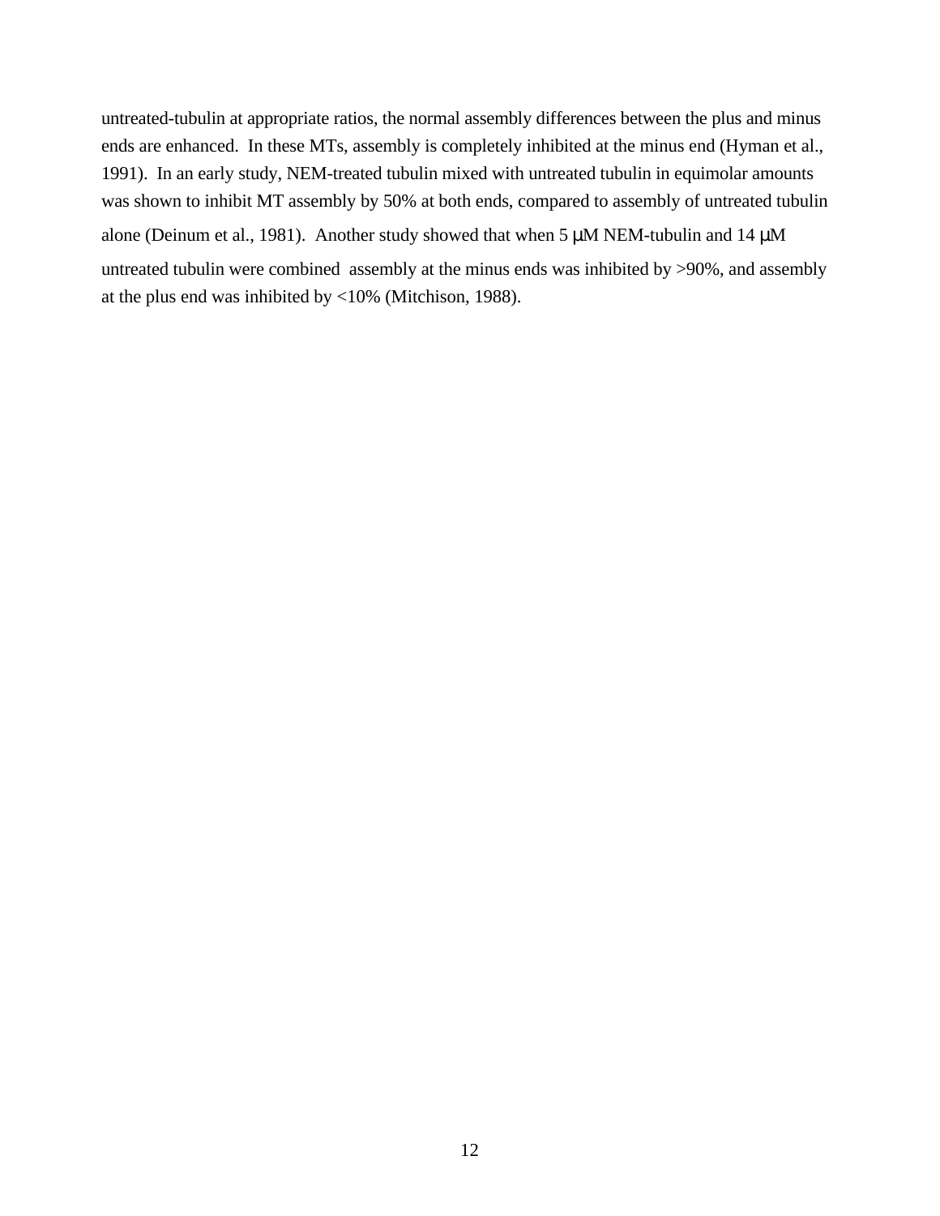untreated-tubulin at appropriate ratios, the normal assembly differences between the plus and minus ends are enhanced. In these MTs, assembly is completely inhibited at the minus end (Hyman et al., 1991). In an early study, NEM-treated tubulin mixed with untreated tubulin in equimolar amounts was shown to inhibit MT assembly by 50% at both ends, compared to assembly of untreated tubulin alone (Deinum et al., 1981). Another study showed that when 5 μM NEM-tubulin and 14 μM untreated tubulin were combined assembly at the minus ends was inhibited by >90%, and assembly at the plus end was inhibited by <10% (Mitchison, 1988).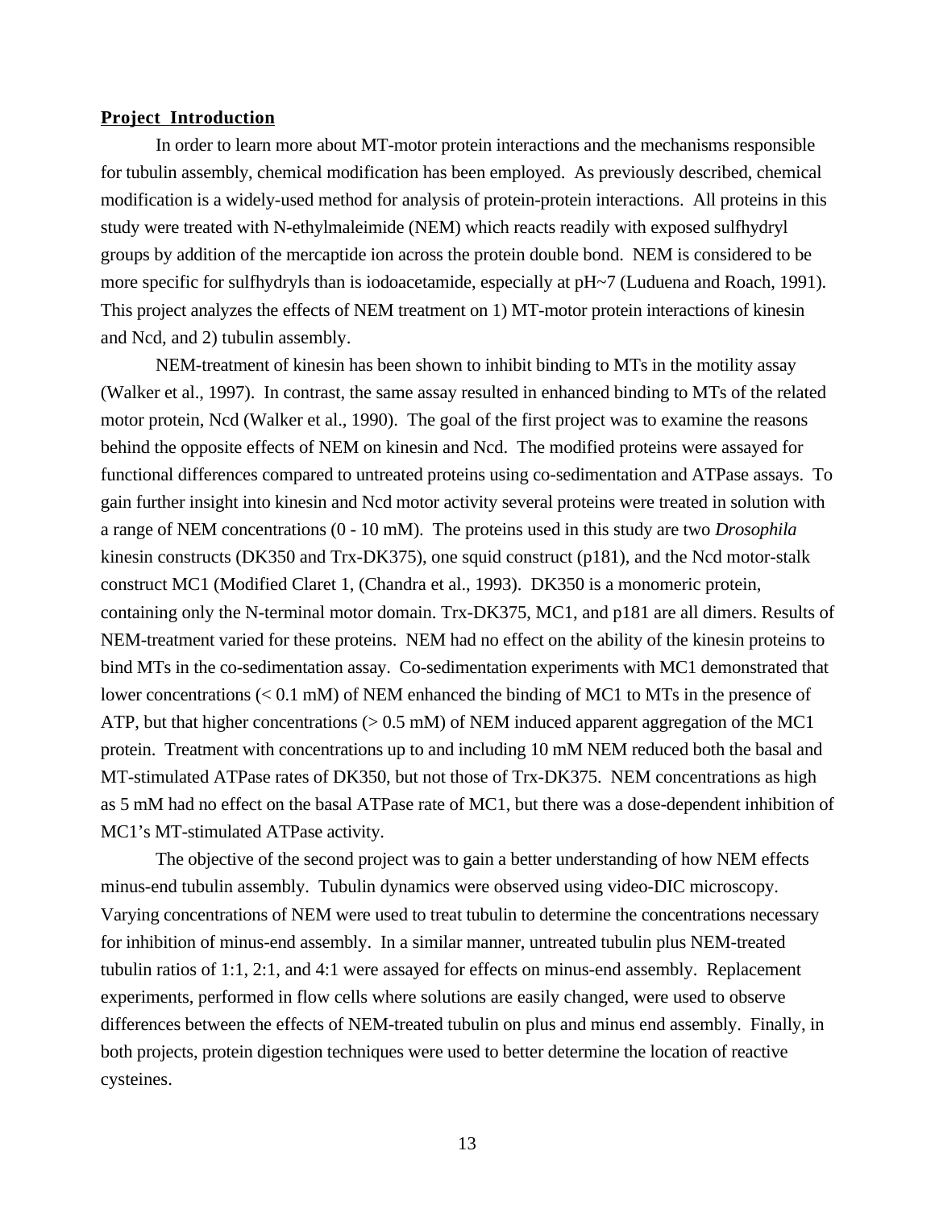**Project Introduction**

In order to learn more about MT-motor protein interactions and the mechanisms responsible for tubulin assembly, chemical modification has been employed. As previously described, chemical modification is a widely-used method for analysis of protein-protein interactions. All proteins in this study were treated with N-ethylmaleimide (NEM) which reacts readily with exposed sulfhydryl groups by addition of the mercaptide ion across the protein double bond. NEM is considered to be more specific for sulfhydryls than is iodoacetamide, especially at pH~7 (Luduena and Roach, 1991). This project analyzes the effects of NEM treatment on 1) MT-motor protein interactions of kinesin and Ncd, and 2) tubulin assembly.

NEM-treatment of kinesin has been shown to inhibit binding to MTs in the motility assay (Walker et al., 1997). In contrast, the same assay resulted in enhanced binding to MTs of the related motor protein, Ncd (Walker et al., 1990). The goal of the first project was to examine the reasons behind the opposite effects of NEM on kinesin and Ncd. The modified proteins were assayed for functional differences compared to untreated proteins using co-sedimentation and ATPase assays. To gain further insight into kinesin and Ncd motor activity several proteins were treated in solution with a range of NEM concentrations (0 - 10 mM). The proteins used in this study are two *Drosophila* kinesin constructs (DK350 and Trx-DK375), one squid construct (p181), and the Ncd motor-stalk construct MC1 (Modified Claret 1, (Chandra et al., 1993). DK350 is a monomeric protein, containing only the N-terminal motor domain. Trx-DK375, MC1, and p181 are all dimers. Results of NEM-treatment varied for these proteins. NEM had no effect on the ability of the kinesin proteins to bind MTs in the co-sedimentation assay. Co-sedimentation experiments with MC1 demonstrated that lower concentrations (< 0.1 mM) of NEM enhanced the binding of MC1 to MTs in the presence of ATP, but that higher concentrations (> 0.5 mM) of NEM induced apparent aggregation of the MC1 protein. Treatment with concentrations up to and including 10 mM NEM reduced both the basal and MT-stimulated ATPase rates of DK350, but not those of Trx-DK375. NEM concentrations as high as 5 mM had no effect on the basal ATPase rate of MC1, but there was a dose-dependent inhibition of MC1's MT-stimulated ATPase activity.

The objective of the second project was to gain a better understanding of how NEM effects minus-end tubulin assembly. Tubulin dynamics were observed using video-DIC microscopy. Varying concentrations of NEM were used to treat tubulin to determine the concentrations necessary for inhibition of minus-end assembly. In a similar manner, untreated tubulin plus NEM-treated tubulin ratios of 1:1, 2:1, and 4:1 were assayed for effects on minus-end assembly. Replacement experiments, performed in flow cells where solutions are easily changed, were used to observe differences between the effects of NEM-treated tubulin on plus and minus end assembly. Finally, in both projects, protein digestion techniques were used to better determine the location of reactive cysteines.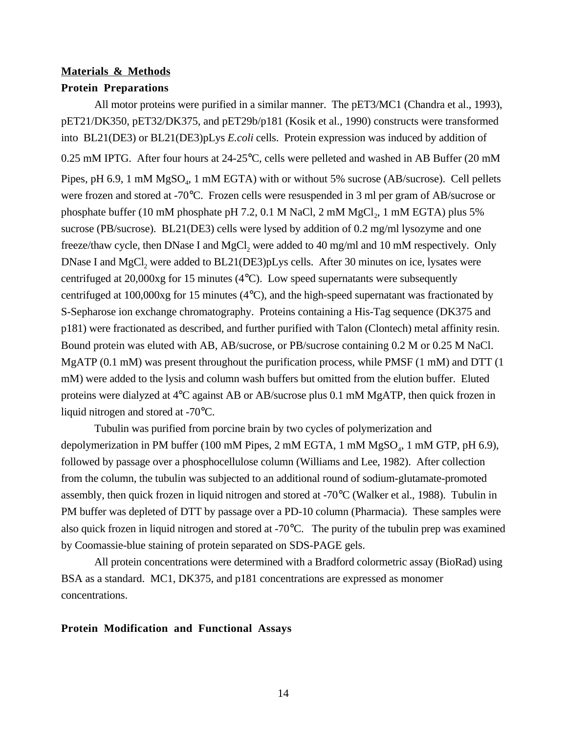**Materials & Methods**

**Protein Preparations**

All motor proteins were purified in a similar manner. The pET3/MC1 (Chandra et al., 1993), pET21/DK350, pET32/DK375, and pET29b/p181 (Kosik et al., 1990) constructs were transformed into BL21(DE3) or BL21(DE3)pLys *E.coli* cells. Protein expression was induced by addition of 0.25 mM IPTG. After four hours at 24-25°C, cells were pelleted and washed in AB Buffer (20 mM Pipes, pH 6.9, 1 mM $MgSO_4$, 1 mM EGTA) with or without 5% sucrose (AB/sucrose). Cell pellets were frozen and stored at -70°C. Frozen cells were resuspended in 3 ml per gram of AB/sucrose or phosphate buffer (10 mM phosphate pH 7.2, 0.1 M NaCl, 2 mM $MgCl_2$, 1 mM EGTA) plus 5% sucrose (PB/sucrose). BL21(DE3) cells were lysed by addition of 0.2 mg/ml lysozyme and one freeze/thaw cycle, then DNase I and $MgCl_2$ were added to 40 mg/ml and 10 mM respectively. Only DNase I and $MgCl_2$ were added to BL21(DE3)pLys cells. After 30 minutes on ice, lysates were centrifuged at 20,000xg for 15 minutes (4°C). Low speed supernatants were subsequently centrifuged at 100,000xg for 15 minutes (4°C), and the high-speed supernatant was fractionated by S-Sepharose ion exchange chromatography. Proteins containing a His-Tag sequence (DK375 and p181) were fractionated as described, and further purified with Talon (Clontech) metal affinity resin. Bound protein was eluted with AB, AB/sucrose, or PB/sucrose containing 0.2 M or 0.25 M NaCl. MgATP (0.1 mM) was present throughout the purification process, while PMSF (1 mM) and DTT (1 mM) were added to the lysis and column wash buffers but omitted from the elution buffer. Eluted proteins were dialyzed at 4°C against AB or AB/sucrose plus 0.1 mM MgATP, then quick frozen in liquid nitrogen and stored at -70°C.

Tubulin was purified from porcine brain by two cycles of polymerization and depolymerization in PM buffer (100 mM Pipes, 2 mM EGTA, 1 mM $MgSO_4$, 1 mM GTP, pH 6.9), followed by passage over a phosphocellulose column (Williams and Lee, 1982). After collection from the column, the tubulin was subjected to an additional round of sodium-glutamate-promoted assembly, then quick frozen in liquid nitrogen and stored at -70°C (Walker et al., 1988). Tubulin in PM buffer was depleted of DTT by passage over a PD-10 column (Pharmacia). These samples were also quick frozen in liquid nitrogen and stored at -70°C. The purity of the tubulin prep was examined by Coomassie-blue staining of protein separated on SDS-PAGE gels.

All protein concentrations were determined with a Bradford colormetric assay (BioRad) using BSA as a standard. MC1, DK375, and p181 concentrations are expressed as monomer concentrations.

**Protein Modification and Functional Assays**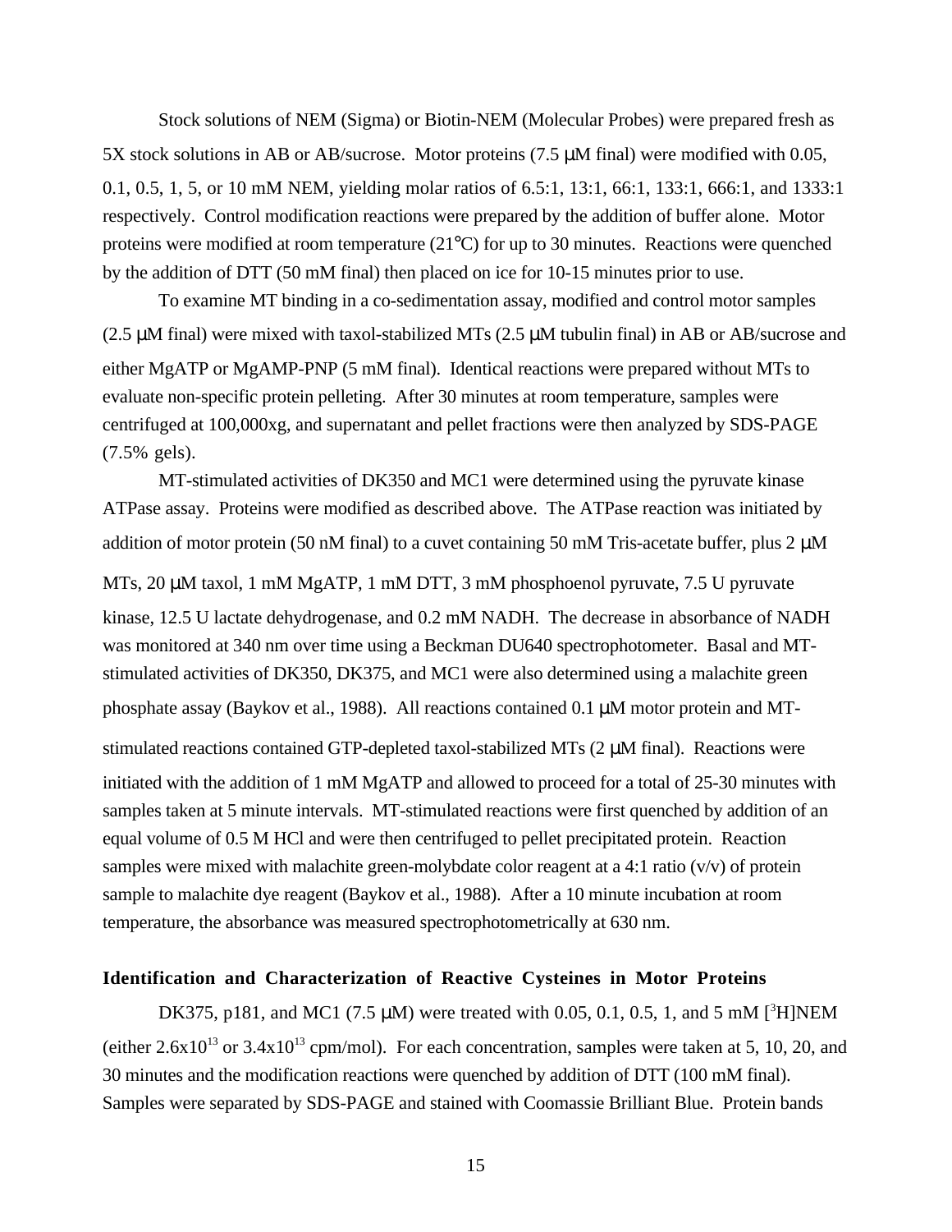Stock solutions of NEM (Sigma) or Biotin-NEM (Molecular Probes) were prepared fresh as 5X stock solutions in AB or AB/sucrose. Motor proteins (7.5 μM final) were modified with 0.05, 0.1, 0.5, 1, 5, or 10 mM NEM, yielding molar ratios of 6.5:1, 13:1, 66:1, 133:1, 666:1, and 1333:1 respectively. Control modification reactions were prepared by the addition of buffer alone. Motor proteins were modified at room temperature (21°C) for up to 30 minutes. Reactions were quenched by the addition of DTT (50 mM final) then placed on ice for 10-15 minutes prior to use.

To examine MT binding in a co-sedimentation assay, modified and control motor samples (2.5 μM final) were mixed with taxol-stabilized MTs (2.5 μM tubulin final) in AB or AB/sucrose and either MgATP or MgAMP-PNP (5 mM final). Identical reactions were prepared without MTs to evaluate non-specific protein pelleting. After 30 minutes at room temperature, samples were centrifuged at 100,000xg, and supernatant and pellet fractions were then analyzed by SDS-PAGE (7.5% gels).

MT-stimulated activities of DK350 and MC1 were determined using the pyruvate kinase ATPase assay. Proteins were modified as described above. The ATPase reaction was initiated by addition of motor protein (50 nM final) to a cuvet containing 50 mM Tris-acetate buffer, plus 2 μM MTs, 20 μM taxol, 1 mM MgATP, 1 mM DTT, 3 mM phosphoenol pyruvate, 7.5 U pyruvate kinase, 12.5 U lactate dehydrogenase, and 0.2 mM NADH. The decrease in absorbance of NADH was monitored at 340 nm over time using a Beckman DU640 spectrophotometer. Basal and MT-stimulated activities of DK350, DK375, and MC1 were also determined using a malachite green phosphate assay (Baykov et al., 1988). All reactions contained 0.1 μM motor protein and MT-stimulated reactions contained GTP-depleted taxol-stabilized MTs (2 μM final). Reactions were initiated with the addition of 1 mM MgATP and allowed to proceed for a total of 25-30 minutes with samples taken at 5 minute intervals. MT-stimulated reactions were first quenched by addition of an equal volume of 0.5 M HCl and were then centrifuged to pellet precipitated protein. Reaction samples were mixed with malachite green-molybdate color reagent at a 4:1 ratio (v/v) of protein sample to malachite dye reagent (Baykov et al., 1988). After a 10 minute incubation at room temperature, the absorbance was measured spectrophotometrically at 630 nm.

## Identification and Characterization of Reactive Cysteines in Motor Proteins

DK375, p181, and MC1 (7.5 μM) were treated with 0.05, 0.1, 0.5, 1, and 5 mM [$^{3}$H]NEM (either $2.6 \times 10^{13}$ or $3.4 \times 10^{13}$ cpm/mol). For each concentration, samples were taken at 5, 10, 20, and 30 minutes and the modification reactions were quenched by addition of DTT (100 mM final). Samples were separated by SDS-PAGE and stained with Coomassie Brilliant Blue. Protein bands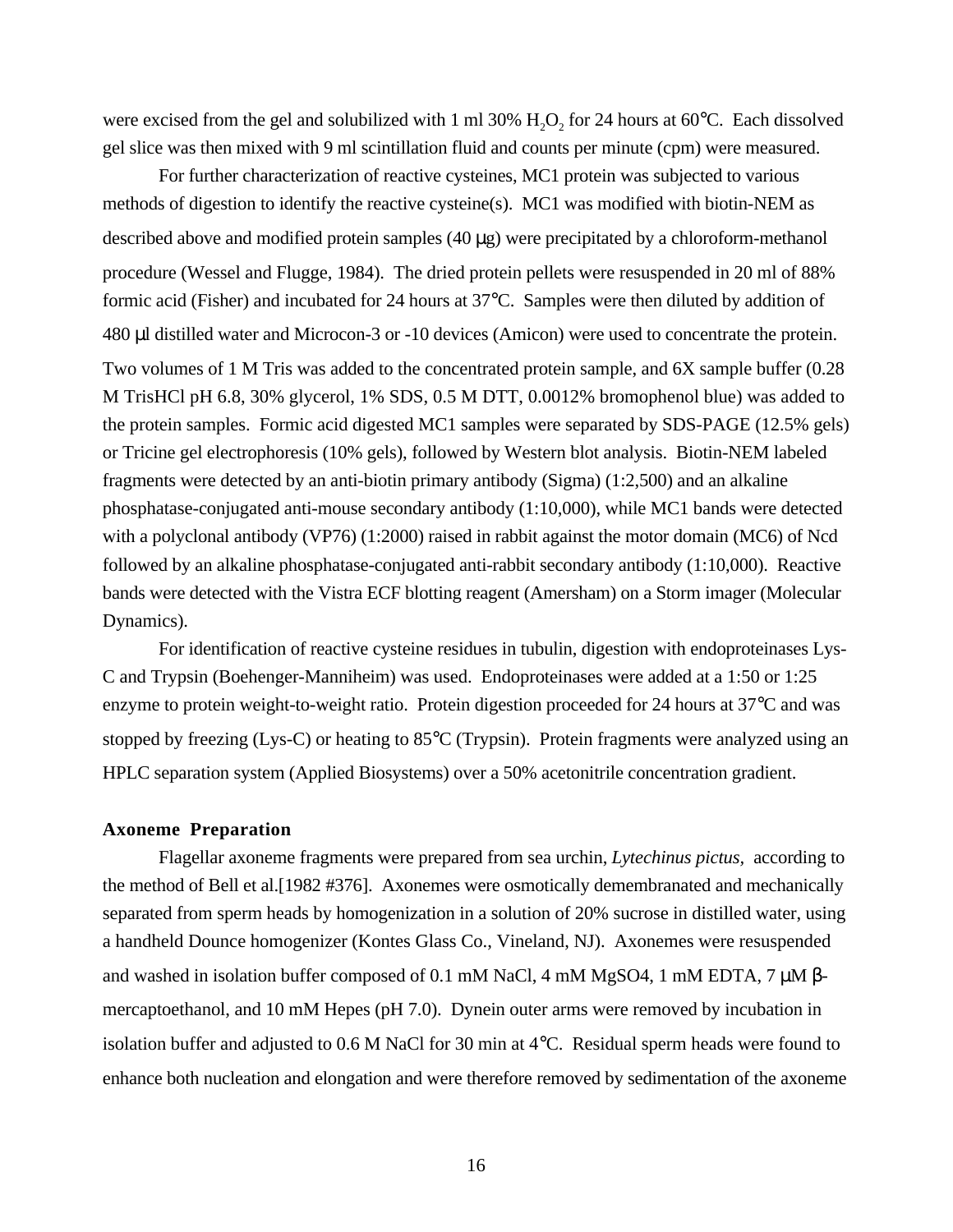were excised from the gel and solubilized with 1 ml 30% $H_2O_2$ for 24 hours at 60°C. Each dissolved gel slice was then mixed with 9 ml scintillation fluid and counts per minute (cpm) were measured.

For further characterization of reactive cysteines, MC1 protein was subjected to various methods of digestion to identify the reactive cysteine(s). MC1 was modified with biotin-NEM as described above and modified protein samples (40 μg) were precipitated by a chloroform-methanol procedure (Wessel and Flugge, 1984). The dried protein pellets were resuspended in 20 ml of 88% formic acid (Fisher) and incubated for 24 hours at 37°C. Samples were then diluted by addition of 480 μl distilled water and Microcon-3 or -10 devices (Amicon) were used to concentrate the protein. Two volumes of 1 M Tris was added to the concentrated protein sample, and 6X sample buffer (0.28 M TrisHCl pH 6.8, 30% glycerol, 1% SDS, 0.5 M DTT, 0.0012% bromophenol blue) was added to the protein samples. Formic acid digested MC1 samples were separated by SDS-PAGE (12.5% gels) or Tricine gel electrophoresis (10% gels), followed by Western blot analysis. Biotin-NEM labeled fragments were detected by an anti-biotin primary antibody (Sigma) (1:2,500) and an alkaline phosphatase-conjugated anti-mouse secondary antibody (1:10,000), while MC1 bands were detected with a polyclonal antibody (VP76) (1:2000) raised in rabbit against the motor domain (MC6) of Ncd followed by an alkaline phosphatase-conjugated anti-rabbit secondary antibody (1:10,000). Reactive bands were detected with the Vistra ECF blotting reagent (Amersham) on a Storm imager (Molecular Dynamics).

For identification of reactive cysteine residues in tubulin, digestion with endoproteinases Lys-C and Trypsin (Boehenger-Manniheim) was used. Endoproteinases were added at a 1:50 or 1:25 enzyme to protein weight-to-weight ratio. Protein digestion proceeded for 24 hours at 37°C and was stopped by freezing (Lys-C) or heating to 85°C (Trypsin). Protein fragments were analyzed using an HPLC separation system (Applied Biosystems) over a 50% acetonitrile concentration gradient.

### Axoneme Preparation

Flagellar axoneme fragments were prepared from sea urchin, *Lytechinus pictus*, according to the method of Bell et al.[1982 #376]. Axonemes were osmotically demembranated and mechanically separated from sperm heads by homogenization in a solution of 20% sucrose in distilled water, using a handheld Dounce homogenizer (Kontes Glass Co., Vineland, NJ). Axonemes were resuspended and washed in isolation buffer composed of 0.1 mM NaCl, 4 mM $MgSO_4$, 1 mM EDTA, 7 μM β-mercaptoethanol, and 10 mM Hepes (pH 7.0). Dynein outer arms were removed by incubation in isolation buffer and adjusted to 0.6 M NaCl for 30 min at 4°C. Residual sperm heads were found to enhance both nucleation and elongation and were therefore removed by sedimentation of the axoneme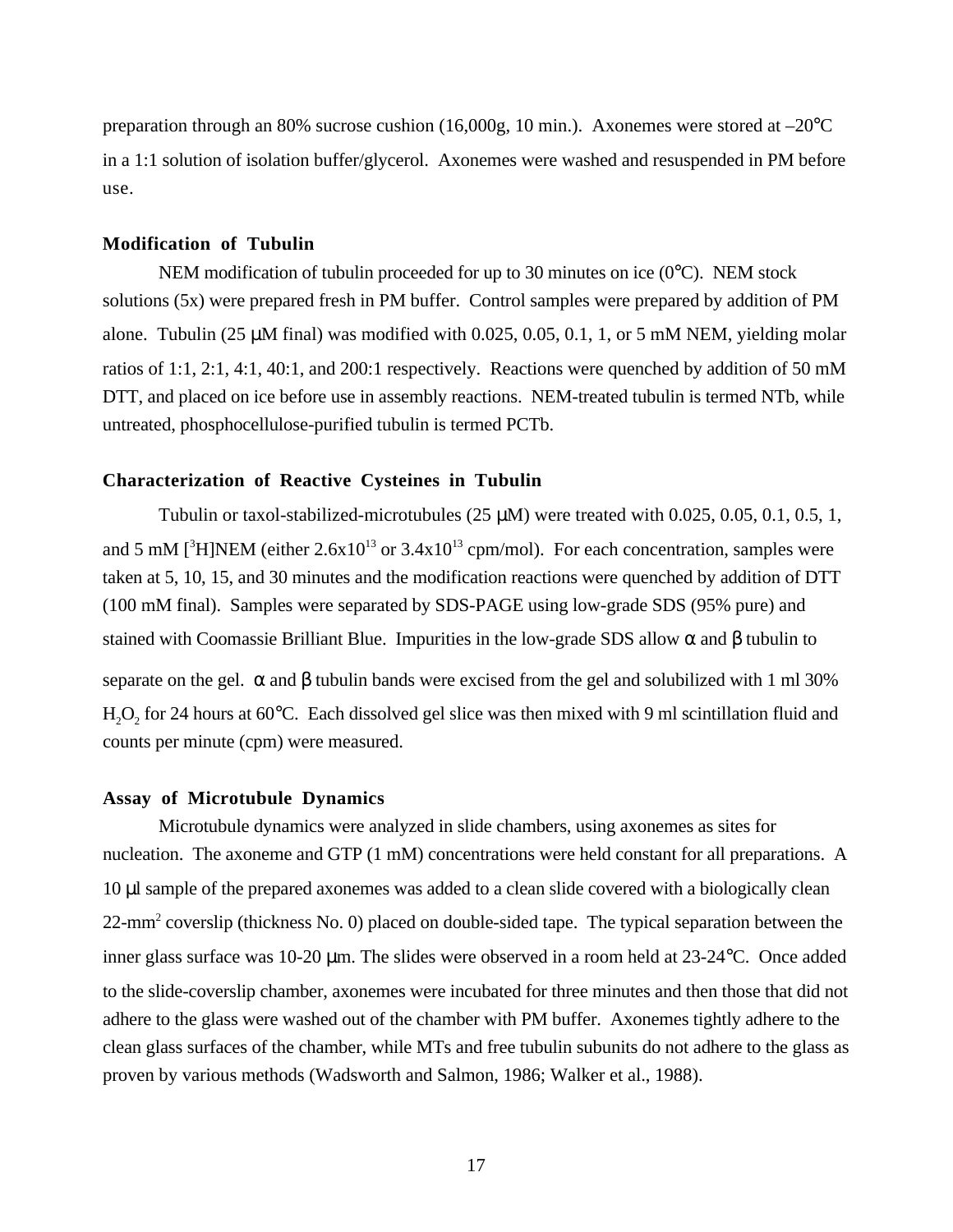preparation through an 80% sucrose cushion (16,000g, 10 min.). Axonemes were stored at –20°C in a 1:1 solution of isolation buffer/glycerol. Axonemes were washed and resuspended in PM before use.

### Modification of Tubulin

NEM modification of tubulin proceeded for up to 30 minutes on ice (0°C). NEM stock solutions (5x) were prepared fresh in PM buffer. Control samples were prepared by addition of PM alone. Tubulin (25 μM final) was modified with 0.025, 0.05, 0.1, 1, or 5 mM NEM, yielding molar ratios of 1:1, 2:1, 4:1, 40:1, and 200:1 respectively. Reactions were quenched by addition of 50 mM DTT, and placed on ice before use in assembly reactions. NEM-treated tubulin is termed NTb, while untreated, phosphocellulose-purified tubulin is termed PCTb.

### Characterization of Reactive Cysteines in Tubulin

Tubulin or taxol-stabilized-microtubules (25 μM) were treated with 0.025, 0.05, 0.1, 0.5, 1, and 5 mM [$^3$H]NEM (either $2.6 \times 10^{13}$ or $3.4 \times 10^{13}$ cpm/mol). For each concentration, samples were taken at 5, 10, 15, and 30 minutes and the modification reactions were quenched by addition of DTT (100 mM final). Samples were separated by SDS-PAGE using low-grade SDS (95% pure) and stained with Coomassie Brilliant Blue. Impurities in the low-grade SDS allow α and β tubulin to separate on the gel. α and β tubulin bands were excised from the gel and solubilized with 1 ml 30% $H_2O_2$ for 24 hours at 60°C. Each dissolved gel slice was then mixed with 9 ml scintillation fluid and counts per minute (cpm) were measured.

### Assay of Microtubule Dynamics

Microtubule dynamics were analyzed in slide chambers, using axonemes as sites for nucleation. The axoneme and GTP (1 mM) concentrations were held constant for all preparations. A 10 μl sample of the prepared axonemes was added to a clean slide covered with a biologically clean 22-mm$^2$ coverslip (thickness No. 0) placed on double-sided tape. The typical separation between the inner glass surface was 10-20 μm. The slides were observed in a room held at 23-24°C. Once added to the slide-coverslip chamber, axonemes were incubated for three minutes and then those that did not adhere to the glass were washed out of the chamber with PM buffer. Axonemes tightly adhere to the clean glass surfaces of the chamber, while MTs and free tubulin subunits do not adhere to the glass as proven by various methods (Wadsworth and Salmon, 1986; Walker et al., 1988).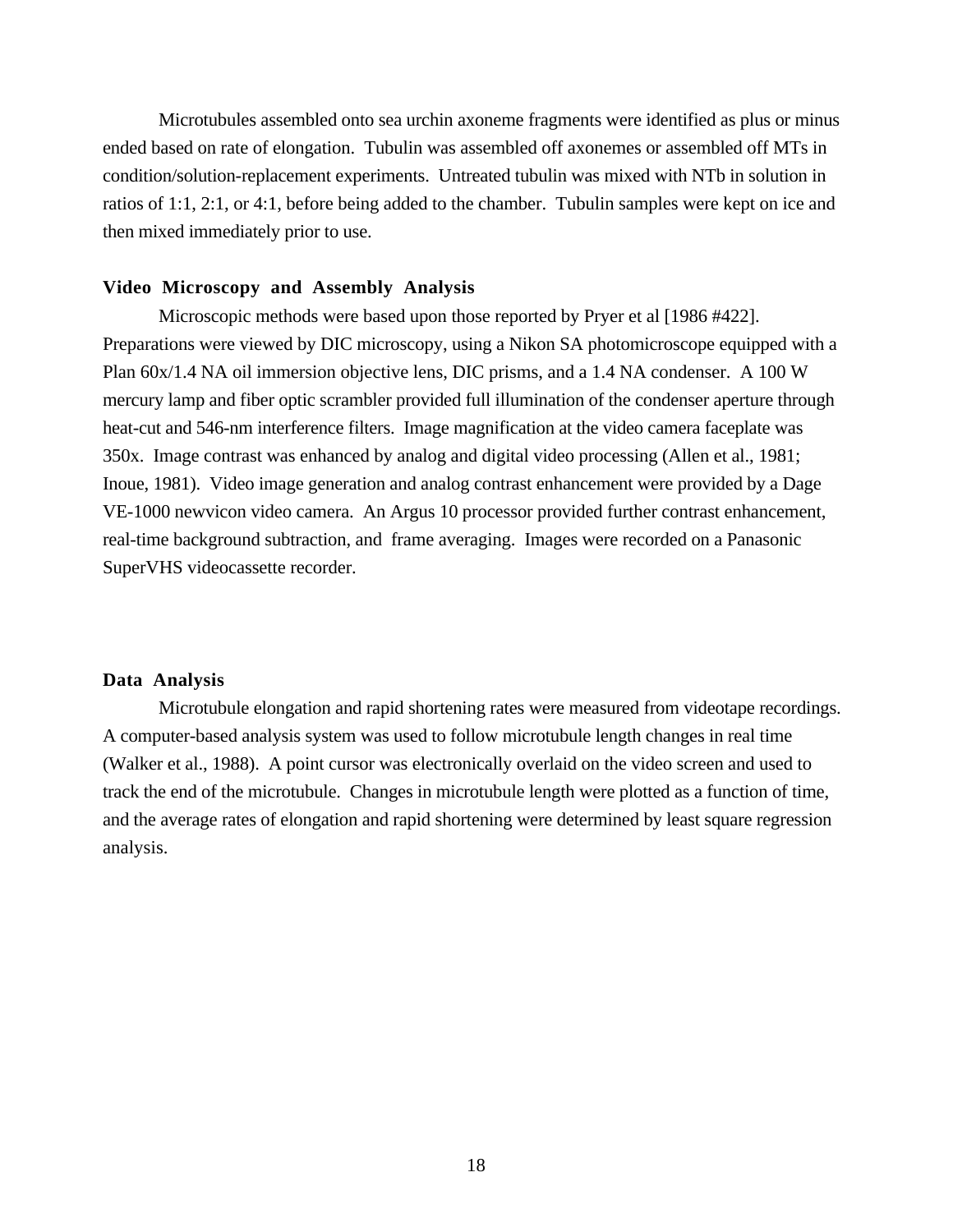Microtubules assembled onto sea urchin axoneme fragments were identified as plus or minus ended based on rate of elongation. Tubulin was assembled off axonemes or assembled off MTs in condition/solution-replacement experiments. Untreated tubulin was mixed with NTb in solution in ratios of 1:1, 2:1, or 4:1, before being added to the chamber. Tubulin samples were kept on ice and then mixed immediately prior to use.

### Video Microscopy and Assembly Analysis

Microscopic methods were based upon those reported by Pryer et al [1986 #422]. Preparations were viewed by DIC microscopy, using a Nikon SA photomicroscope equipped with a Plan 60x/1.4 NA oil immersion objective lens, DIC prisms, and a 1.4 NA condenser. A 100 W mercury lamp and fiber optic scrambler provided full illumination of the condenser aperture through heat-cut and 546-nm interference filters. Image magnification at the video camera faceplate was 350x. Image contrast was enhanced by analog and digital video processing (Allen et al., 1981; Inoue, 1981). Video image generation and analog contrast enhancement were provided by a Dage VE-1000 newvicon video camera. An Argus 10 processor provided further contrast enhancement, real-time background subtraction, and frame averaging. Images were recorded on a Panasonic SuperVHS videocassette recorder.

### Data Analysis

Microtubule elongation and rapid shortening rates were measured from videotape recordings. A computer-based analysis system was used to follow microtubule length changes in real time (Walker et al., 1988). A point cursor was electronically overlaid on the video screen and used to track the end of the microtubule. Changes in microtubule length were plotted as a function of time, and the average rates of elongation and rapid shortening were determined by least square regression analysis.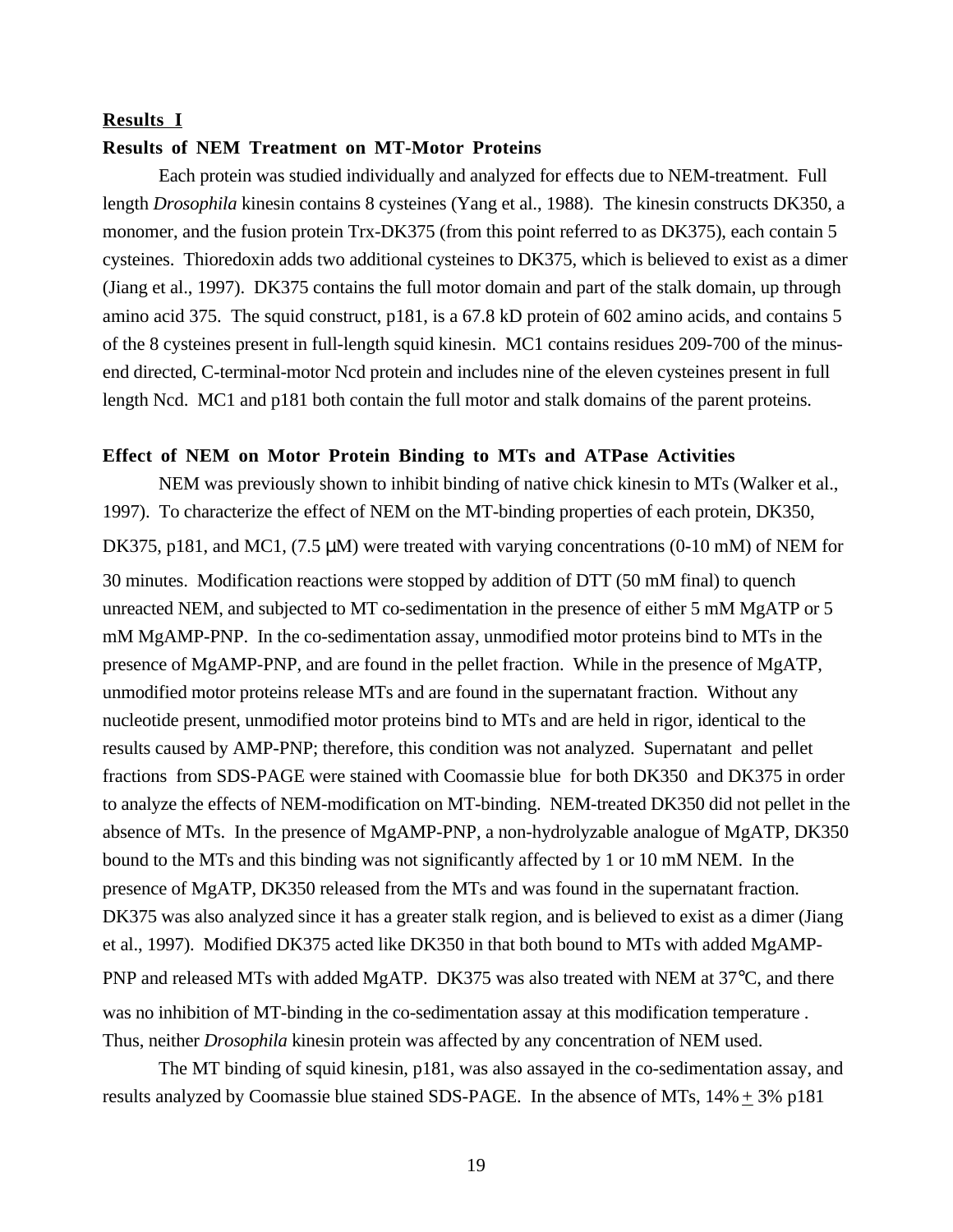**<u>Results I</u>**

**Results of NEM Treatment on MT-Motor Proteins**

Each protein was studied individually and analyzed for effects due to NEM-treatment. Full length *Drosophila* kinesin contains 8 cysteines (Yang et al., 1988). The kinesin constructs DK350, a monomer, and the fusion protein Trx-DK375 (from this point referred to as DK375), each contain 5 cysteines. Thioredoxin adds two additional cysteines to DK375, which is believed to exist as a dimer (Jiang et al., 1997). DK375 contains the full motor domain and part of the stalk domain, up through amino acid 375. The squid construct, p181, is a 67.8 kD protein of 602 amino acids, and contains 5 of the 8 cysteines present in full-length squid kinesin. MC1 contains residues 209-700 of the minus-end directed, C-terminal-motor Ncd protein and includes nine of the eleven cysteines present in full length Ncd. MC1 and p181 both contain the full motor and stalk domains of the parent proteins.

**Effect of NEM on Motor Protein Binding to MTs and ATPase Activities**

NEM was previously shown to inhibit binding of native chick kinesin to MTs (Walker et al., 1997). To characterize the effect of NEM on the MT-binding properties of each protein, DK350, DK375, p181, and MC1, (7.5 μM) were treated with varying concentrations (0-10 mM) of NEM for 30 minutes. Modification reactions were stopped by addition of DTT (50 mM final) to quench unreacted NEM, and subjected to MT co-sedimentation in the presence of either 5 mM MgATP or 5 mM MgAMP-PNP. In the co-sedimentation assay, unmodified motor proteins bind to MTs in the presence of MgAMP-PNP, and are found in the pellet fraction. While in the presence of MgATP, unmodified motor proteins release MTs and are found in the supernatant fraction. Without any nucleotide present, unmodified motor proteins bind to MTs and are held in rigor, identical to the results caused by AMP-PNP; therefore, this condition was not analyzed. Supernatant and pellet fractions from SDS-PAGE were stained with Coomassie blue for both DK350 and DK375 in order to analyze the effects of NEM-modification on MT-binding. NEM-treated DK350 did not pellet in the absence of MTs. In the presence of MgAMP-PNP, a non-hydrolyzable analogue of MgATP, DK350 bound to the MTs and this binding was not significantly affected by 1 or 10 mM NEM. In the presence of MgATP, DK350 released from the MTs and was found in the supernatant fraction. DK375 was also analyzed since it has a greater stalk region, and is believed to exist as a dimer (Jiang et al., 1997). Modified DK375 acted like DK350 in that both bound to MTs with added MgAMP-PNP and released MTs with added MgATP. DK375 was also treated with NEM at 37°C, and there was no inhibition of MT-binding in the co-sedimentation assay at this modification temperature . Thus, neither *Drosophila* kinesin protein was affected by any concentration of NEM used.

The MT binding of squid kinesin, p181, was also assayed in the co-sedimentation assay, and results analyzed by Coomassie blue stained SDS-PAGE. In the absence of MTs, 14% ± 3% p181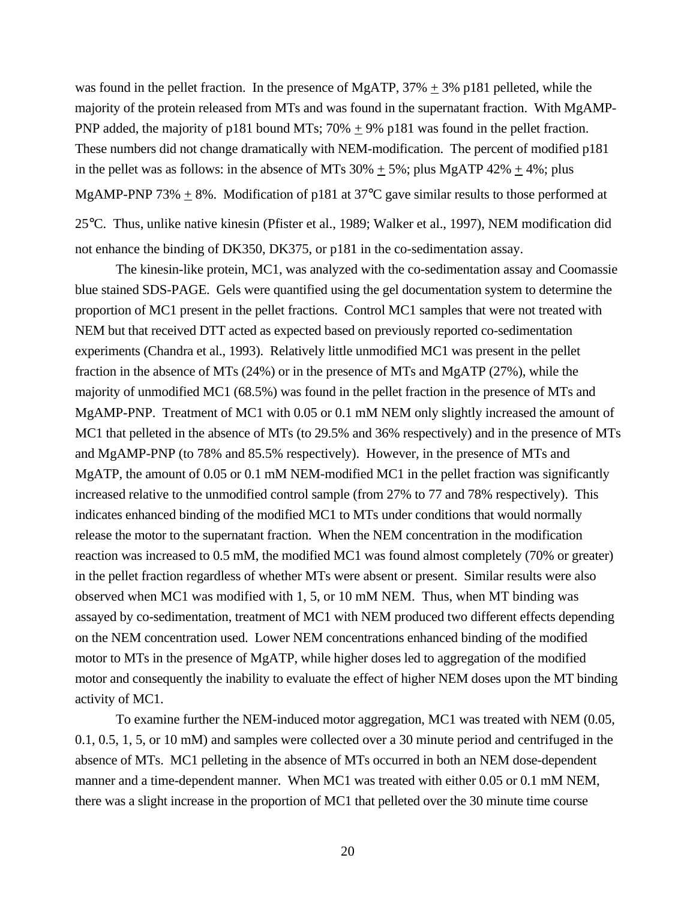was found in the pellet fraction. In the presence of MgATP, 37% $\pm$ 3% p181 pelleted, while the majority of the protein released from MTs and was found in the supernatant fraction. With MgAMP-PNP added, the majority of p181 bound MTs; 70% $\pm$ 9% p181 was found in the pellet fraction. These numbers did not change dramatically with NEM-modification. The percent of modified p181 in the pellet was as follows: in the absence of MTs 30% $\pm$ 5%; plus MgATP 42% $\pm$ 4%; plus MgAMP-PNP 73% $\pm$ 8%. Modification of p181 at 37°C gave similar results to those performed at 25°C. Thus, unlike native kinesin (Pfister et al., 1989; Walker et al., 1997), NEM modification did not enhance the binding of DK350, DK375, or p181 in the co-sedimentation assay.

The kinesin-like protein, MC1, was analyzed with the co-sedimentation assay and Coomassie blue stained SDS-PAGE. Gels were quantified using the gel documentation system to determine the proportion of MC1 present in the pellet fractions. Control MC1 samples that were not treated with NEM but that received DTT acted as expected based on previously reported co-sedimentation experiments (Chandra et al., 1993). Relatively little unmodified MC1 was present in the pellet fraction in the absence of MTs (24%) or in the presence of MTs and MgATP (27%), while the majority of unmodified MC1 (68.5%) was found in the pellet fraction in the presence of MTs and MgAMP-PNP. Treatment of MC1 with 0.05 or 0.1 mM NEM only slightly increased the amount of MC1 that pelleted in the absence of MTs (to 29.5% and 36% respectively) and in the presence of MTs and MgAMP-PNP (to 78% and 85.5% respectively). However, in the presence of MTs and MgATP, the amount of 0.05 or 0.1 mM NEM-modified MC1 in the pellet fraction was significantly increased relative to the unmodified control sample (from 27% to 77 and 78% respectively). This indicates enhanced binding of the modified MC1 to MTs under conditions that would normally release the motor to the supernatant fraction. When the NEM concentration in the modification reaction was increased to 0.5 mM, the modified MC1 was found almost completely (70% or greater) in the pellet fraction regardless of whether MTs were absent or present. Similar results were also observed when MC1 was modified with 1, 5, or 10 mM NEM. Thus, when MT binding was assayed by co-sedimentation, treatment of MC1 with NEM produced two different effects depending on the NEM concentration used. Lower NEM concentrations enhanced binding of the modified motor to MTs in the presence of MgATP, while higher doses led to aggregation of the modified motor and consequently the inability to evaluate the effect of higher NEM doses upon the MT binding activity of MC1.

To examine further the NEM-induced motor aggregation, MC1 was treated with NEM (0.05, 0.1, 0.5, 1, 5, or 10 mM) and samples were collected over a 30 minute period and centrifuged in the absence of MTs. MC1 pelleting in the absence of MTs occurred in both an NEM dose-dependent manner and a time-dependent manner. When MC1 was treated with either 0.05 or 0.1 mM NEM, there was a slight increase in the proportion of MC1 that pelleted over the 30 minute time course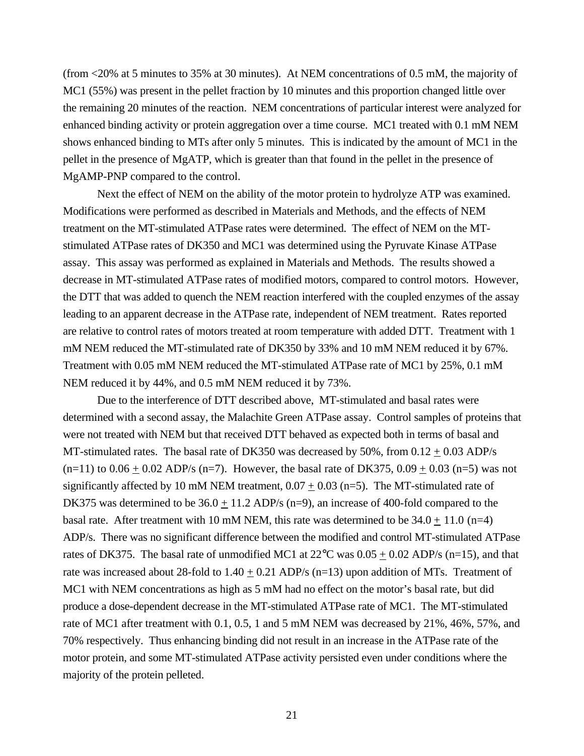(from <20% at 5 minutes to 35% at 30 minutes). At NEM concentrations of 0.5 mM, the majority of MC1 (55%) was present in the pellet fraction by 10 minutes and this proportion changed little over the remaining 20 minutes of the reaction. NEM concentrations of particular interest were analyzed for enhanced binding activity or protein aggregation over a time course. MC1 treated with 0.1 mM NEM shows enhanced binding to MTs after only 5 minutes. This is indicated by the amount of MC1 in the pellet in the presence of MgATP, which is greater than that found in the pellet in the presence of MgAMP-PNP compared to the control.

Next the effect of NEM on the ability of the motor protein to hydrolyze ATP was examined. Modifications were performed as described in Materials and Methods, and the effects of NEM treatment on the MT-stimulated ATPase rates were determined. The effect of NEM on the MT-stimulated ATPase rates of DK350 and MC1 was determined using the Pyruvate Kinase ATPase assay. This assay was performed as explained in Materials and Methods. The results showed a decrease in MT-stimulated ATPase rates of modified motors, compared to control motors. However, the DTT that was added to quench the NEM reaction interfered with the coupled enzymes of the assay leading to an apparent decrease in the ATPase rate, independent of NEM treatment. Rates reported are relative to control rates of motors treated at room temperature with added DTT. Treatment with 1 mM NEM reduced the MT-stimulated rate of DK350 by 33% and 10 mM NEM reduced it by 67%. Treatment with 0.05 mM NEM reduced the MT-stimulated ATPase rate of MC1 by 25%, 0.1 mM NEM reduced it by 44%, and 0.5 mM NEM reduced it by 73%.

Due to the interference of DTT described above, MT-stimulated and basal rates were determined with a second assay, the Malachite Green ATPase assay. Control samples of proteins that were not treated with NEM but that received DTT behaved as expected both in terms of basal and MT-stimulated rates. The basal rate of DK350 was decreased by 50%, from $0.12 \pm 0.03$ ADP/s (n=11) to $0.06 \pm 0.02$ ADP/s (n=7). However, the basal rate of DK375, $0.09 \pm 0.03$ (n=5) was not significantly affected by 10 mM NEM treatment, $0.07 \pm 0.03$ (n=5). The MT-stimulated rate of DK375 was determined to be $36.0 \pm 11.2$ ADP/s (n=9), an increase of 400-fold compared to the basal rate. After treatment with 10 mM NEM, this rate was determined to be $34.0 \pm 11.0$ (n=4) ADP/s. There was no significant difference between the modified and control MT-stimulated ATPase rates of DK375. The basal rate of unmodified MC1 at 22°C was $0.05 \pm 0.02$ ADP/s (n=15), and that rate was increased about 28-fold to $1.40 \pm 0.21$ ADP/s (n=13) upon addition of MTs. Treatment of MC1 with NEM concentrations as high as 5 mM had no effect on the motor's basal rate, but did produce a dose-dependent decrease in the MT-stimulated ATPase rate of MC1. The MT-stimulated rate of MC1 after treatment with 0.1, 0.5, 1 and 5 mM NEM was decreased by 21%, 46%, 57%, and 70% respectively. Thus enhancing binding did not result in an increase in the ATPase rate of the motor protein, and some MT-stimulated ATPase activity persisted even under conditions where the majority of the protein pelleted.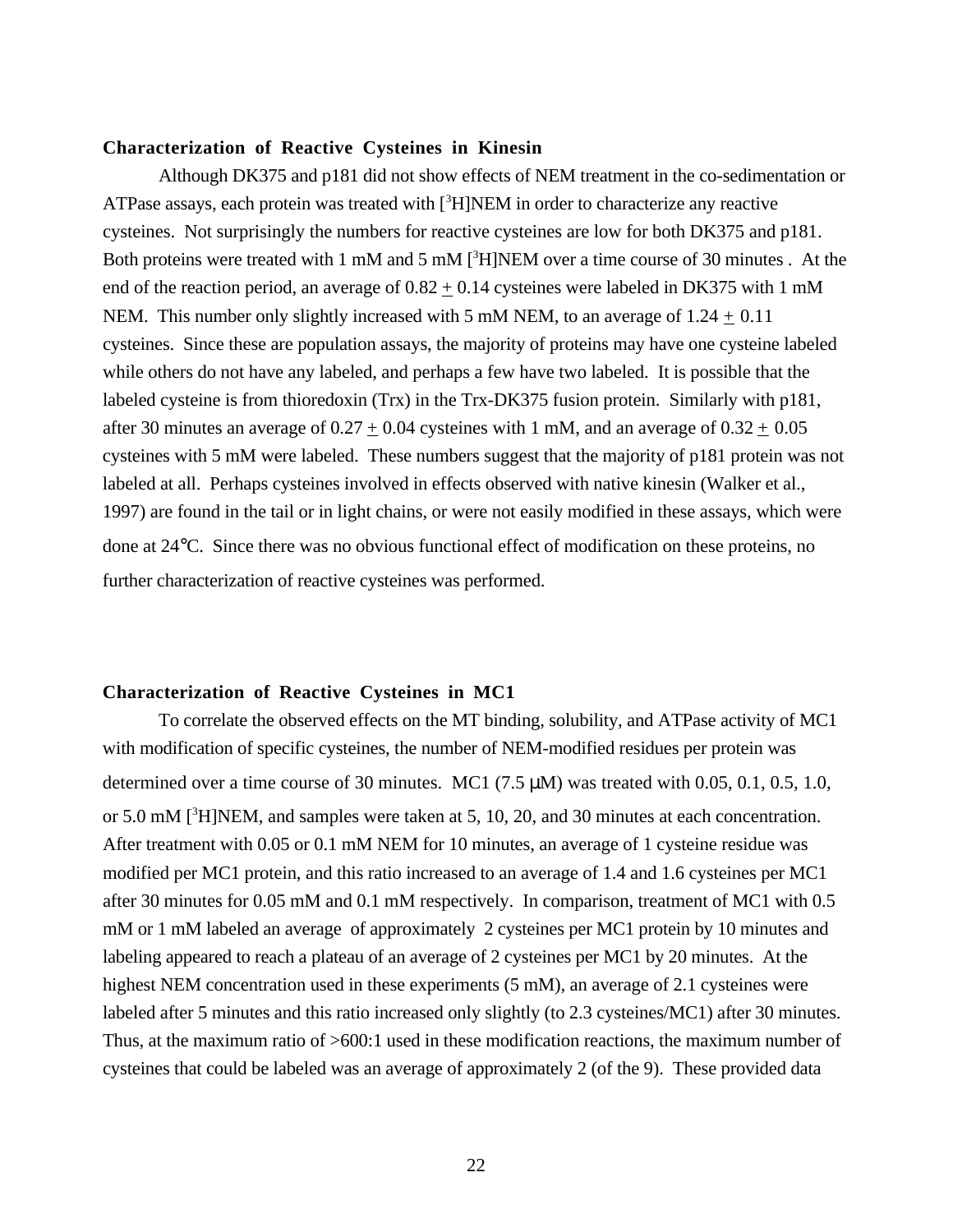**Characterization of Reactive Cysteines in Kinesin**

Although DK375 and p181 did not show effects of NEM treatment in the co-sedimentation or ATPase assays, each protein was treated with [$^3$H]NEM in order to characterize any reactive cysteines. Not surprisingly the numbers for reactive cysteines are low for both DK375 and p181. Both proteins were treated with 1 mM and 5 mM [$^3$H]NEM over a time course of 30 minutes . At the end of the reaction period, an average of 0.82 $\pm$ 0.14 cysteines were labeled in DK375 with 1 mM NEM. This number only slightly increased with 5 mM NEM, to an average of 1.24 $\pm$ 0.11 cysteines. Since these are population assays, the majority of proteins may have one cysteine labeled while others do not have any labeled, and perhaps a few have two labeled. It is possible that the labeled cysteine is from thioredoxin (Trx) in the Trx-DK375 fusion protein. Similarly with p181, after 30 minutes an average of 0.27 $\pm$ 0.04 cysteines with 1 mM, and an average of 0.32 $\pm$ 0.05 cysteines with 5 mM were labeled. These numbers suggest that the majority of p181 protein was not labeled at all. Perhaps cysteines involved in effects observed with native kinesin (Walker et al., 1997) are found in the tail or in light chains, or were not easily modified in these assays, which were done at 24°C. Since there was no obvious functional effect of modification on these proteins, no further characterization of reactive cysteines was performed.

**Characterization of Reactive Cysteines in MC1**

To correlate the observed effects on the MT binding, solubility, and ATPase activity of MC1 with modification of specific cysteines, the number of NEM-modified residues per protein was determined over a time course of 30 minutes. MC1 (7.5 μM) was treated with 0.05, 0.1, 0.5, 1.0, or 5.0 mM [$^3$H]NEM, and samples were taken at 5, 10, 20, and 30 minutes at each concentration. After treatment with 0.05 or 0.1 mM NEM for 10 minutes, an average of 1 cysteine residue was modified per MC1 protein, and this ratio increased to an average of 1.4 and 1.6 cysteines per MC1 after 30 minutes for 0.05 mM and 0.1 mM respectively. In comparison, treatment of MC1 with 0.5 mM or 1 mM labeled an average of approximately 2 cysteines per MC1 protein by 10 minutes and labeling appeared to reach a plateau of an average of 2 cysteines per MC1 by 20 minutes. At the highest NEM concentration used in these experiments (5 mM), an average of 2.1 cysteines were labeled after 5 minutes and this ratio increased only slightly (to 2.3 cysteines/MC1) after 30 minutes. Thus, at the maximum ratio of >600:1 used in these modification reactions, the maximum number of cysteines that could be labeled was an average of approximately 2 (of the 9). These provided data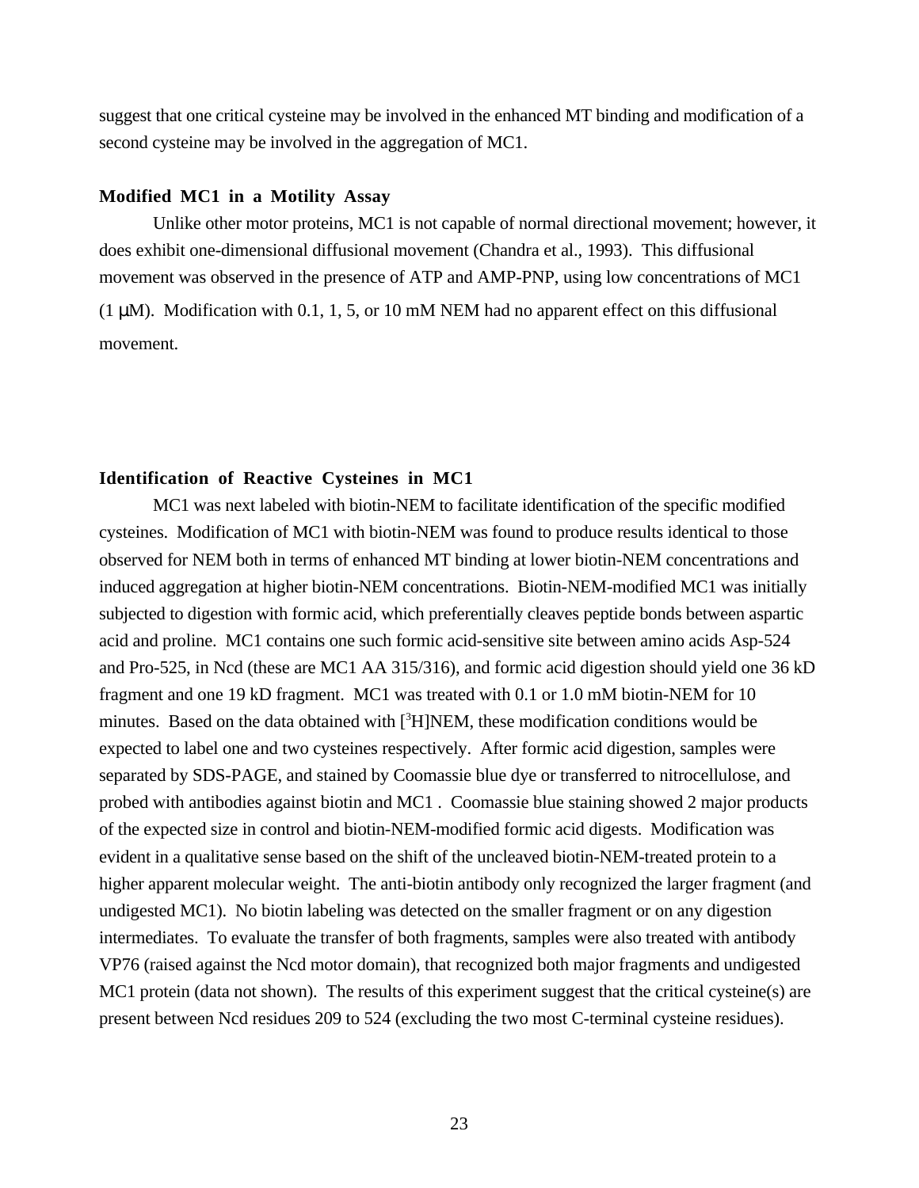suggest that one critical cysteine may be involved in the enhanced MT binding and modification of a second cysteine may be involved in the aggregation of MC1.

### Modified MC1 in a Motility Assay

Unlike other motor proteins, MC1 is not capable of normal directional movement; however, it does exhibit one-dimensional diffusional movement (Chandra et al., 1993). This diffusional movement was observed in the presence of ATP and AMP-PNP, using low concentrations of MC1 (1 μM). Modification with 0.1, 1, 5, or 10 mM NEM had no apparent effect on this diffusional movement.

### Identification of Reactive Cysteines in MC1

MC1 was next labeled with biotin-NEM to facilitate identification of the specific modified cysteines. Modification of MC1 with biotin-NEM was found to produce results identical to those observed for NEM both in terms of enhanced MT binding at lower biotin-NEM concentrations and induced aggregation at higher biotin-NEM concentrations. Biotin-NEM-modified MC1 was initially subjected to digestion with formic acid, which preferentially cleaves peptide bonds between aspartic acid and proline. MC1 contains one such formic acid-sensitive site between amino acids Asp-524 and Pro-525, in Ncd (these are MC1 AA 315/316), and formic acid digestion should yield one 36 kD fragment and one 19 kD fragment. MC1 was treated with 0.1 or 1.0 mM biotin-NEM for 10 minutes. Based on the data obtained with [$^3$H]NEM, these modification conditions would be expected to label one and two cysteines respectively. After formic acid digestion, samples were separated by SDS-PAGE, and stained by Coomassie blue dye or transferred to nitrocellulose, and probed with antibodies against biotin and MC1 . Coomassie blue staining showed 2 major products of the expected size in control and biotin-NEM-modified formic acid digests. Modification was evident in a qualitative sense based on the shift of the uncleaved biotin-NEM-treated protein to a higher apparent molecular weight. The anti-biotin antibody only recognized the larger fragment (and undigested MC1). No biotin labeling was detected on the smaller fragment or on any digestion intermediates. To evaluate the transfer of both fragments, samples were also treated with antibody VP76 (raised against the Ncd motor domain), that recognized both major fragments and undigested MC1 protein (data not shown). The results of this experiment suggest that the critical cysteine(s) are present between Ncd residues 209 to 524 (excluding the two most C-terminal cysteine residues).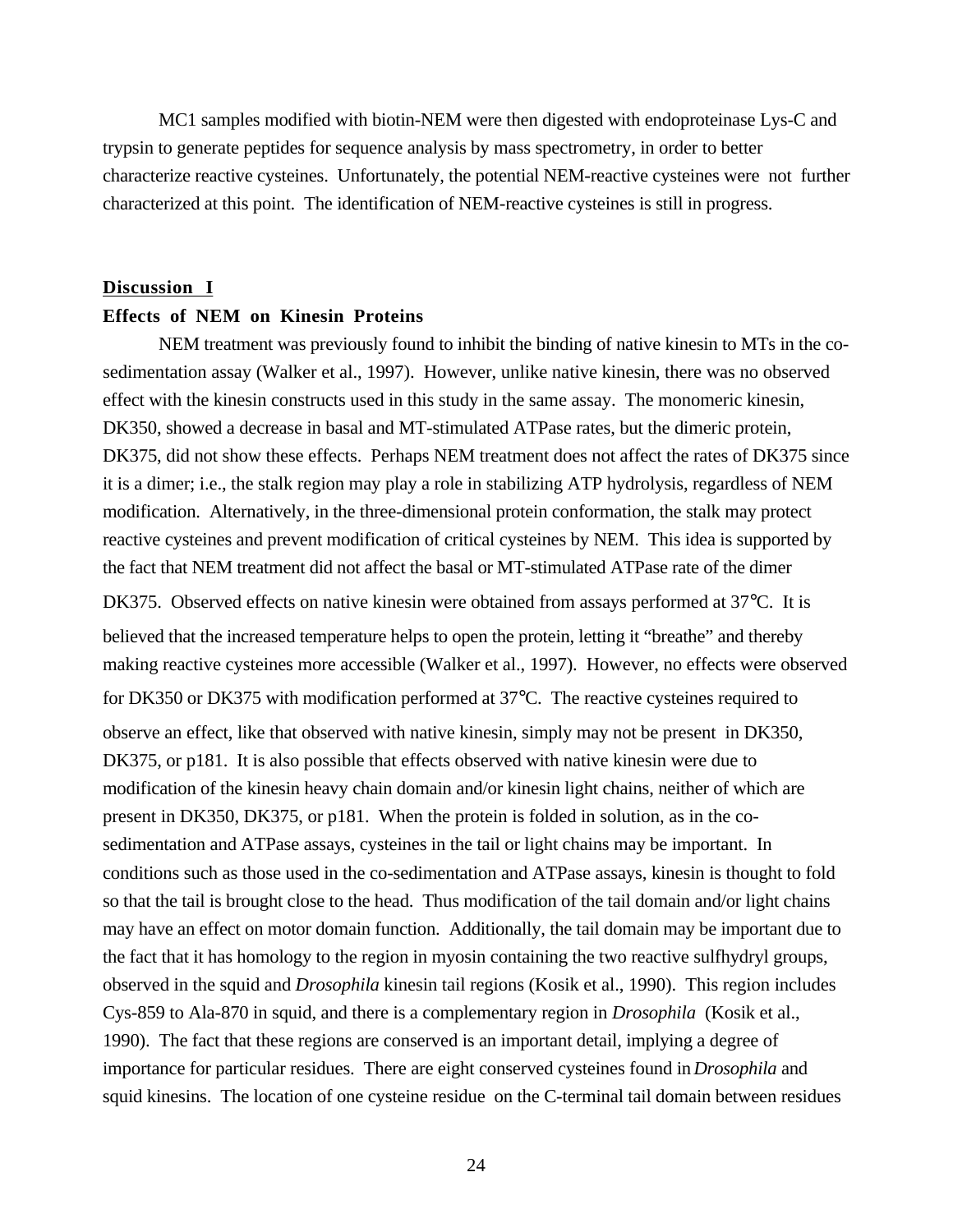MC1 samples modified with biotin-NEM were then digested with endoproteinase Lys-C and trypsin to generate peptides for sequence analysis by mass spectrometry, in order to better characterize reactive cysteines. Unfortunately, the potential NEM-reactive cysteines were not further characterized at this point. The identification of NEM-reactive cysteines is still in progress.

## Discussion I

### Effects of NEM on Kinesin Proteins

NEM treatment was previously found to inhibit the binding of native kinesin to MTs in the co-sedimentation assay (Walker et al., 1997). However, unlike native kinesin, there was no observed effect with the kinesin constructs used in this study in the same assay. The monomeric kinesin, DK350, showed a decrease in basal and MT-stimulated ATPase rates, but the dimeric protein, DK375, did not show these effects. Perhaps NEM treatment does not affect the rates of DK375 since it is a dimer; i.e., the stalk region may play a role in stabilizing ATP hydrolysis, regardless of NEM modification. Alternatively, in the three-dimensional protein conformation, the stalk may protect reactive cysteines and prevent modification of critical cysteines by NEM. This idea is supported by the fact that NEM treatment did not affect the basal or MT-stimulated ATPase rate of the dimer DK375. Observed effects on native kinesin were obtained from assays performed at 37°C. It is believed that the increased temperature helps to open the protein, letting it "breathe" and thereby making reactive cysteines more accessible (Walker et al., 1997). However, no effects were observed for DK350 or DK375 with modification performed at 37°C. The reactive cysteines required to observe an effect, like that observed with native kinesin, simply may not be present in DK350, DK375, or p181. It is also possible that effects observed with native kinesin were due to modification of the kinesin heavy chain domain and/or kinesin light chains, neither of which are present in DK350, DK375, or p181. When the protein is folded in solution, as in the co-sedimentation and ATPase assays, cysteines in the tail or light chains may be important. In conditions such as those used in the co-sedimentation and ATPase assays, kinesin is thought to fold so that the tail is brought close to the head. Thus modification of the tail domain and/or light chains may have an effect on motor domain function. Additionally, the tail domain may be important due to the fact that it has homology to the region in myosin containing the two reactive sulfhydryl groups, observed in the squid and *Drosophila* kinesin tail regions (Kosik et al., 1990). This region includes Cys-859 to Ala-870 in squid, and there is a complementary region in *Drosophila* (Kosik et al., 1990). The fact that these regions are conserved is an important detail, implying a degree of importance for particular residues. There are eight conserved cysteines found in *Drosophila* and squid kinesins. The location of one cysteine residue on the C-terminal tail domain between residues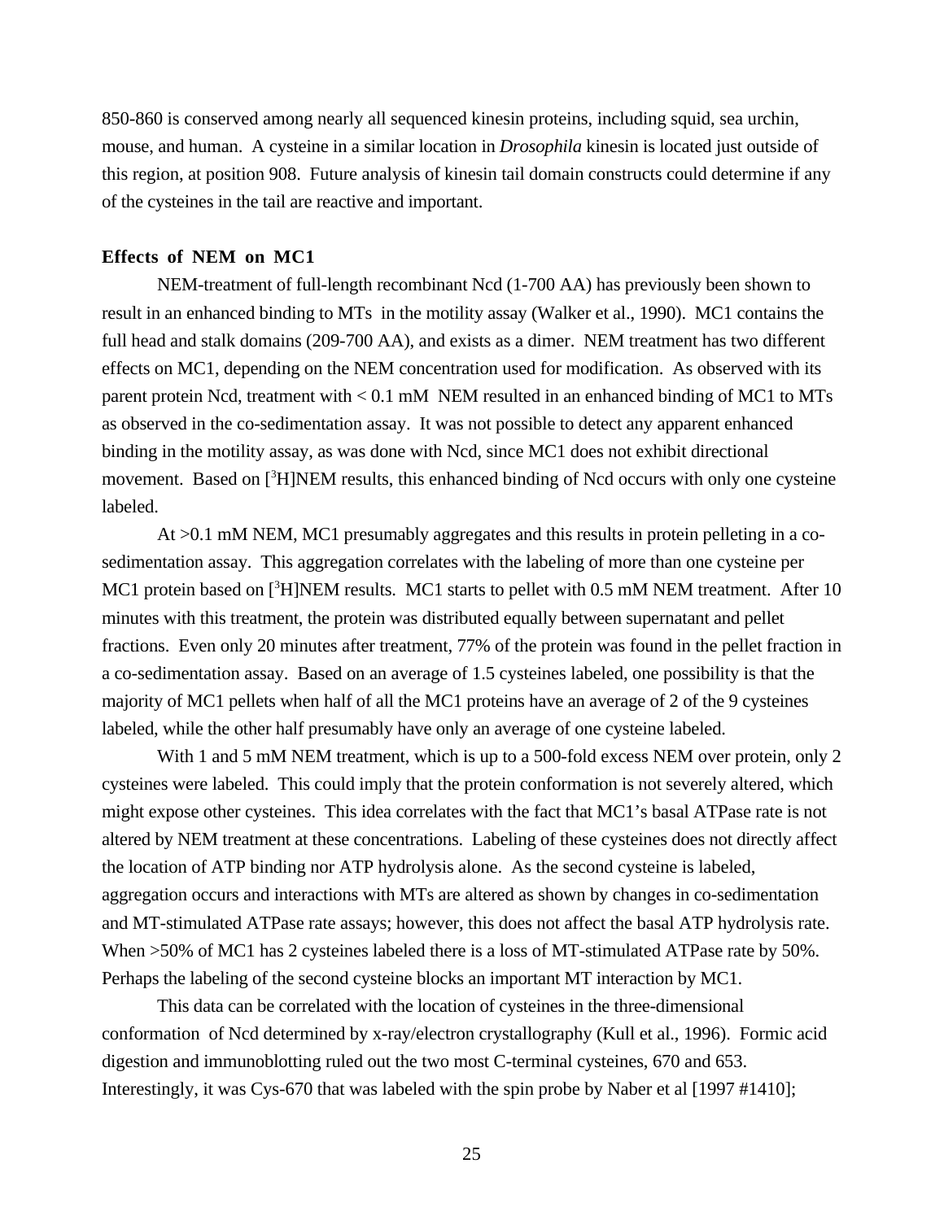850-860 is conserved among nearly all sequenced kinesin proteins, including squid, sea urchin, mouse, and human. A cysteine in a similar location in *Drosophila* kinesin is located just outside of this region, at position 908. Future analysis of kinesin tail domain constructs could determine if any of the cysteines in the tail are reactive and important.

**Effects of NEM on MC1**

NEM-treatment of full-length recombinant Ncd (1-700 AA) has previously been shown to result in an enhanced binding to MTs in the motility assay (Walker et al., 1990). MC1 contains the full head and stalk domains (209-700 AA), and exists as a dimer. NEM treatment has two different effects on MC1, depending on the NEM concentration used for modification. As observed with its parent protein Ncd, treatment with < 0.1 mM NEM resulted in an enhanced binding of MC1 to MTs as observed in the co-sedimentation assay. It was not possible to detect any apparent enhanced binding in the motility assay, as was done with Ncd, since MC1 does not exhibit directional movement. Based on [$^3$H]NEM results, this enhanced binding of Ncd occurs with only one cysteine labeled.

At >0.1 mM NEM, MC1 presumably aggregates and this results in protein pelleting in a co-sedimentation assay. This aggregation correlates with the labeling of more than one cysteine per MC1 protein based on [$^3$H]NEM results. MC1 starts to pellet with 0.5 mM NEM treatment. After 10 minutes with this treatment, the protein was distributed equally between supernatant and pellet fractions. Even only 20 minutes after treatment, 77% of the protein was found in the pellet fraction in a co-sedimentation assay. Based on an average of 1.5 cysteines labeled, one possibility is that the majority of MC1 pellets when half of all the MC1 proteins have an average of 2 of the 9 cysteines labeled, while the other half presumably have only an average of one cysteine labeled.

With 1 and 5 mM NEM treatment, which is up to a 500-fold excess NEM over protein, only 2 cysteines were labeled. This could imply that the protein conformation is not severely altered, which might expose other cysteines. This idea correlates with the fact that MC1's basal ATPase rate is not altered by NEM treatment at these concentrations. Labeling of these cysteines does not directly affect the location of ATP binding nor ATP hydrolysis alone. As the second cysteine is labeled, aggregation occurs and interactions with MTs are altered as shown by changes in co-sedimentation and MT-stimulated ATPase rate assays; however, this does not affect the basal ATP hydrolysis rate. When >50% of MC1 has 2 cysteines labeled there is a loss of MT-stimulated ATPase rate by 50%. Perhaps the labeling of the second cysteine blocks an important MT interaction by MC1.

This data can be correlated with the location of cysteines in the three-dimensional conformation of Ncd determined by x-ray/electron crystallography (Kull et al., 1996). Formic acid digestion and immunoblotting ruled out the two most C-terminal cysteines, 670 and 653. Interestingly, it was Cys-670 that was labeled with the spin probe by Naber et al [1997 #1410];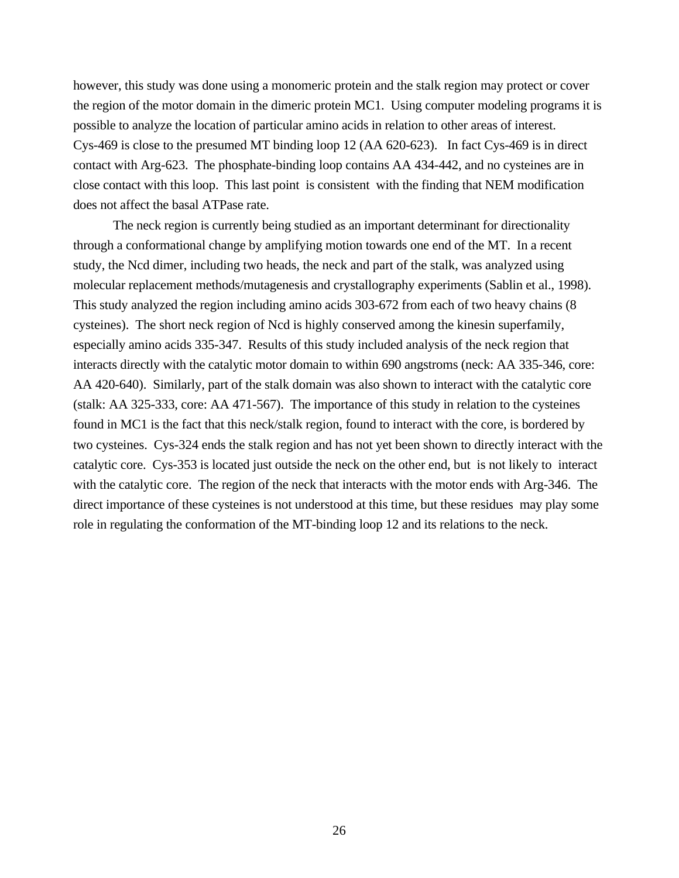however, this study was done using a monomeric protein and the stalk region may protect or cover the region of the motor domain in the dimeric protein MC1. Using computer modeling programs it is possible to analyze the location of particular amino acids in relation to other areas of interest. Cys-469 is close to the presumed MT binding loop 12 (AA 620-623). In fact Cys-469 is in direct contact with Arg-623. The phosphate-binding loop contains AA 434-442, and no cysteines are in close contact with this loop. This last point is consistent with the finding that NEM modification does not affect the basal ATPase rate.

The neck region is currently being studied as an important determinant for directionality through a conformational change by amplifying motion towards one end of the MT. In a recent study, the Ncd dimer, including two heads, the neck and part of the stalk, was analyzed using molecular replacement methods/mutagenesis and crystallography experiments (Sablin et al., 1998). This study analyzed the region including amino acids 303-672 from each of two heavy chains (8 cysteines). The short neck region of Ncd is highly conserved among the kinesin superfamily, especially amino acids 335-347. Results of this study included analysis of the neck region that interacts directly with the catalytic motor domain to within 690 angstroms (neck: AA 335-346, core: AA 420-640). Similarly, part of the stalk domain was also shown to interact with the catalytic core (stalk: AA 325-333, core: AA 471-567). The importance of this study in relation to the cysteines found in MC1 is the fact that this neck/stalk region, found to interact with the core, is bordered by two cysteines. Cys-324 ends the stalk region and has not yet been shown to directly interact with the catalytic core. Cys-353 is located just outside the neck on the other end, but is not likely to interact with the catalytic core. The region of the neck that interacts with the motor ends with Arg-346. The direct importance of these cysteines is not understood at this time, but these residues may play some role in regulating the conformation of the MT-binding loop 12 and its relations to the neck.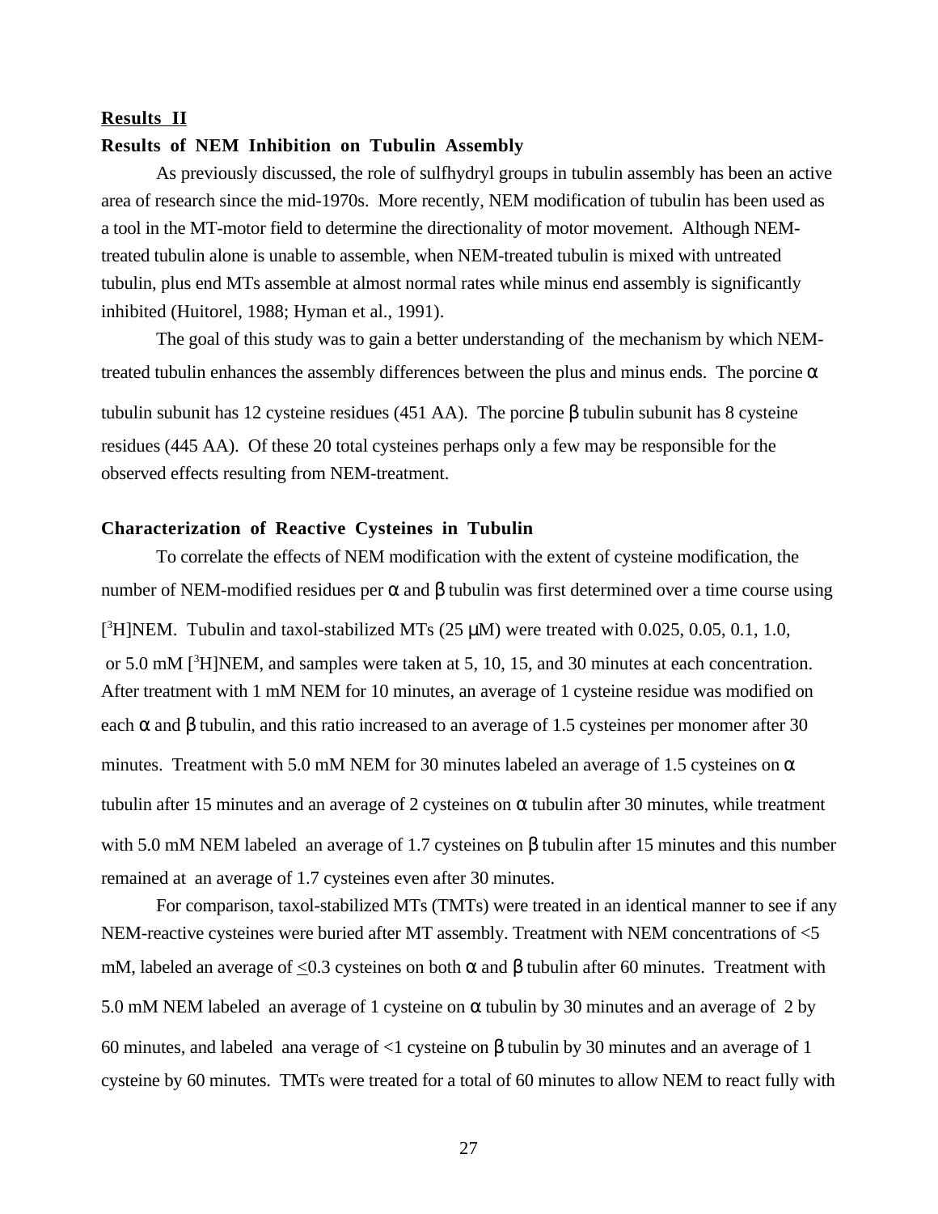**Results II**

**Results of NEM Inhibition on Tubulin Assembly**

As previously discussed, the role of sulfhydryl groups in tubulin assembly has been an active area of research since the mid-1970s. More recently, NEM modification of tubulin has been used as a tool in the MT-motor field to determine the directionality of motor movement. Although NEM-treated tubulin alone is unable to assemble, when NEM-treated tubulin is mixed with untreated tubulin, plus end MTs assemble at almost normal rates while minus end assembly is significantly inhibited (Huitorel, 1988; Hyman et al., 1991).

The goal of this study was to gain a better understanding of the mechanism by which NEM-treated tubulin enhances the assembly differences between the plus and minus ends. The porcine α tubulin subunit has 12 cysteine residues (451 AA). The porcine β tubulin subunit has 8 cysteine residues (445 AA). Of these 20 total cysteines perhaps only a few may be responsible for the observed effects resulting from NEM-treatment.

**Characterization of Reactive Cysteines in Tubulin**

To correlate the effects of NEM modification with the extent of cysteine modification, the number of NEM-modified residues per α and β tubulin was first determined over a time course using $[^3H]$NEM. Tubulin and taxol-stabilized MTs (25 μM) were treated with 0.025, 0.05, 0.1, 1.0, or 5.0 mM $[^3H]$NEM, and samples were taken at 5, 10, 15, and 30 minutes at each concentration. After treatment with 1 mM NEM for 10 minutes, an average of 1 cysteine residue was modified on each α and β tubulin, and this ratio increased to an average of 1.5 cysteines per monomer after 30 minutes. Treatment with 5.0 mM NEM for 30 minutes labeled an average of 1.5 cysteines on α tubulin after 15 minutes and an average of 2 cysteines on α tubulin after 30 minutes, while treatment with 5.0 mM NEM labeled an average of 1.7 cysteines on β tubulin after 15 minutes and this number remained at an average of 1.7 cysteines even after 30 minutes.

For comparison, taxol-stabilized MTs (TMTs) were treated in an identical manner to see if any NEM-reactive cysteines were buried after MT assembly. Treatment with NEM concentrations of <5 mM, labeled an average of ≤0.3 cysteines on both α and β tubulin after 60 minutes. Treatment with 5.0 mM NEM labeled an average of 1 cysteine on α tubulin by 30 minutes and an average of 2 by 60 minutes, and labeled ana verage of <1 cysteine on β tubulin by 30 minutes and an average of 1 cysteine by 60 minutes. TMTs were treated for a total of 60 minutes to allow NEM to react fully with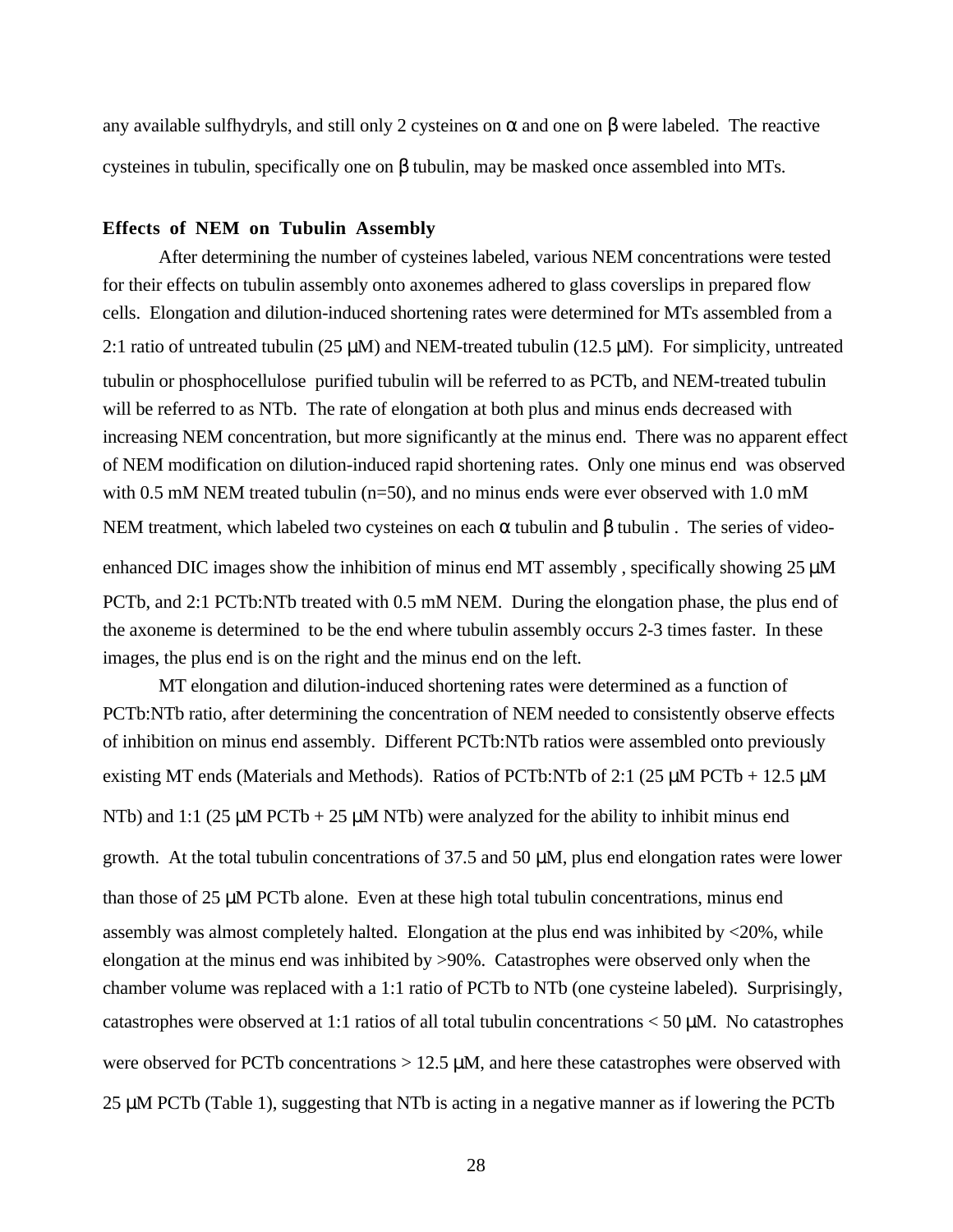any available sulfhydryls, and still only 2 cysteines on α and one on β were labeled. The reactive cysteines in tubulin, specifically one on β tubulin, may be masked once assembled into MTs.

**Effects of NEM on Tubulin Assembly**

After determining the number of cysteines labeled, various NEM concentrations were tested for their effects on tubulin assembly onto axonemes adhered to glass coverslips in prepared flow cells. Elongation and dilution-induced shortening rates were determined for MTs assembled from a 2:1 ratio of untreated tubulin (25 μM) and NEM-treated tubulin (12.5 μM). For simplicity, untreated tubulin or phosphocellulose purified tubulin will be referred to as PCTb, and NEM-treated tubulin will be referred to as NTb. The rate of elongation at both plus and minus ends decreased with increasing NEM concentration, but more significantly at the minus end. There was no apparent effect of NEM modification on dilution-induced rapid shortening rates. Only one minus end was observed with 0.5 mM NEM treated tubulin (n=50), and no minus ends were ever observed with 1.0 mM NEM treatment, which labeled two cysteines on each α tubulin and β tubulin . The series of video-enhanced DIC images show the inhibition of minus end MT assembly , specifically showing 25 μM PCTb, and 2:1 PCTb:NTb treated with 0.5 mM NEM. During the elongation phase, the plus end of the axoneme is determined to be the end where tubulin assembly occurs 2-3 times faster. In these images, the plus end is on the right and the minus end on the left.

MT elongation and dilution-induced shortening rates were determined as a function of PCTb:NTb ratio, after determining the concentration of NEM needed to consistently observe effects of inhibition on minus end assembly. Different PCTb:NTb ratios were assembled onto previously existing MT ends (Materials and Methods). Ratios of PCTb:NTb of 2:1 (25 μM PCTb + 12.5 μM NTb) and 1:1 (25 μM PCTb + 25 μM NTb) were analyzed for the ability to inhibit minus end growth. At the total tubulin concentrations of 37.5 and 50 μM, plus end elongation rates were lower than those of 25 μM PCTb alone. Even at these high total tubulin concentrations, minus end assembly was almost completely halted. Elongation at the plus end was inhibited by <20%, while elongation at the minus end was inhibited by >90%. Catastrophes were observed only when the chamber volume was replaced with a 1:1 ratio of PCTb to NTb (one cysteine labeled). Surprisingly, catastrophes were observed at 1:1 ratios of all total tubulin concentrations < 50 μM. No catastrophes were observed for PCTb concentrations > 12.5 μM, and here these catastrophes were observed with 25 μM PCTb (Table 1), suggesting that NTb is acting in a negative manner as if lowering the PCTb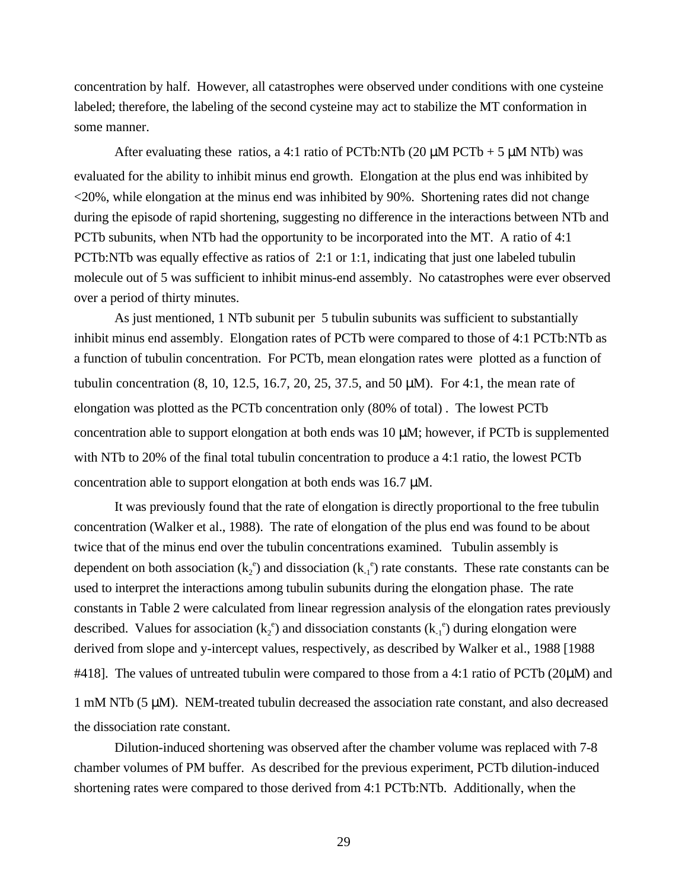concentration by half. However, all catastrophes were observed under conditions with one cysteine labeled; therefore, the labeling of the second cysteine may act to stabilize the MT conformation in some manner.

After evaluating these ratios, a 4:1 ratio of PCTb:NTb (20 μM PCTb + 5 μM NTb) was evaluated for the ability to inhibit minus end growth. Elongation at the plus end was inhibited by <20%, while elongation at the minus end was inhibited by 90%. Shortening rates did not change during the episode of rapid shortening, suggesting no difference in the interactions between NTb and PCTb subunits, when NTb had the opportunity to be incorporated into the MT. A ratio of 4:1 PCTb:NTb was equally effective as ratios of 2:1 or 1:1, indicating that just one labeled tubulin molecule out of 5 was sufficient to inhibit minus-end assembly. No catastrophes were ever observed over a period of thirty minutes.

As just mentioned, 1 NTb subunit per 5 tubulin subunits was sufficient to substantially inhibit minus end assembly. Elongation rates of PCTb were compared to those of 4:1 PCTb:NTb as a function of tubulin concentration. For PCTb, mean elongation rates were plotted as a function of tubulin concentration (8, 10, 12.5, 16.7, 20, 25, 37.5, and 50 μM). For 4:1, the mean rate of elongation was plotted as the PCTb concentration only (80% of total) . The lowest PCTb concentration able to support elongation at both ends was 10 μM; however, if PCTb is supplemented with NTb to 20% of the final total tubulin concentration to produce a 4:1 ratio, the lowest PCTb concentration able to support elongation at both ends was 16.7 μM.

It was previously found that the rate of elongation is directly proportional to the free tubulin concentration (Walker et al., 1988). The rate of elongation of the plus end was found to be about twice that of the minus end over the tubulin concentrations examined. Tubulin assembly is dependent on both association ($k_2^e$) and dissociation ($k_{-1}^e$) rate constants. These rate constants can be used to interpret the interactions among tubulin subunits during the elongation phase. The rate constants in Table 2 were calculated from linear regression analysis of the elongation rates previously described. Values for association ($k_2^e$) and dissociation constants ($k_{-1}^e$) during elongation were derived from slope and y-intercept values, respectively, as described by Walker et al., 1988 [1988 #418]. The values of untreated tubulin were compared to those from a 4:1 ratio of PCTb (20μM) and 1 mM NTb (5 μM). NEM-treated tubulin decreased the association rate constant, and also decreased the dissociation rate constant.

Dilution-induced shortening was observed after the chamber volume was replaced with 7-8 chamber volumes of PM buffer. As described for the previous experiment, PCTb dilution-induced shortening rates were compared to those derived from 4:1 PCTb:NTb. Additionally, when the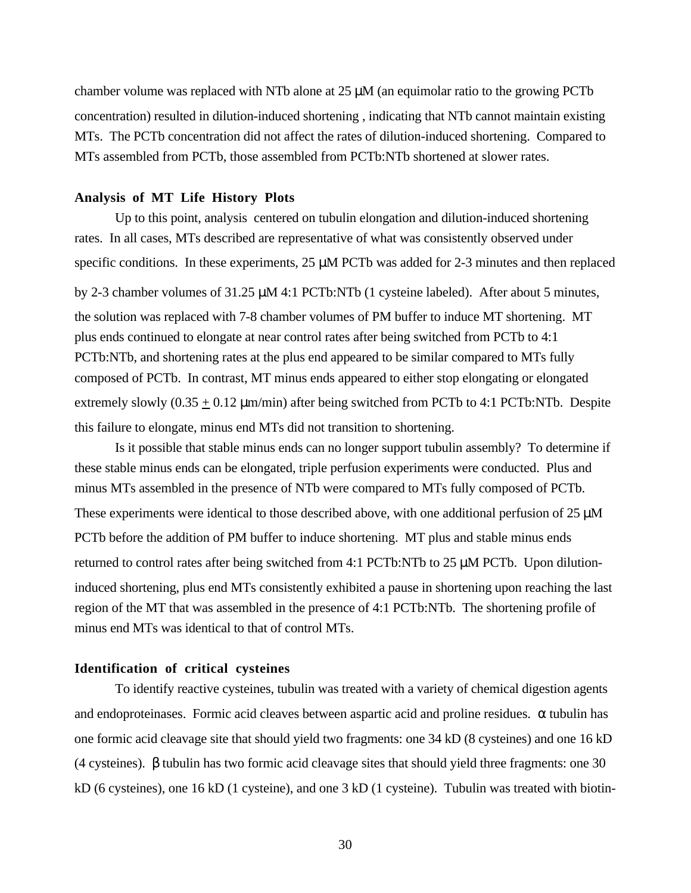chamber volume was replaced with NTb alone at 25 μM (an equimolar ratio to the growing PCTb concentration) resulted in dilution-induced shortening , indicating that NTb cannot maintain existing MTs. The PCTb concentration did not affect the rates of dilution-induced shortening. Compared to MTs assembled from PCTb, those assembled from PCTb:NTb shortened at slower rates.

### Analysis of MT Life History Plots

Up to this point, analysis centered on tubulin elongation and dilution-induced shortening rates. In all cases, MTs described are representative of what was consistently observed under specific conditions. In these experiments, 25 μM PCTb was added for 2-3 minutes and then replaced by 2-3 chamber volumes of 31.25 μM 4:1 PCTb:NTb (1 cysteine labeled). After about 5 minutes, the solution was replaced with 7-8 chamber volumes of PM buffer to induce MT shortening. MT plus ends continued to elongate at near control rates after being switched from PCTb to 4:1 PCTb:NTb, and shortening rates at the plus end appeared to be similar compared to MTs fully composed of PCTb. In contrast, MT minus ends appeared to either stop elongating or elongated extremely slowly (0.35 $\pm$ 0.12 μm/min) after being switched from PCTb to 4:1 PCTb:NTb. Despite this failure to elongate, minus end MTs did not transition to shortening.

Is it possible that stable minus ends can no longer support tubulin assembly? To determine if these stable minus ends can be elongated, triple perfusion experiments were conducted. Plus and minus MTs assembled in the presence of NTb were compared to MTs fully composed of PCTb. These experiments were identical to those described above, with one additional perfusion of 25 μM PCTb before the addition of PM buffer to induce shortening. MT plus and stable minus ends returned to control rates after being switched from 4:1 PCTb:NTb to 25 μM PCTb. Upon dilution-induced shortening, plus end MTs consistently exhibited a pause in shortening upon reaching the last region of the MT that was assembled in the presence of 4:1 PCTb:NTb. The shortening profile of minus end MTs was identical to that of control MTs.

### Identification of critical cysteines

To identify reactive cysteines, tubulin was treated with a variety of chemical digestion agents and endoproteinases. Formic acid cleaves between aspartic acid and proline residues. α tubulin has one formic acid cleavage site that should yield two fragments: one 34 kD (8 cysteines) and one 16 kD (4 cysteines). β tubulin has two formic acid cleavage sites that should yield three fragments: one 30 kD (6 cysteines), one 16 kD (1 cysteine), and one 3 kD (1 cysteine). Tubulin was treated with biotin-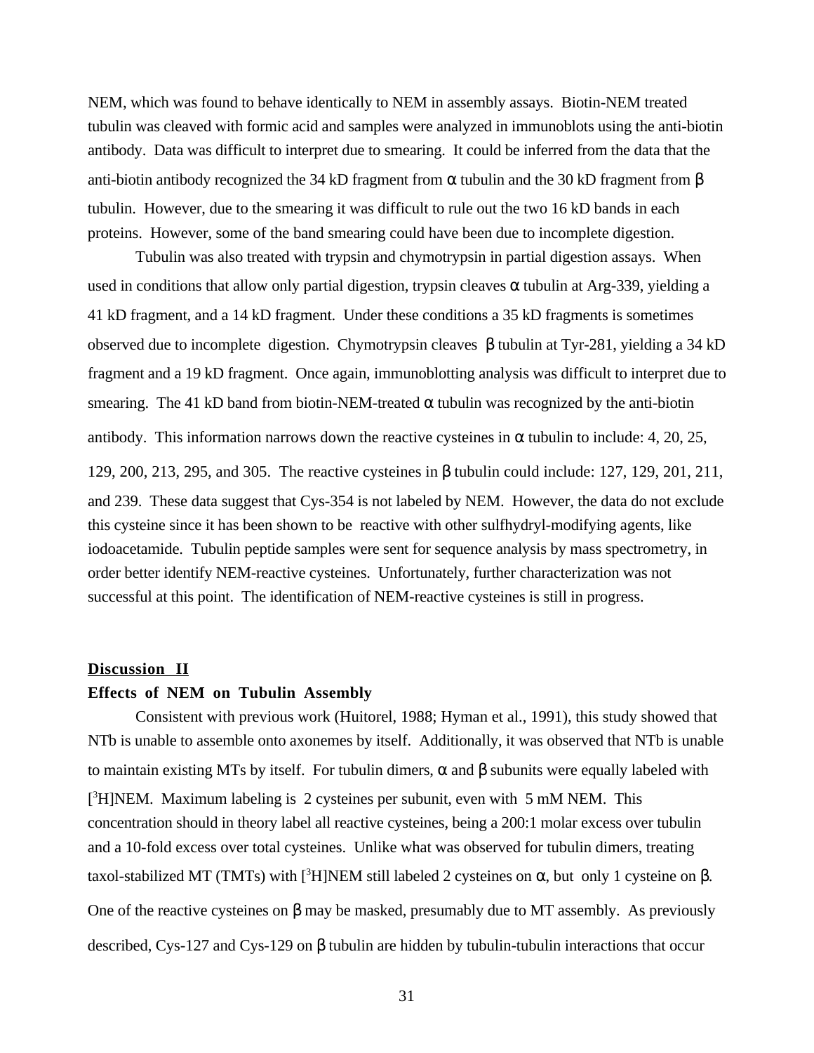NEM, which was found to behave identically to NEM in assembly assays. Biotin-NEM treated tubulin was cleaved with formic acid and samples were analyzed in immunoblots using the anti-biotin antibody. Data was difficult to interpret due to smearing. It could be inferred from the data that the anti-biotin antibody recognized the 34 kD fragment from α tubulin and the 30 kD fragment from β tubulin. However, due to the smearing it was difficult to rule out the two 16 kD bands in each proteins. However, some of the band smearing could have been due to incomplete digestion.

Tubulin was also treated with trypsin and chymotrypsin in partial digestion assays. When used in conditions that allow only partial digestion, trypsin cleaves α tubulin at Arg-339, yielding a 41 kD fragment, and a 14 kD fragment. Under these conditions a 35 kD fragments is sometimes observed due to incomplete digestion. Chymotrypsin cleaves β tubulin at Tyr-281, yielding a 34 kD fragment and a 19 kD fragment. Once again, immunoblotting analysis was difficult to interpret due to smearing. The 41 kD band from biotin-NEM-treated α tubulin was recognized by the anti-biotin antibody. This information narrows down the reactive cysteines in α tubulin to include: 4, 20, 25, 129, 200, 213, 295, and 305. The reactive cysteines in β tubulin could include: 127, 129, 201, 211, and 239. These data suggest that Cys-354 is not labeled by NEM. However, the data do not exclude this cysteine since it has been shown to be reactive with other sulfhydryl-modifying agents, like iodoacetamide. Tubulin peptide samples were sent for sequence analysis by mass spectrometry, in order better identify NEM-reactive cysteines. Unfortunately, further characterization was not successful at this point. The identification of NEM-reactive cysteines is still in progress.

## Discussion II

### Effects of NEM on Tubulin Assembly

Consistent with previous work (Huitorel, 1988; Hyman et al., 1991), this study showed that NTb is unable to assemble onto axonemes by itself. Additionally, it was observed that NTb is unable to maintain existing MTs by itself. For tubulin dimers, α and β subunits were equally labeled with [$^3$H]NEM. Maximum labeling is 2 cysteines per subunit, even with 5 mM NEM. This concentration should in theory label all reactive cysteines, being a 200:1 molar excess over tubulin and a 10-fold excess over total cysteines. Unlike what was observed for tubulin dimers, treating taxol-stabilized MT (TMTs) with [$^3$H]NEM still labeled 2 cysteines on α, but only 1 cysteine on β. One of the reactive cysteines on β may be masked, presumably due to MT assembly. As previously described, Cys-127 and Cys-129 on β tubulin are hidden by tubulin-tubulin interactions that occur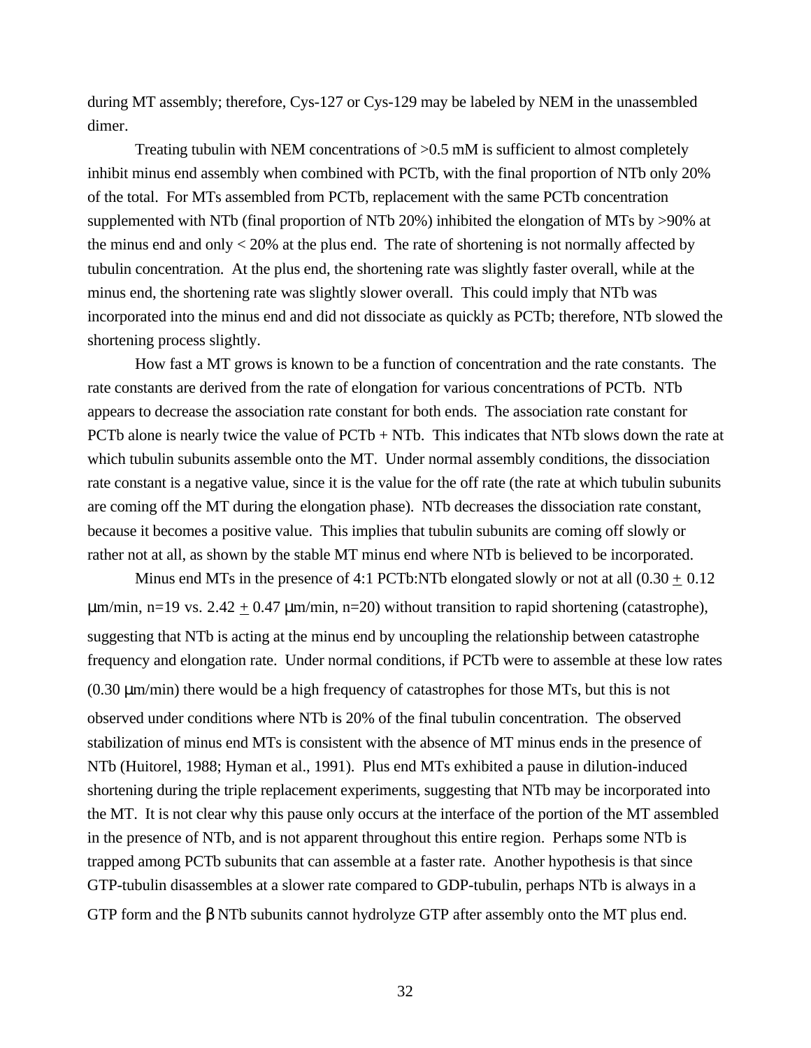during MT assembly; therefore, Cys-127 or Cys-129 may be labeled by NEM in the unassembled dimer.

Treating tubulin with NEM concentrations of >0.5 mM is sufficient to almost completely inhibit minus end assembly when combined with PCTb, with the final proportion of NTb only 20% of the total. For MTs assembled from PCTb, replacement with the same PCTb concentration supplemented with NTb (final proportion of NTb 20%) inhibited the elongation of MTs by >90% at the minus end and only < 20% at the plus end. The rate of shortening is not normally affected by tubulin concentration. At the plus end, the shortening rate was slightly faster overall, while at the minus end, the shortening rate was slightly slower overall. This could imply that NTb was incorporated into the minus end and did not dissociate as quickly as PCTb; therefore, NTb slowed the shortening process slightly.

How fast a MT grows is known to be a function of concentration and the rate constants. The rate constants are derived from the rate of elongation for various concentrations of PCTb. NTb appears to decrease the association rate constant for both ends. The association rate constant for PCTb alone is nearly twice the value of PCTb + NTb. This indicates that NTb slows down the rate at which tubulin subunits assemble onto the MT. Under normal assembly conditions, the dissociation rate constant is a negative value, since it is the value for the off rate (the rate at which tubulin subunits are coming off the MT during the elongation phase). NTb decreases the dissociation rate constant, because it becomes a positive value. This implies that tubulin subunits are coming off slowly or rather not at all, as shown by the stable MT minus end where NTb is believed to be incorporated.

Minus end MTs in the presence of 4:1 PCTb:NTb elongated slowly or not at all ($0.30 \pm 0.12$ μm/min, n=19 vs. $2.42 \pm 0.47$ μm/min, n=20) without transition to rapid shortening (catastrophe), suggesting that NTb is acting at the minus end by uncoupling the relationship between catastrophe frequency and elongation rate. Under normal conditions, if PCTb were to assemble at these low rates (0.30 μm/min) there would be a high frequency of catastrophes for those MTs, but this is not observed under conditions where NTb is 20% of the final tubulin concentration. The observed stabilization of minus end MTs is consistent with the absence of MT minus ends in the presence of NTb (Huitorel, 1988; Hyman et al., 1991). Plus end MTs exhibited a pause in dilution-induced shortening during the triple replacement experiments, suggesting that NTb may be incorporated into the MT. It is not clear why this pause only occurs at the interface of the portion of the MT assembled in the presence of NTb, and is not apparent throughout this entire region. Perhaps some NTb is trapped among PCTb subunits that can assemble at a faster rate. Another hypothesis is that since GTP-tubulin disassembles at a slower rate compared to GDP-tubulin, perhaps NTb is always in a GTP form and the β NTb subunits cannot hydrolyze GTP after assembly onto the MT plus end.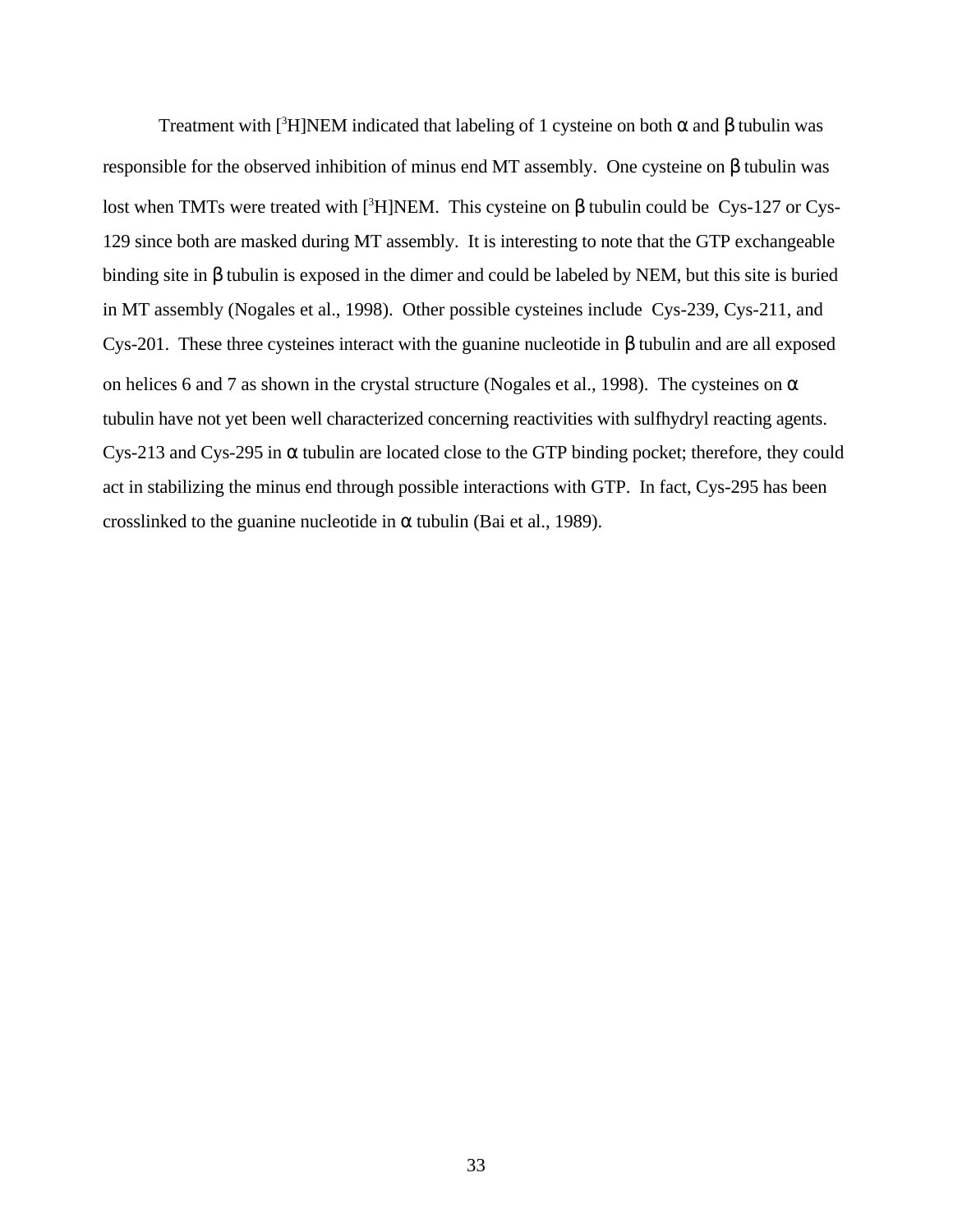Treatment with $[^3H]$NEM indicated that labeling of 1 cysteine on both α and β tubulin was responsible for the observed inhibition of minus end MT assembly. One cysteine on β tubulin was lost when TMTs were treated with $[^3H]$NEM. This cysteine on β tubulin could be Cys-127 or Cys-129 since both are masked during MT assembly. It is interesting to note that the GTP exchangeable binding site in β tubulin is exposed in the dimer and could be labeled by NEM, but this site is buried in MT assembly (Nogales et al., 1998). Other possible cysteines include Cys-239, Cys-211, and Cys-201. These three cysteines interact with the guanine nucleotide in β tubulin and are all exposed on helices 6 and 7 as shown in the crystal structure (Nogales et al., 1998). The cysteines on α tubulin have not yet been well characterized concerning reactivities with sulfhydryl reacting agents. Cys-213 and Cys-295 in α tubulin are located close to the GTP binding pocket; therefore, they could act in stabilizing the minus end through possible interactions with GTP. In fact, Cys-295 has been crosslinked to the guanine nucleotide in α tubulin (Bai et al., 1989).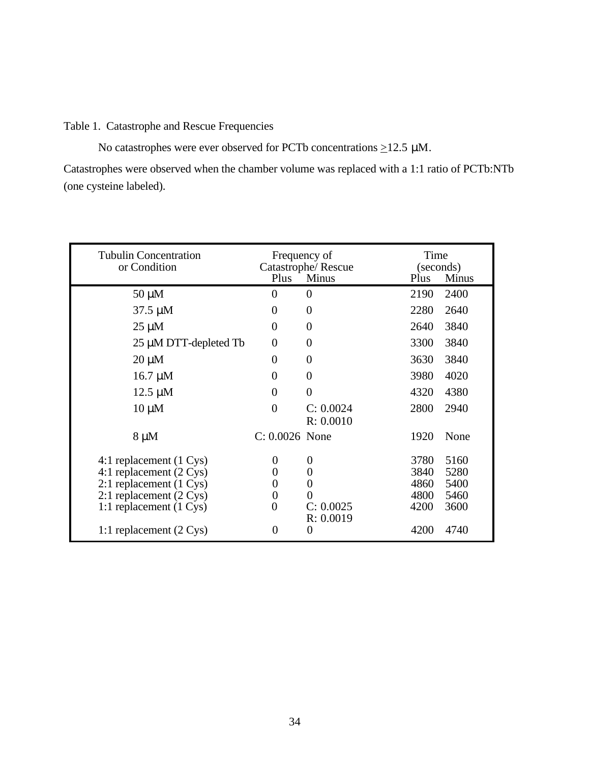Table 1. Catastrophe and Rescue Frequencies

No catastrophes were ever observed for PCTb concentrations $\geq$12.5 μM.

Catastrophes were observed when the chamber volume was replaced with a 1:1 ratio of PCTb:NTb (one cysteine labeled).

| Tubulin Concentration or Condition | Frequency of Catastrophe/ Rescue | | Time (seconds) | |
|---|---|---|---|---|
| | Plus | Minus | Plus | Minus |
| 50 μM | 0 | 0 | 2190 | 2400 |
| 37.5 μM | 0 | 0 | 2280 | 2640 |
| 25 μM | 0 | 0 | 2640 | 3840 |
| 25 μM DTT-depleted Tb | 0 | 0 | 3300 | 3840 |
| 20 μM | 0 | 0 | 3630 | 3840 |
| 16.7 μM | 0 | 0 | 3980 | 4020 |
| 12.5 μM | 0 | 0 | 4320 | 4380 |
| 10 μM | 0 | C: 0.0024 R: 0.0010 | 2800 | 2940 |
| 8 μM | C: 0.0026 | None | 1920 | None |
| 4:1 replacement (1 Cys) | 0 | 0 | 3780 | 5160 |
| 4:1 replacement (2 Cys) | 0 | 0 | 3840 | 5280 |
| 2:1 replacement (1 Cys) | 0 | 0 | 4860 | 5400 |
| 2:1 replacement (2 Cys) | 0 | 0 | 4800 | 5460 |
| 1:1 replacement (1 Cys) | 0 | C: 0.0025 R: 0.0019 | 4200 | 3600 |
| 1:1 replacement (2 Cys) | 0 | 0 | 4200 | 4740 |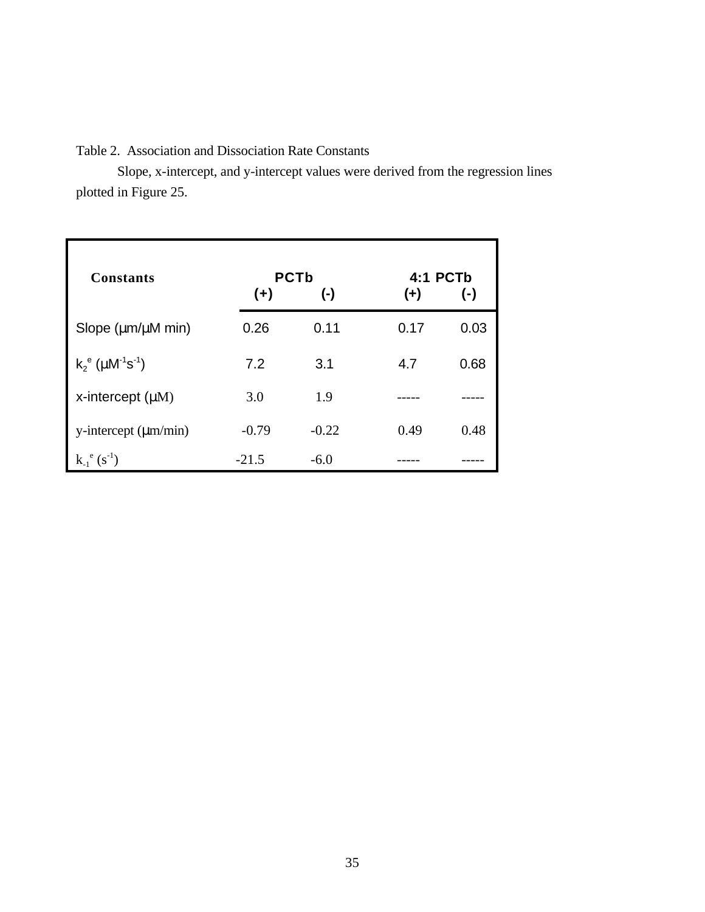Table 2. Association and Dissociation Rate Constants

Slope, x-intercept, and y-intercept values were derived from the regression lines plotted in Figure 25.

| **Constants** | **PCTb** | | **4:1 PCTb** | |
|---|---|---|---|---|
| | **(+)** | **(-)** | **(+)** | **(-)** |
| Slope (µm/µM min) | 0.26 | 0.11 | 0.17 | 0.03 |
| $k_2^e$ ($\mu M^{-1}s^{-1}$) | 7.2 | 3.1 | 4.7 | 0.68 |
| x-intercept (µM) | 3.0 | 1.9 | ----- | ----- |
| y-intercept (µm/min) | -0.79 | -0.22 | 0.49 | 0.48 |
| $k_{-1}^e$ ($s^{-1}$) | -21.5 | -6.0 | ----- | ----- |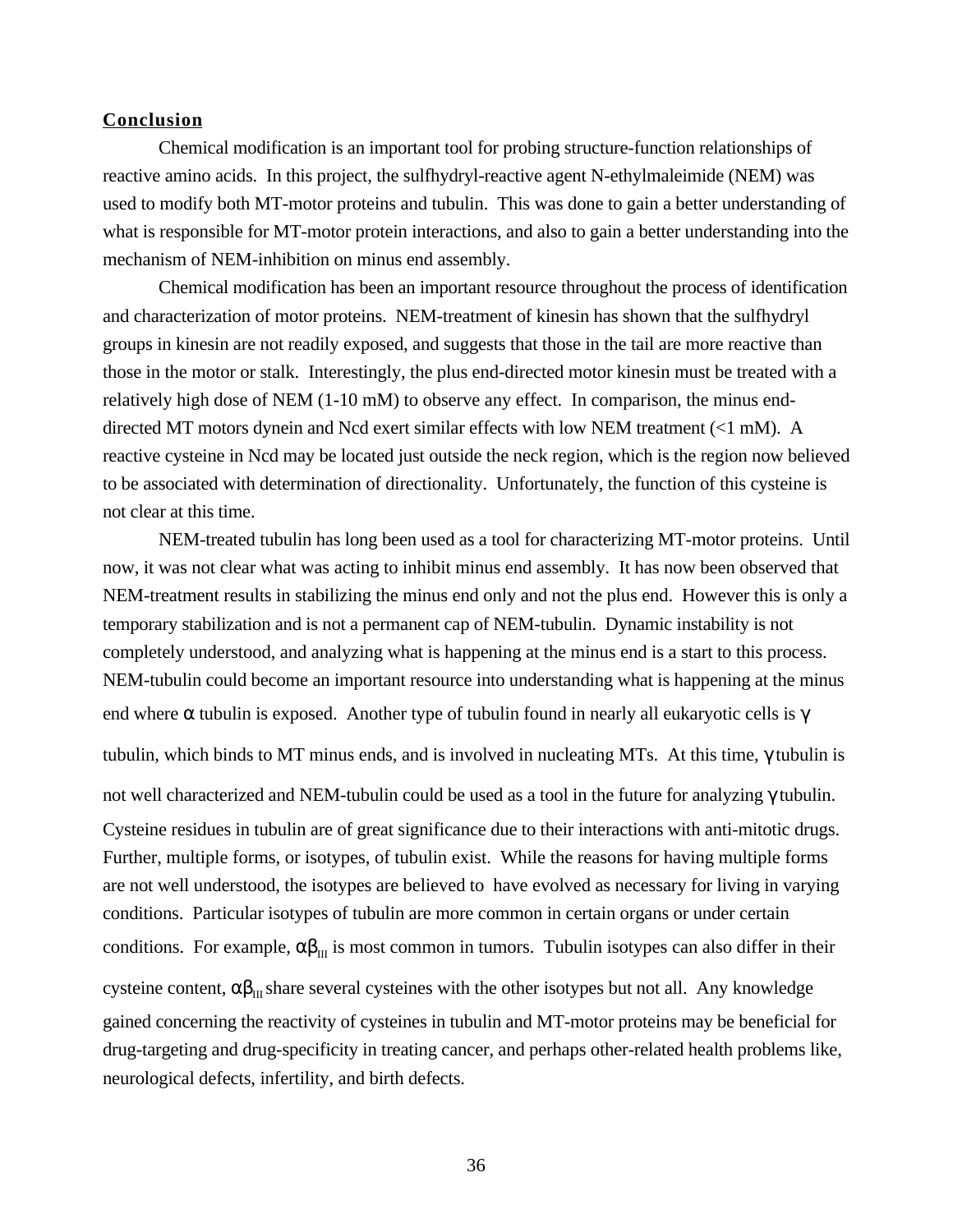## **Conclusion**

Chemical modification is an important tool for probing structure-function relationships of reactive amino acids. In this project, the sulfhydryl-reactive agent N-ethylmaleimide (NEM) was used to modify both MT-motor proteins and tubulin. This was done to gain a better understanding of what is responsible for MT-motor protein interactions, and also to gain a better understanding into the mechanism of NEM-inhibition on minus end assembly.

Chemical modification has been an important resource throughout the process of identification and characterization of motor proteins. NEM-treatment of kinesin has shown that the sulfhydryl groups in kinesin are not readily exposed, and suggests that those in the tail are more reactive than those in the motor or stalk. Interestingly, the plus end-directed motor kinesin must be treated with a relatively high dose of NEM (1-10 mM) to observe any effect. In comparison, the minus end-directed MT motors dynein and Ncd exert similar effects with low NEM treatment (<1 mM). A reactive cysteine in Ncd may be located just outside the neck region, which is the region now believed to be associated with determination of directionality. Unfortunately, the function of this cysteine is not clear at this time.

NEM-treated tubulin has long been used as a tool for characterizing MT-motor proteins. Until now, it was not clear what was acting to inhibit minus end assembly. It has now been observed that NEM-treatment results in stabilizing the minus end only and not the plus end. However this is only a temporary stabilization and is not a permanent cap of NEM-tubulin. Dynamic instability is not completely understood, and analyzing what is happening at the minus end is a start to this process. NEM-tubulin could become an important resource into understanding what is happening at the minus end where $\alpha$ tubulin is exposed. Another type of tubulin found in nearly all eukaryotic cells is $\gamma$ tubulin, which binds to MT minus ends, and is involved in nucleating MTs. At this time, $\gamma$ tubulin is not well characterized and NEM-tubulin could be used as a tool in the future for analyzing $\gamma$ tubulin. Cysteine residues in tubulin are of great significance due to their interactions with anti-mitotic drugs. Further, multiple forms, or isotypes, of tubulin exist. While the reasons for having multiple forms are not well understood, the isotypes are believed to have evolved as necessary for living in varying conditions. Particular isotypes of tubulin are more common in certain organs or under certain conditions. For example, $\alpha\beta_{III}$ is most common in tumors. Tubulin isotypes can also differ in their cysteine content, $\alpha\beta_{III}$ share several cysteines with the other isotypes but not all. Any knowledge gained concerning the reactivity of cysteines in tubulin and MT-motor proteins may be beneficial for drug-targeting and drug-specificity in treating cancer, and perhaps other-related health problems like, neurological defects, infertility, and birth defects.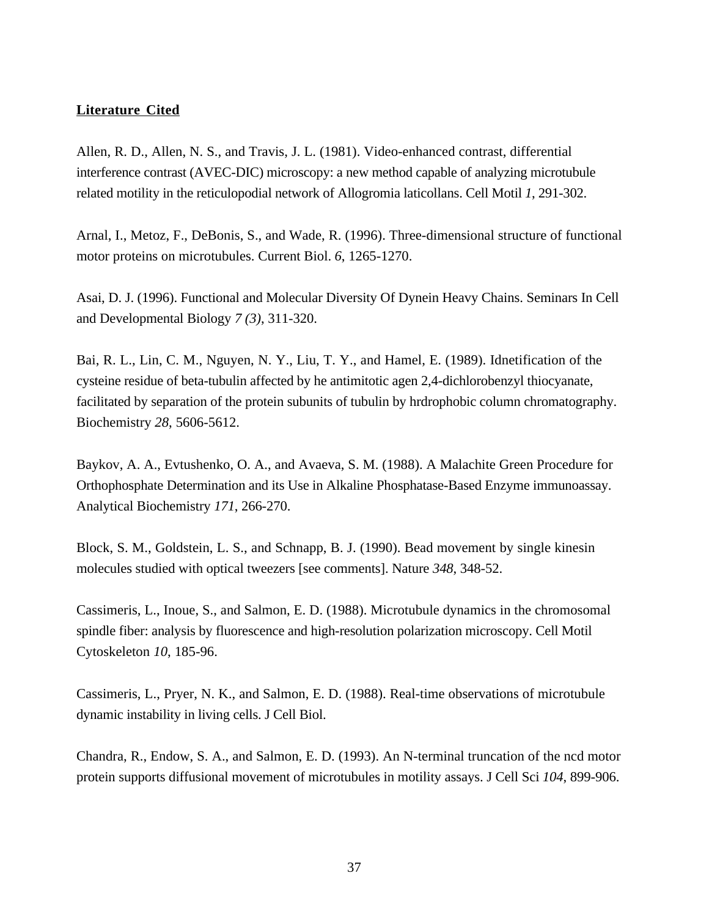**Literature Cited**

Allen, R. D., Allen, N. S., and Travis, J. L. (1981). Video-enhanced contrast, differential interference contrast (AVEC-DIC) microscopy: a new method capable of analyzing microtubule related motility in the reticulopodial network of Allogromia laticollans. Cell Motil *1*, 291-302.

Arnal, I., Metoz, F., DeBonis, S., and Wade, R. (1996). Three-dimensional structure of functional motor proteins on microtubules. Current Biol. *6*, 1265-1270.

Asai, D. J. (1996). Functional and Molecular Diversity Of Dynein Heavy Chains. Seminars In Cell and Developmental Biology *7 (3)*, 311-320.

Bai, R. L., Lin, C. M., Nguyen, N. Y., Liu, T. Y., and Hamel, E. (1989). Idnetification of the cysteine residue of beta-tubulin affected by he antimitotic agen 2,4-dichlorobenzyl thiocyanate, facilitated by separation of the protein subunits of tubulin by hrdrophobic column chromatography. Biochemistry *28*, 5606-5612.

Baykov, A. A., Evtushenko, O. A., and Avaeva, S. M. (1988). A Malachite Green Procedure for Orthophosphate Determination and its Use in Alkaline Phosphatase-Based Enzyme immunoassay. Analytical Biochemistry *171*, 266-270.

Block, S. M., Goldstein, L. S., and Schnapp, B. J. (1990). Bead movement by single kinesin molecules studied with optical tweezers [see comments]. Nature *348*, 348-52.

Cassimeris, L., Inoue, S., and Salmon, E. D. (1988). Microtubule dynamics in the chromosomal spindle fiber: analysis by fluorescence and high-resolution polarization microscopy. Cell Motil Cytoskeleton *10*, 185-96.

Cassimeris, L., Pryer, N. K., and Salmon, E. D. (1988). Real-time observations of microtubule dynamic instability in living cells. J Cell Biol.

Chandra, R., Endow, S. A., and Salmon, E. D. (1993). An N-terminal truncation of the ncd motor protein supports diffusional movement of microtubules in motility assays. J Cell Sci *104*, 899-906.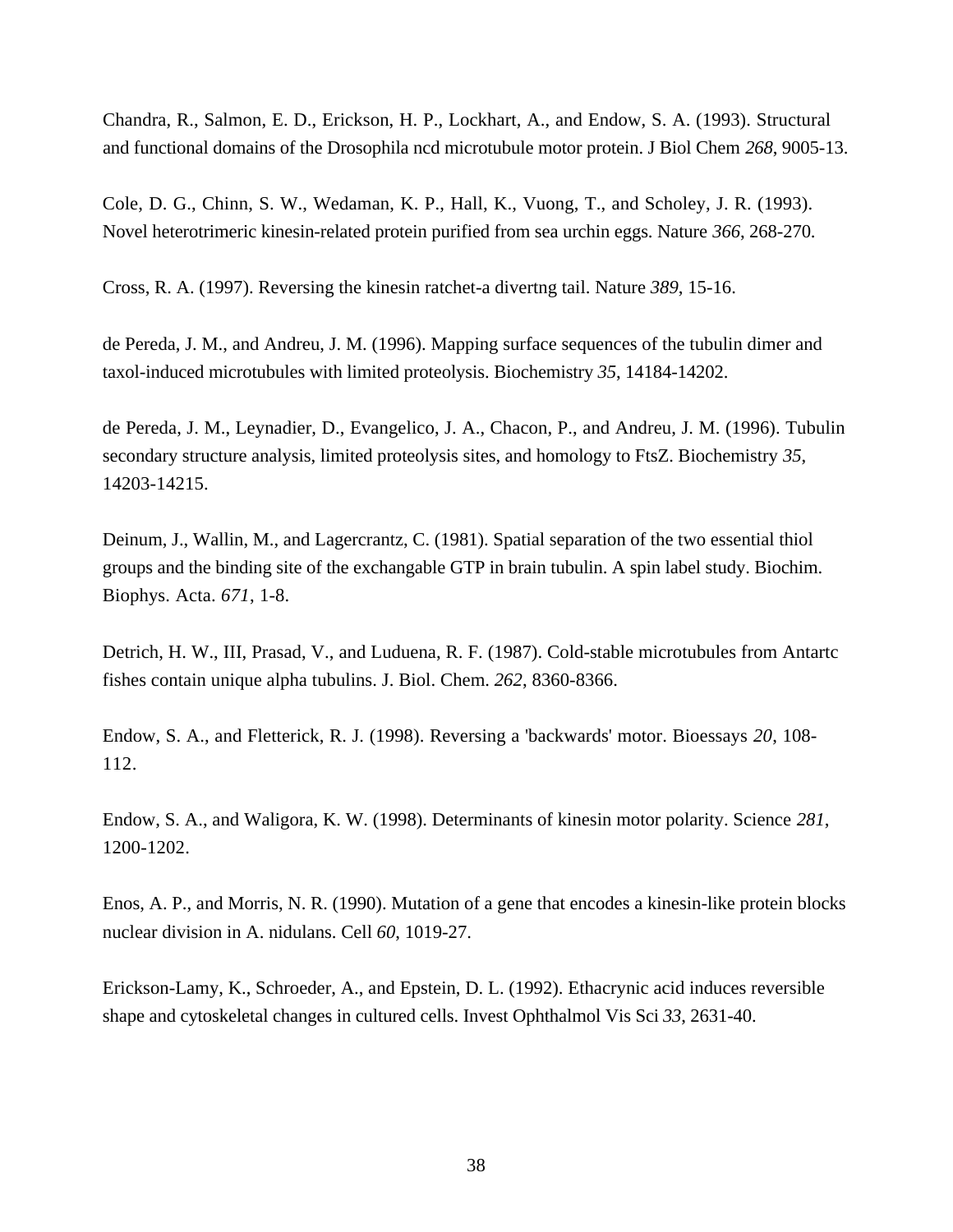Chandra, R., Salmon, E. D., Erickson, H. P., Lockhart, A., and Endow, S. A. (1993). Structural and functional domains of the Drosophila ncd microtubule motor protein. J Biol Chem *268*, 9005-13.

Cole, D. G., Chinn, S. W., Wedaman, K. P., Hall, K., Vuong, T., and Scholey, J. R. (1993). Novel heterotrimeric kinesin-related protein purified from sea urchin eggs. Nature *366*, 268-270.

Cross, R. A. (1997). Reversing the kinesin ratchet-a divertng tail. Nature *389*, 15-16.

de Pereda, J. M., and Andreu, J. M. (1996). Mapping surface sequences of the tubulin dimer and taxol-induced microtubules with limited proteolysis. Biochemistry *35*, 14184-14202.

de Pereda, J. M., Leynadier, D., Evangelico, J. A., Chacon, P., and Andreu, J. M. (1996). Tubulin secondary structure analysis, limited proteolysis sites, and homology to FtsZ. Biochemistry *35*, 14203-14215.

Deinum, J., Wallin, M., and Lagercrantz, C. (1981). Spatial separation of the two essential thiol groups and the binding site of the exchangable GTP in brain tubulin. A spin label study. Biochim. Biophys. Acta. *671*, 1-8.

Detrich, H. W., III, Prasad, V., and Luduena, R. F. (1987). Cold-stable microtubules from Antartc fishes contain unique alpha tubulins. J. Biol. Chem. *262*, 8360-8366.

Endow, S. A., and Fletterick, R. J. (1998). Reversing a 'backwards' motor. Bioessays *20*, 108-112.

Endow, S. A., and Waligora, K. W. (1998). Determinants of kinesin motor polarity. Science *281*, 1200-1202.

Enos, A. P., and Morris, N. R. (1990). Mutation of a gene that encodes a kinesin-like protein blocks nuclear division in A. nidulans. Cell *60*, 1019-27.

Erickson-Lamy, K., Schroeder, A., and Epstein, D. L. (1992). Ethacrynic acid induces reversible shape and cytoskeletal changes in cultured cells. Invest Ophthalmol Vis Sci *33*, 2631-40.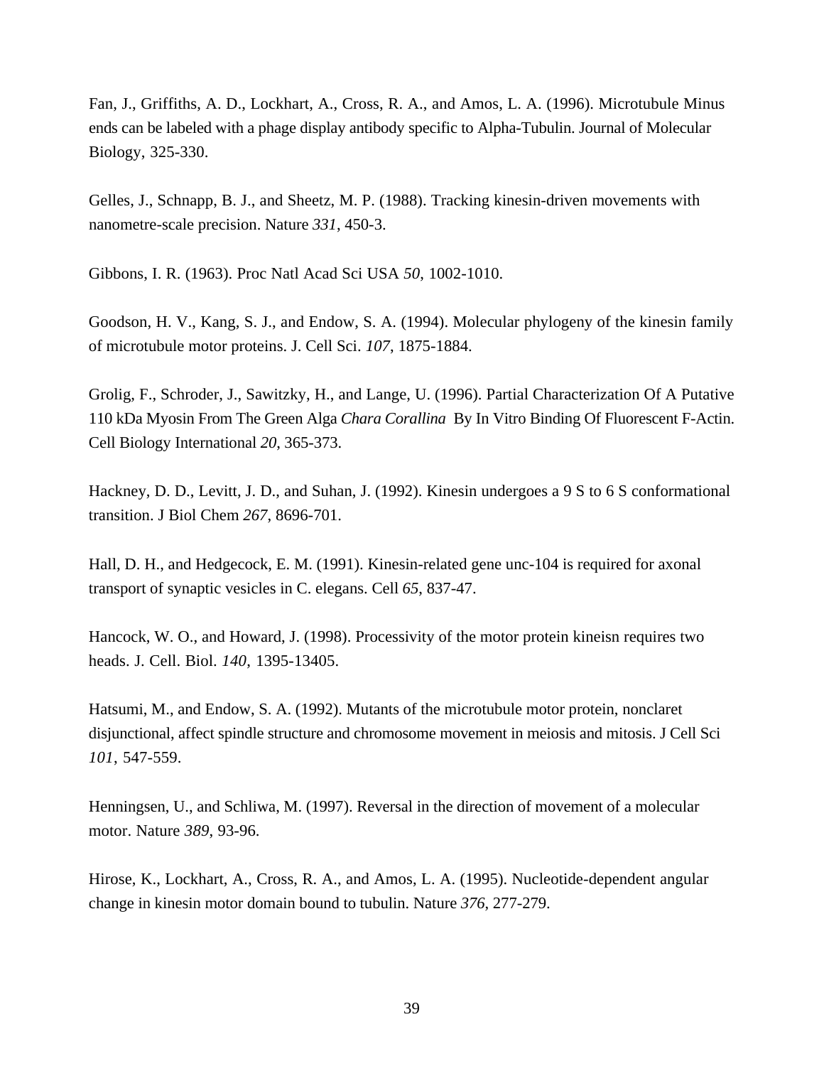Fan, J., Griffiths, A. D., Lockhart, A., Cross, R. A., and Amos, L. A. (1996). Microtubule Minus ends can be labeled with a phage display antibody specific to Alpha-Tubulin. Journal of Molecular Biology, 325-330.

Gelles, J., Schnapp, B. J., and Sheetz, M. P. (1988). Tracking kinesin-driven movements with nanometre-scale precision. Nature *331*, 450-3.

Gibbons, I. R. (1963). Proc Natl Acad Sci USA *50*, 1002-1010.

Goodson, H. V., Kang, S. J., and Endow, S. A. (1994). Molecular phylogeny of the kinesin family of microtubule motor proteins. J. Cell Sci. *107*, 1875-1884.

Grolig, F., Schroder, J., Sawitzky, H., and Lange, U. (1996). Partial Characterization Of A Putative 110 kDa Myosin From The Green Alga *Chara Corallina* By In Vitro Binding Of Fluorescent F-Actin. Cell Biology International *20*, 365-373.

Hackney, D. D., Levitt, J. D., and Suhan, J. (1992). Kinesin undergoes a 9 S to 6 S conformational transition. J Biol Chem *267*, 8696-701.

Hall, D. H., and Hedgecock, E. M. (1991). Kinesin-related gene unc-104 is required for axonal transport of synaptic vesicles in C. elegans. Cell *65*, 837-47.

Hancock, W. O., and Howard, J. (1998). Processivity of the motor protein kineisn requires two heads. J. Cell. Biol. *140*, 1395-13405.

Hatsumi, M., and Endow, S. A. (1992). Mutants of the microtubule motor protein, nonclaret disjunctional, affect spindle structure and chromosome movement in meiosis and mitosis. J Cell Sci *101*, 547-559.

Henningsen, U., and Schliwa, M. (1997). Reversal in the direction of movement of a molecular motor. Nature *389*, 93-96.

Hirose, K., Lockhart, A., Cross, R. A., and Amos, L. A. (1995). Nucleotide-dependent angular change in kinesin motor domain bound to tubulin. Nature *376*, 277-279.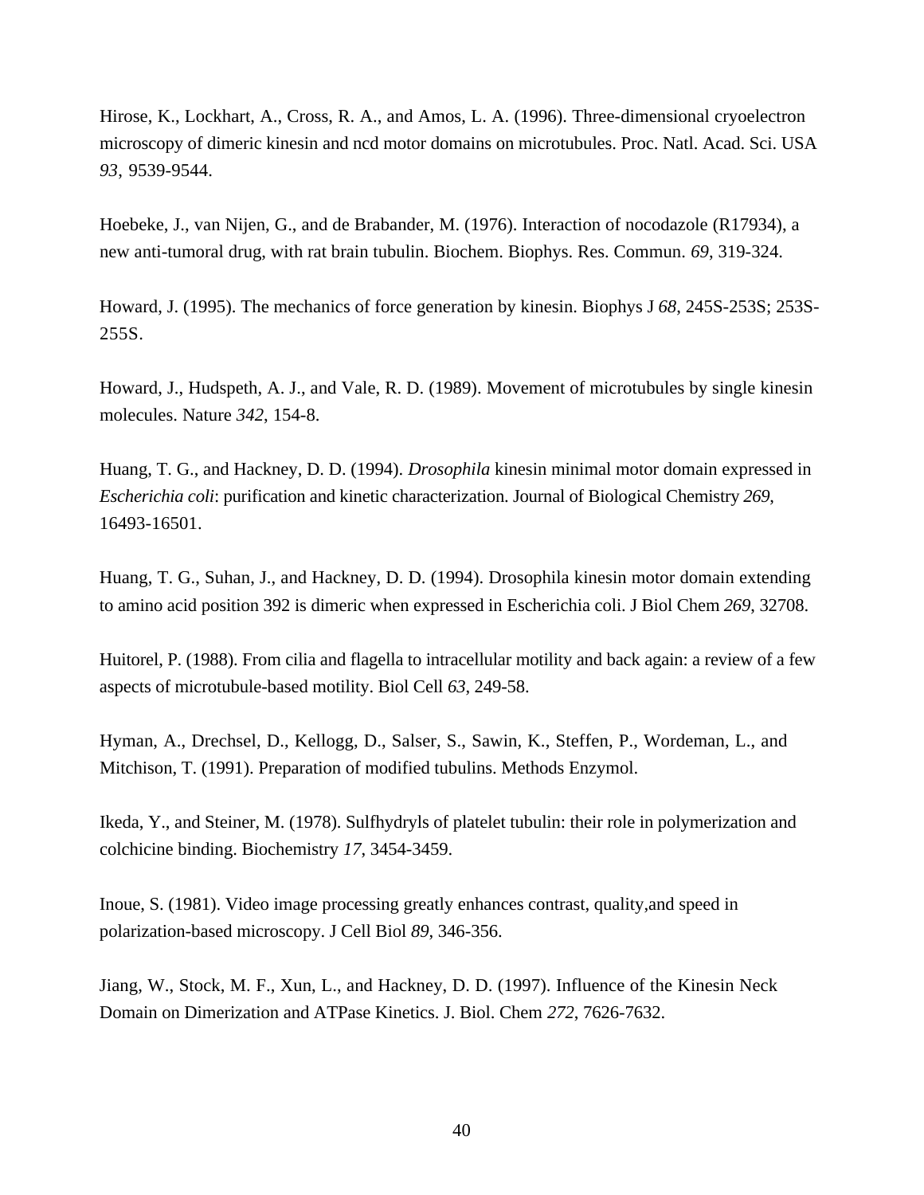Hirose, K., Lockhart, A., Cross, R. A., and Amos, L. A. (1996). Three-dimensional cryoelectron microscopy of dimeric kinesin and ncd motor domains on microtubules. Proc. Natl. Acad. Sci. USA *93*, 9539-9544.

Hoebeke, J., van Nijen, G., and de Brabander, M. (1976). Interaction of nocodazole (R17934), a new anti-tumoral drug, with rat brain tubulin. Biochem. Biophys. Res. Commun. *69*, 319-324.

Howard, J. (1995). The mechanics of force generation by kinesin. Biophys J *68*, 245S-253S; 253S-255S.

Howard, J., Hudspeth, A. J., and Vale, R. D. (1989). Movement of microtubules by single kinesin molecules. Nature *342*, 154-8.

Huang, T. G., and Hackney, D. D. (1994). *Drosophila* kinesin minimal motor domain expressed in *Escherichia coli*: purification and kinetic characterization. Journal of Biological Chemistry *269*, 16493-16501.

Huang, T. G., Suhan, J., and Hackney, D. D. (1994). Drosophila kinesin motor domain extending to amino acid position 392 is dimeric when expressed in Escherichia coli. J Biol Chem *269*, 32708.

Huitorel, P. (1988). From cilia and flagella to intracellular motility and back again: a review of a few aspects of microtubule-based motility. Biol Cell *63*, 249-58.

Hyman, A., Drechsel, D., Kellogg, D., Salser, S., Sawin, K., Steffen, P., Wordeman, L., and Mitchison, T. (1991). Preparation of modified tubulins. Methods Enzymol.

Ikeda, Y., and Steiner, M. (1978). Sulfhydryls of platelet tubulin: their role in polymerization and colchicine binding. Biochemistry *17*, 3454-3459.

Inoue, S. (1981). Video image processing greatly enhances contrast, quality,and speed in polarization-based microscopy. J Cell Biol *89*, 346-356.

Jiang, W., Stock, M. F., Xun, L., and Hackney, D. D. (1997). Influence of the Kinesin Neck Domain on Dimerization and ATPase Kinetics. J. Biol. Chem *272*, 7626-7632.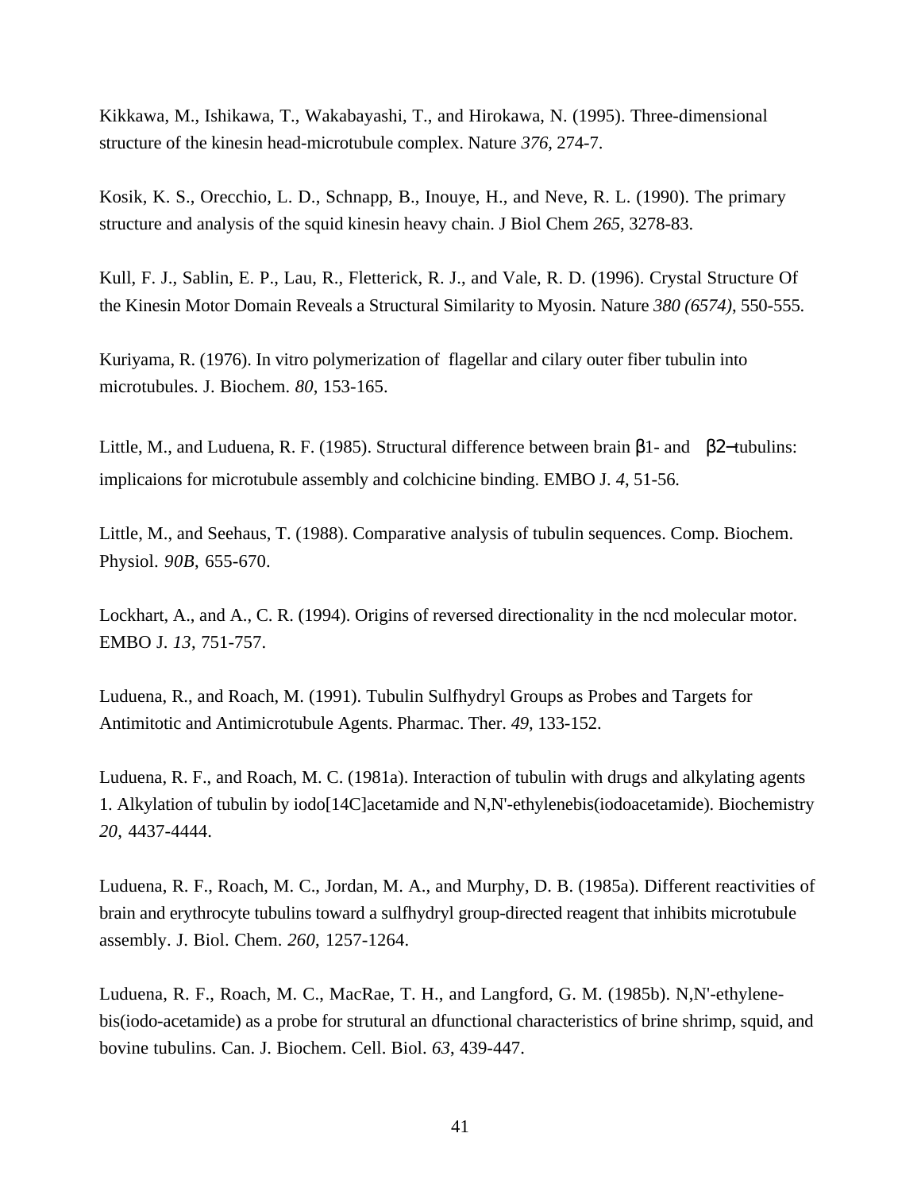Kikkawa, M., Ishikawa, T., Wakabayashi, T., and Hirokawa, N. (1995). Three-dimensional structure of the kinesin head-microtubule complex. Nature *376*, 274-7.

Kosik, K. S., Orecchio, L. D., Schnapp, B., Inouye, H., and Neve, R. L. (1990). The primary structure and analysis of the squid kinesin heavy chain. J Biol Chem *265*, 3278-83.

Kull, F. J., Sablin, E. P., Lau, R., Fletterick, R. J., and Vale, R. D. (1996). Crystal Structure Of the Kinesin Motor Domain Reveals a Structural Similarity to Myosin. Nature *380 (6574)*, 550-555.

Kuriyama, R. (1976). In vitro polymerization of flagellar and cilary outer fiber tubulin into microtubules. J. Biochem. *80*, 153-165.

Little, M., and Luduena, R. F. (1985). Structural difference between brain β1- and β2–tubulins: implicaions for microtubule assembly and colchicine binding. EMBO J. *4*, 51-56.

Little, M., and Seehaus, T. (1988). Comparative analysis of tubulin sequences. Comp. Biochem. Physiol. *90B*, 655-670.

Lockhart, A., and A., C. R. (1994). Origins of reversed directionality in the ncd molecular motor. EMBO J. *13*, 751-757.

Luduena, R., and Roach, M. (1991). Tubulin Sulfhydryl Groups as Probes and Targets for Antimitotic and Antimicrotubule Agents. Pharmac. Ther. *49*, 133-152.

Luduena, R. F., and Roach, M. C. (1981a). Interaction of tubulin with drugs and alkylating agents 1. Alkylation of tubulin by iodo[14C]acetamide and N,N'-ethylenebis(iodoacetamide). Biochemistry *20*, 4437-4444.

Luduena, R. F., Roach, M. C., Jordan, M. A., and Murphy, D. B. (1985a). Different reactivities of brain and erythrocyte tubulins toward a sulfhydryl group-directed reagent that inhibits microtubule assembly. J. Biol. Chem. *260*, 1257-1264.

Luduena, R. F., Roach, M. C., MacRae, T. H., and Langford, G. M. (1985b). N,N'-ethylene-bis(iodo-acetamide) as a probe for strutural an dfunctional characteristics of brine shrimp, squid, and bovine tubulins. Can. J. Biochem. Cell. Biol. *63*, 439-447.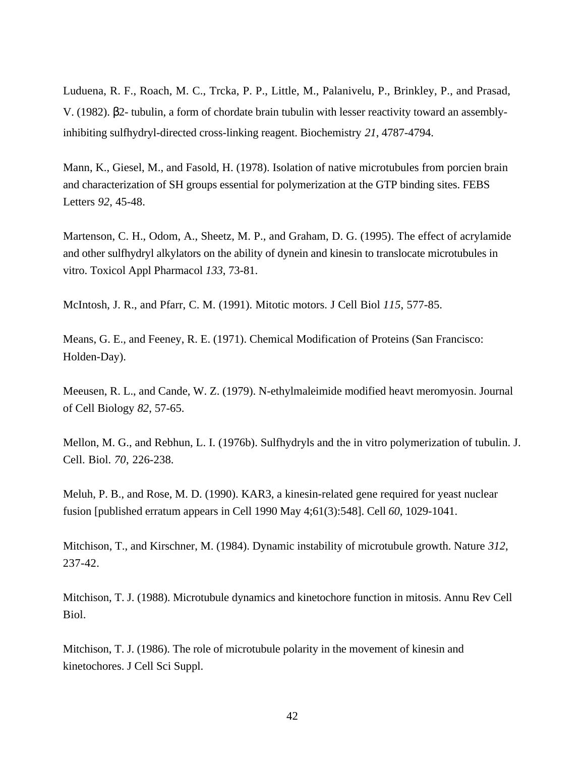Luduena, R. F., Roach, M. C., Trcka, P. P., Little, M., Palanivelu, P., Brinkley, P., and Prasad, V. (1982). β2- tubulin, a form of chordate brain tubulin with lesser reactivity toward an assembly-inhibiting sulfhydryl-directed cross-linking reagent. Biochemistry *21*, 4787-4794.

Mann, K., Giesel, M., and Fasold, H. (1978). Isolation of native microtubules from porcien brain and characterization of SH groups essential for polymerization at the GTP binding sites. FEBS Letters *92*, 45-48.

Martenson, C. H., Odom, A., Sheetz, M. P., and Graham, D. G. (1995). The effect of acrylamide and other sulfhydryl alkylators on the ability of dynein and kinesin to translocate microtubules in vitro. Toxicol Appl Pharmacol *133*, 73-81.

McIntosh, J. R., and Pfarr, C. M. (1991). Mitotic motors. J Cell Biol *115*, 577-85.

Means, G. E., and Feeney, R. E. (1971). Chemical Modification of Proteins (San Francisco: Holden-Day).

Meeusen, R. L., and Cande, W. Z. (1979). N-ethylmaleimide modified heavt meromyosin. Journal of Cell Biology *82*, 57-65.

Mellon, M. G., and Rebhun, L. I. (1976b). Sulfhydryls and the in vitro polymerization of tubulin. J. Cell. Biol. *70*, 226-238.

Meluh, P. B., and Rose, M. D. (1990). KAR3, a kinesin-related gene required for yeast nuclear fusion [published erratum appears in Cell 1990 May 4;61(3):548]. Cell *60*, 1029-1041.

Mitchison, T., and Kirschner, M. (1984). Dynamic instability of microtubule growth. Nature *312*, 237-42.

Mitchison, T. J. (1988). Microtubule dynamics and kinetochore function in mitosis. Annu Rev Cell Biol.

Mitchison, T. J. (1986). The role of microtubule polarity in the movement of kinesin and kinetochores. J Cell Sci Suppl.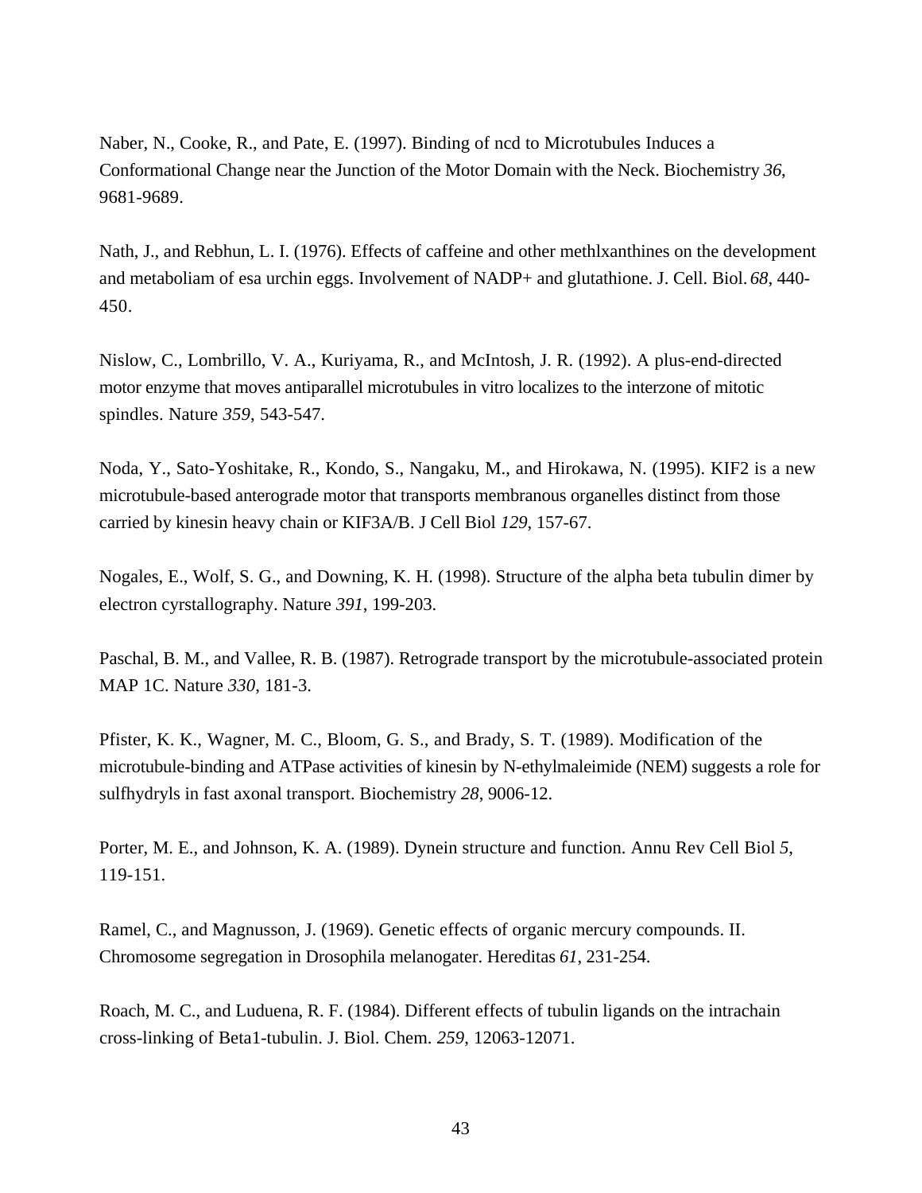Naber, N., Cooke, R., and Pate, E. (1997). Binding of ncd to Microtubules Induces a Conformational Change near the Junction of the Motor Domain with the Neck. Biochemistry *36*, 9681-9689.

Nath, J., and Rebhun, L. I. (1976). Effects of caffeine and other methlxanthines on the development and metaboliam of esa urchin eggs. Involvement of NADP+ and glutathione. J. Cell. Biol. *68*, 440-450.

Nislow, C., Lombrillo, V. A., Kuriyama, R., and McIntosh, J. R. (1992). A plus-end-directed motor enzyme that moves antiparallel microtubules in vitro localizes to the interzone of mitotic spindles. Nature *359*, 543-547.

Noda, Y., Sato-Yoshitake, R., Kondo, S., Nangaku, M., and Hirokawa, N. (1995). KIF2 is a new microtubule-based anterograde motor that transports membranous organelles distinct from those carried by kinesin heavy chain or KIF3A/B. J Cell Biol *129*, 157-67.

Nogales, E., Wolf, S. G., and Downing, K. H. (1998). Structure of the alpha beta tubulin dimer by electron cyrstallography. Nature *391*, 199-203.

Paschal, B. M., and Vallee, R. B. (1987). Retrograde transport by the microtubule-associated protein MAP 1C. Nature *330*, 181-3.

Pfister, K. K., Wagner, M. C., Bloom, G. S., and Brady, S. T. (1989). Modification of the microtubule-binding and ATPase activities of kinesin by N-ethylmaleimide (NEM) suggests a role for sulfhydryls in fast axonal transport. Biochemistry *28*, 9006-12.

Porter, M. E., and Johnson, K. A. (1989). Dynein structure and function. Annu Rev Cell Biol *5*, 119-151.

Ramel, C., and Magnusson, J. (1969). Genetic effects of organic mercury compounds. II. Chromosome segregation in Drosophila melanogater. Hereditas *61*, 231-254.

Roach, M. C., and Luduena, R. F. (1984). Different effects of tubulin ligands on the intrachain cross-linking of Beta1-tubulin. J. Biol. Chem. *259*, 12063-12071.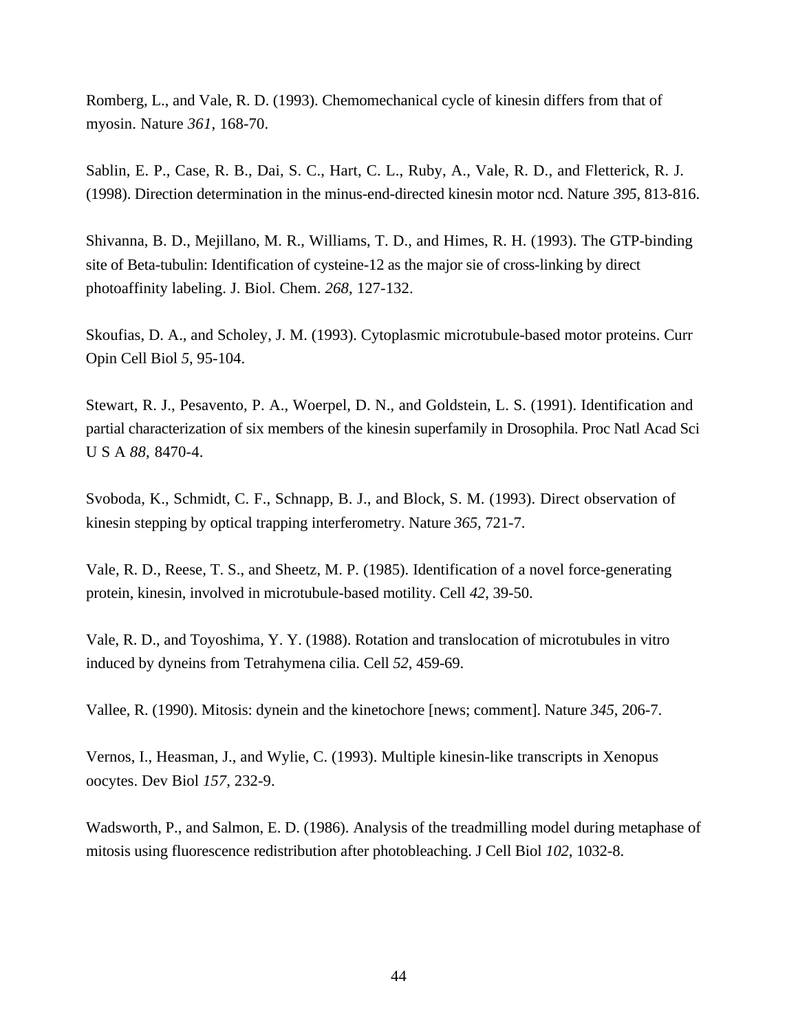Romberg, L., and Vale, R. D. (1993). Chemomechanical cycle of kinesin differs from that of myosin. Nature *361*, 168-70.

Sablin, E. P., Case, R. B., Dai, S. C., Hart, C. L., Ruby, A., Vale, R. D., and Fletterick, R. J. (1998). Direction determination in the minus-end-directed kinesin motor ncd. Nature *395*, 813-816.

Shivanna, B. D., Mejillano, M. R., Williams, T. D., and Himes, R. H. (1993). The GTP-binding site of Beta-tubulin: Identification of cysteine-12 as the major sie of cross-linking by direct photoaffinity labeling. J. Biol. Chem. *268*, 127-132.

Skoufias, D. A., and Scholey, J. M. (1993). Cytoplasmic microtubule-based motor proteins. Curr Opin Cell Biol *5*, 95-104.

Stewart, R. J., Pesavento, P. A., Woerpel, D. N., and Goldstein, L. S. (1991). Identification and partial characterization of six members of the kinesin superfamily in Drosophila. Proc Natl Acad Sci U S A *88*, 8470-4.

Svoboda, K., Schmidt, C. F., Schnapp, B. J., and Block, S. M. (1993). Direct observation of kinesin stepping by optical trapping interferometry. Nature *365*, 721-7.

Vale, R. D., Reese, T. S., and Sheetz, M. P. (1985). Identification of a novel force-generating protein, kinesin, involved in microtubule-based motility. Cell *42*, 39-50.

Vale, R. D., and Toyoshima, Y. Y. (1988). Rotation and translocation of microtubules in vitro induced by dyneins from Tetrahymena cilia. Cell *52*, 459-69.

Vallee, R. (1990). Mitosis: dynein and the kinetochore [news; comment]. Nature *345*, 206-7.

Vernos, I., Heasman, J., and Wylie, C. (1993). Multiple kinesin-like transcripts in Xenopus oocytes. Dev Biol *157*, 232-9.

Wadsworth, P., and Salmon, E. D. (1986). Analysis of the treadmilling model during metaphase of mitosis using fluorescence redistribution after photobleaching. J Cell Biol *102*, 1032-8.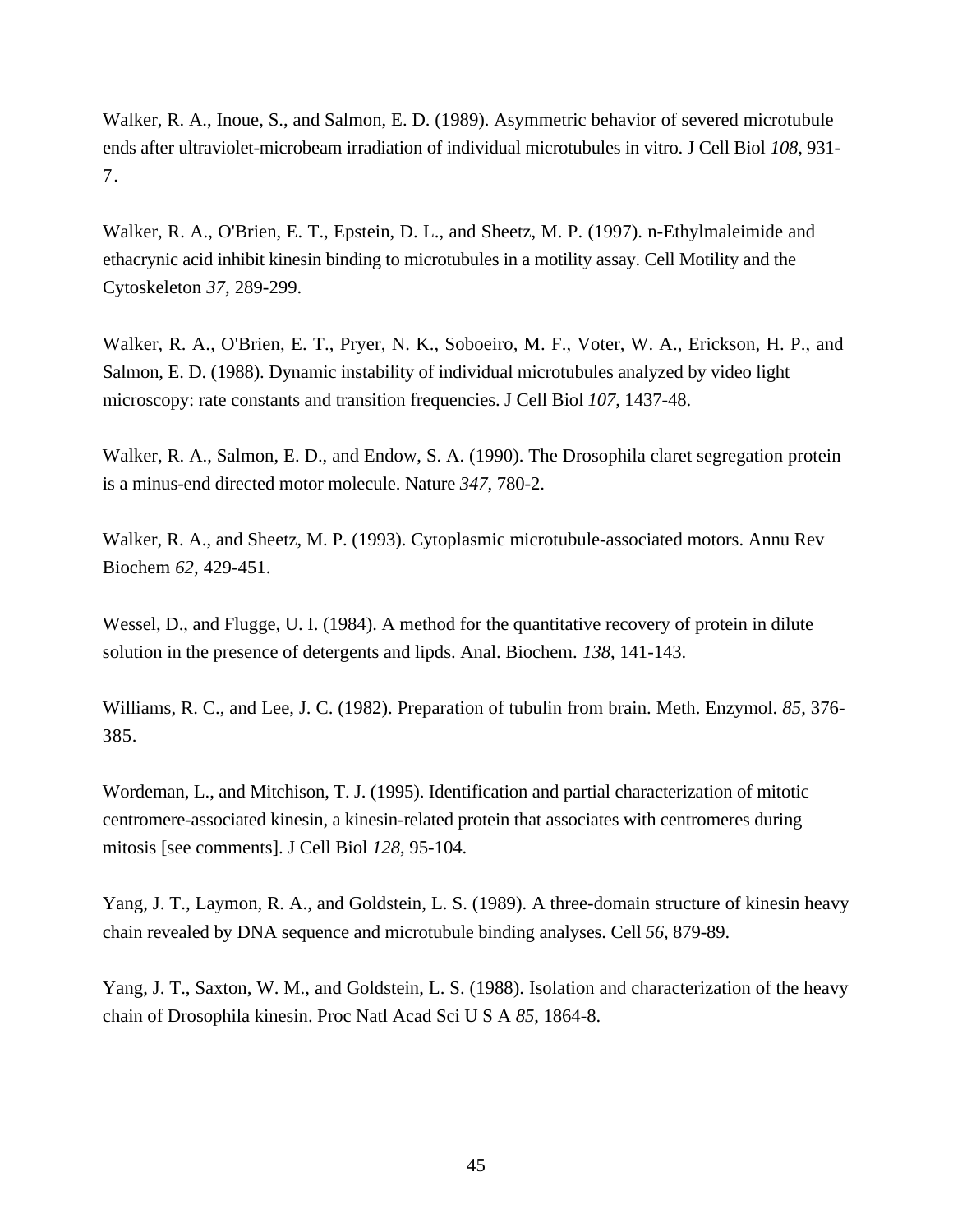Walker, R. A., Inoue, S., and Salmon, E. D. (1989). Asymmetric behavior of severed microtubule ends after ultraviolet-microbeam irradiation of individual microtubules in vitro. J Cell Biol *108*, 931-7.

Walker, R. A., O'Brien, E. T., Epstein, D. L., and Sheetz, M. P. (1997). n-Ethylmaleimide and ethacrynic acid inhibit kinesin binding to microtubules in a motility assay. Cell Motility and the Cytoskeleton *37*, 289-299.

Walker, R. A., O'Brien, E. T., Pryer, N. K., Soboeiro, M. F., Voter, W. A., Erickson, H. P., and Salmon, E. D. (1988). Dynamic instability of individual microtubules analyzed by video light microscopy: rate constants and transition frequencies. J Cell Biol *107*, 1437-48.

Walker, R. A., Salmon, E. D., and Endow, S. A. (1990). The Drosophila claret segregation protein is a minus-end directed motor molecule. Nature *347*, 780-2.

Walker, R. A., and Sheetz, M. P. (1993). Cytoplasmic microtubule-associated motors. Annu Rev Biochem *62*, 429-451.

Wessel, D., and Flugge, U. I. (1984). A method for the quantitative recovery of protein in dilute solution in the presence of detergents and lipds. Anal. Biochem. *138*, 141-143.

Williams, R. C., and Lee, J. C. (1982). Preparation of tubulin from brain. Meth. Enzymol. *85*, 376-385.

Wordeman, L., and Mitchison, T. J. (1995). Identification and partial characterization of mitotic centromere-associated kinesin, a kinesin-related protein that associates with centromeres during mitosis [see comments]. J Cell Biol *128*, 95-104.

Yang, J. T., Laymon, R. A., and Goldstein, L. S. (1989). A three-domain structure of kinesin heavy chain revealed by DNA sequence and microtubule binding analyses. Cell *56*, 879-89.

Yang, J. T., Saxton, W. M., and Goldstein, L. S. (1988). Isolation and characterization of the heavy chain of Drosophila kinesin. Proc Natl Acad Sci U S A *85*, 1864-8.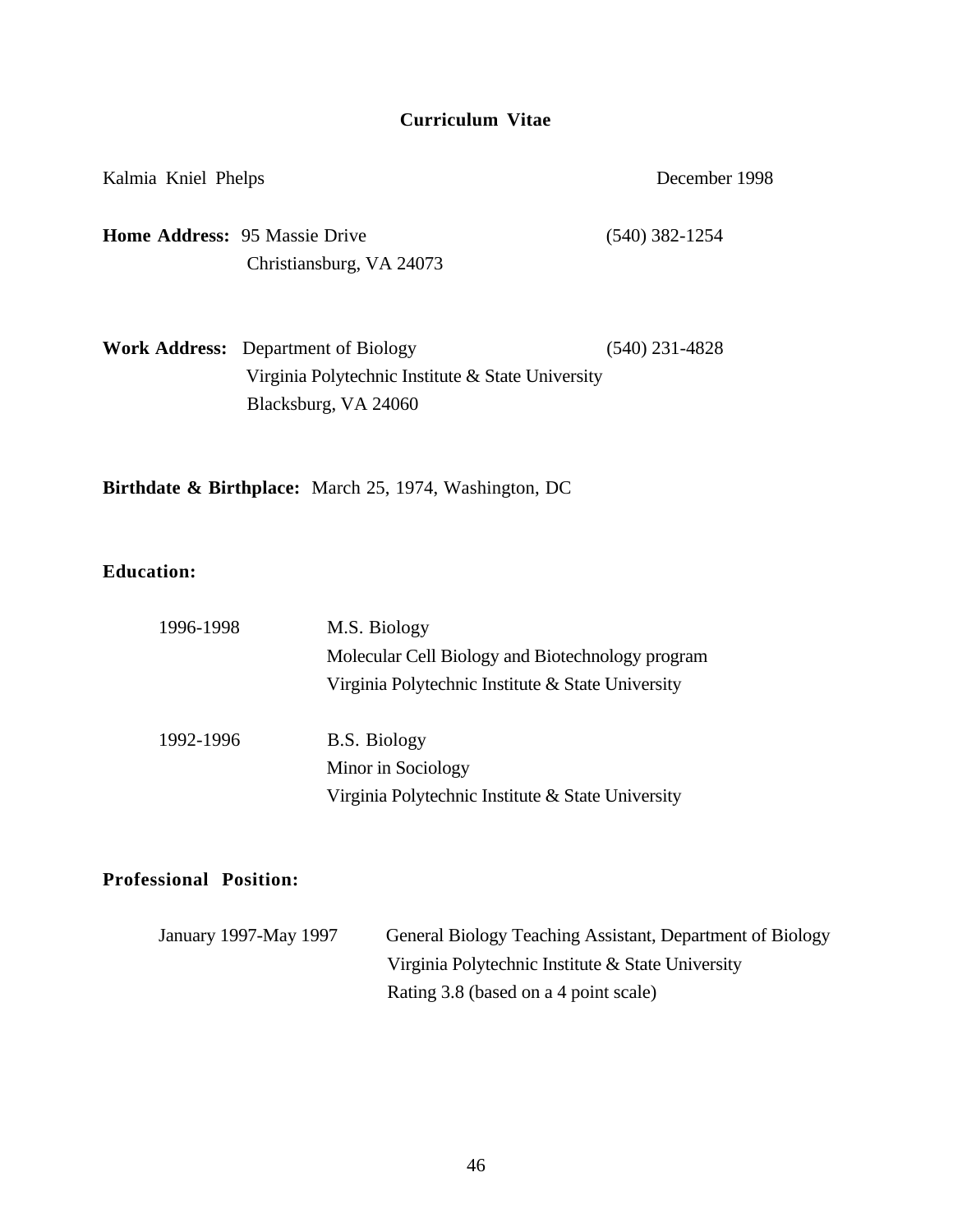# Curriculum Vitae

Kalmia Kniel Phelps — December 1998

**Home Address:** 95 Massie Drive
Christiansburg, VA 24073
(540) 382-1254

**Work Address:** Department of Biology
Virginia Polytechnic Institute & State University
Blacksburg, VA 24060
(540) 231-4828

**Birthdate & Birthplace:** March 25, 1974, Washington, DC

**Education:**

| | |
|---|---|
| 1996-1998 | M.S. Biology<br>Molecular Cell Biology and Biotechnology program<br>Virginia Polytechnic Institute & State University |
| 1992-1996 | B.S. Biology<br>Minor in Sociology<br>Virginia Polytechnic Institute & State University |

**Professional Position:**

| | |
|---|---|
| January 1997-May 1997 | General Biology Teaching Assistant, Department of Biology<br>Virginia Polytechnic Institute & State University<br>Rating 3.8 (based on a 4 point scale) |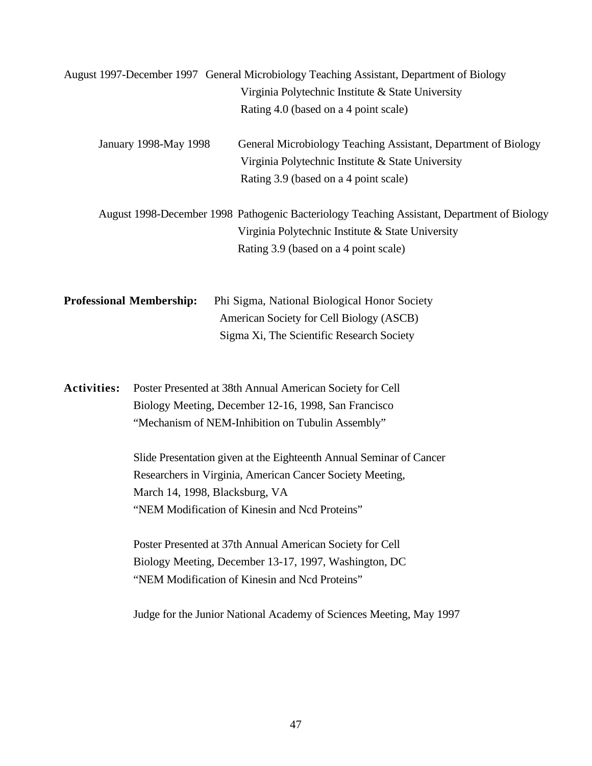August 1997-December 1997 General Microbiology Teaching Assistant, Department of Biology
Virginia Polytechnic Institute & State University
Rating 4.0 (based on a 4 point scale)

January 1998-May 1998 General Microbiology Teaching Assistant, Department of Biology
Virginia Polytechnic Institute & State University
Rating 3.9 (based on a 4 point scale)

August 1998-December 1998 Pathogenic Bacteriology Teaching Assistant, Department of Biology
Virginia Polytechnic Institute & State University
Rating 3.9 (based on a 4 point scale)

**Professional Membership:** Phi Sigma, National Biological Honor Society
American Society for Cell Biology (ASCB)
Sigma Xi, The Scientific Research Society

**Activities:** Poster Presented at 38th Annual American Society for Cell Biology Meeting, December 12-16, 1998, San Francisco
"Mechanism of NEM-Inhibition on Tubulin Assembly"

Slide Presentation given at the Eighteenth Annual Seminar of Cancer Researchers in Virginia, American Cancer Society Meeting, March 14, 1998, Blacksburg, VA
"NEM Modification of Kinesin and Ncd Proteins"

Poster Presented at 37th Annual American Society for Cell Biology Meeting, December 13-17, 1997, Washington, DC
"NEM Modification of Kinesin and Ncd Proteins"

Judge for the Junior National Academy of Sciences Meeting, May 1997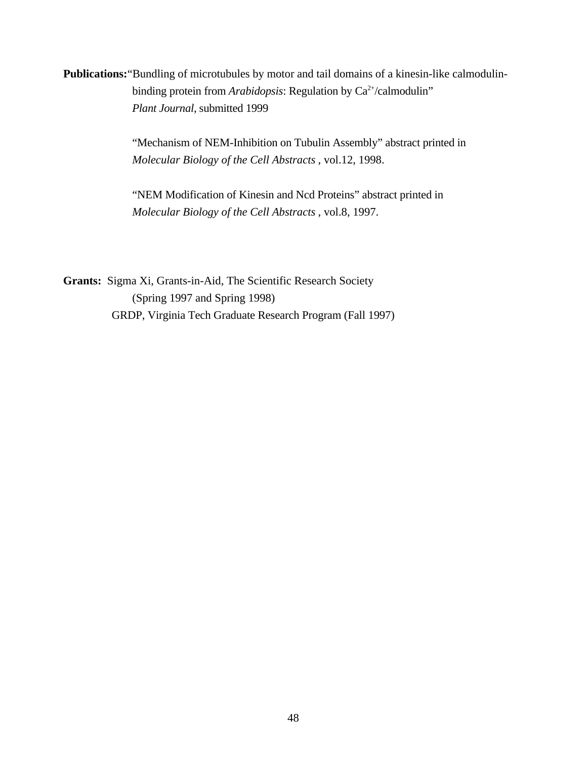**Publications:** "Bundling of microtubules by motor and tail domains of a kinesin-like calmodulin-binding protein from *Arabidopsis*: Regulation by $Ca^{2+}$/calmodulin"
*Plant Journal*, submitted 1999

"Mechanism of NEM-Inhibition on Tubulin Assembly" abstract printed in
*Molecular Biology of the Cell Abstracts* , vol.12, 1998.

"NEM Modification of Kinesin and Ncd Proteins" abstract printed in
*Molecular Biology of the Cell Abstracts* , vol.8, 1997.

**Grants:** Sigma Xi, Grants-in-Aid, The Scientific Research Society
(Spring 1997 and Spring 1998)
GRDP, Virginia Tech Graduate Research Program (Fall 1997)